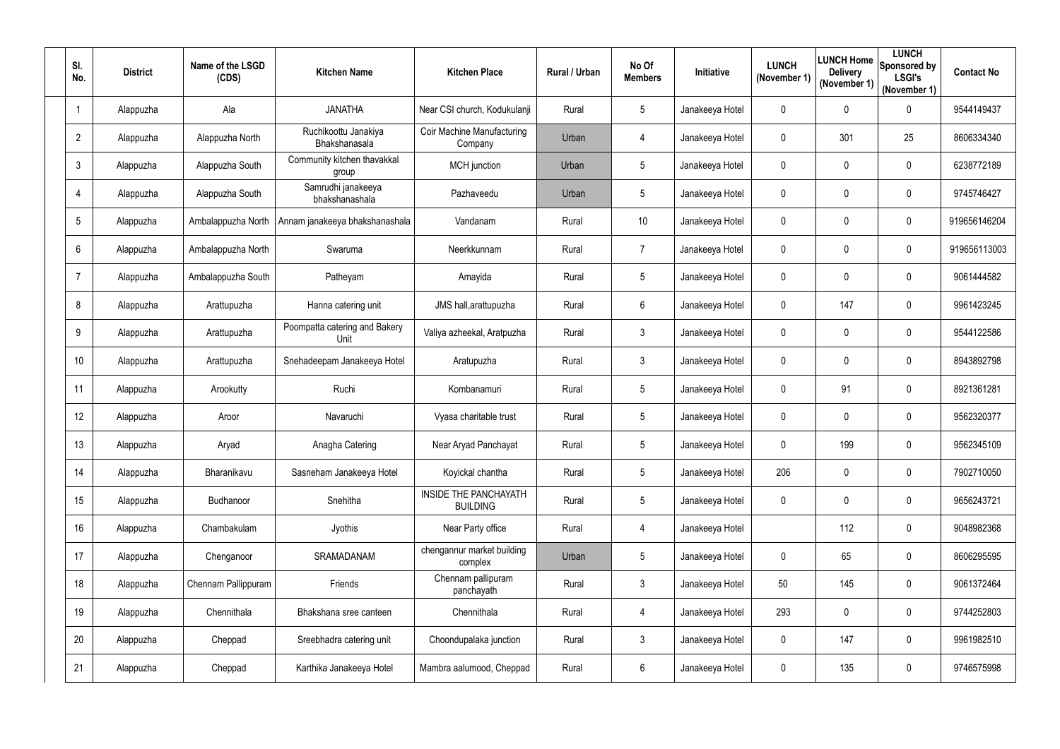| Sl. No. | District | Name of the LSGD (CDS) | Kitchen Name | Kitchen Place | Rural / Urban | No Of Members | Initiative | LUNCH (November 1) | LUNCH Home Delivery (November 1) | LUNCH Sponsored by LSGI's (November 1) | Contact No |
|---|---|---|---|---|---|---|---|---|---|---|---|
| 1 | Alappuzha | Ala | JANATHA | Near CSI church, Kodukulanji | Rural | 5 | Janakeeya Hotel | 0 | 0 | 0 | 9544149437 |
| 2 | Alappuzha | Alappuzha North | Ruchikoottu Janakiya Bhakshanasala | Coir Machine Manufacturing Company | Urban | 4 | Janakeeya Hotel | 0 | 301 | 25 | 8606334340 |
| 3 | Alappuzha | Alappuzha South | Community kitchen thavakkal group | MCH junction | Urban | 5 | Janakeeya Hotel | 0 | 0 | 0 | 6238772189 |
| 4 | Alappuzha | Alappuzha South | Samrudhi janakeeya bhakshanashala | Pazhaveedu | Urban | 5 | Janakeeya Hotel | 0 | 0 | 0 | 9745746427 |
| 5 | Alappuzha | Ambalappuzha North | Annam janakeeya bhakshanashala | Vandanam | Rural | 10 | Janakeeya Hotel | 0 | 0 | 0 | 919656146204 |
| 6 | Alappuzha | Ambalappuzha North | Swaruma | Neerkkunnam | Rural | 7 | Janakeeya Hotel | 0 | 0 | 0 | 919656113003 |
| 7 | Alappuzha | Ambalappuzha South | Patheyam | Amayida | Rural | 5 | Janakeeya Hotel | 0 | 0 | 0 | 9061444582 |
| 8 | Alappuzha | Arattupuzha | Hanna catering unit | JMS hall,arattupuzha | Rural | 6 | Janakeeya Hotel | 0 | 147 | 0 | 9961423245 |
| 9 | Alappuzha | Arattupuzha | Poompatta catering and Bakery Unit | Valiya azheekal, Aratpuzha | Rural | 3 | Janakeeya Hotel | 0 | 0 | 0 | 9544122586 |
| 10 | Alappuzha | Arattupuzha | Snehadeepam Janakeeya Hotel | Aratupuzha | Rural | 3 | Janakeeya Hotel | 0 | 0 | 0 | 8943892798 |
| 11 | Alappuzha | Arookutty | Ruchi | Kombanamuri | Rural | 5 | Janakeeya Hotel | 0 | 91 | 0 | 8921361281 |
| 12 | Alappuzha | Aroor | Navaruchi | Vyasa charitable trust | Rural | 5 | Janakeeya Hotel | 0 | 0 | 0 | 9562320377 |
| 13 | Alappuzha | Aryad | Anagha Catering | Near Aryad Panchayat | Rural | 5 | Janakeeya Hotel | 0 | 199 | 0 | 9562345109 |
| 14 | Alappuzha | Bharanikavu | Sasneham Janakeeya Hotel | Koyickal chantha | Rural | 5 | Janakeeya Hotel | 206 | 0 | 0 | 7902710050 |
| 15 | Alappuzha | Budhanoor | Snehitha | INSIDE THE PANCHAYATH BUILDING | Rural | 5 | Janakeeya Hotel | 0 | 0 | 0 | 9656243721 |
| 16 | Alappuzha | Chambakulam | Jyothis | Near Party office | Rural | 4 | Janakeeya Hotel | | 112 | 0 | 9048982368 |
| 17 | Alappuzha | Chenganoor | SRAMADANAM | chengannur market building complex | Urban | 5 | Janakeeya Hotel | 0 | 65 | 0 | 8606295595 |
| 18 | Alappuzha | Chennam Pallippuram | Friends | Chennam pallipuram panchayath | Rural | 3 | Janakeeya Hotel | 50 | 145 | 0 | 9061372464 |
| 19 | Alappuzha | Chennithala | Bhakshana sree canteen | Chennithala | Rural | 4 | Janakeeya Hotel | 293 | 0 | 0 | 9744252803 |
| 20 | Alappuzha | Cheppad | Sreebhadra catering unit | Choondupalaka junction | Rural | 3 | Janakeeya Hotel | 0 | 147 | 0 | 9961982510 |
| 21 | Alappuzha | Cheppad | Karthika Janakeeya Hotel | Mambra aalumood, Cheppad | Rural | 6 | Janakeeya Hotel | 0 | 135 | 0 | 9746575998 |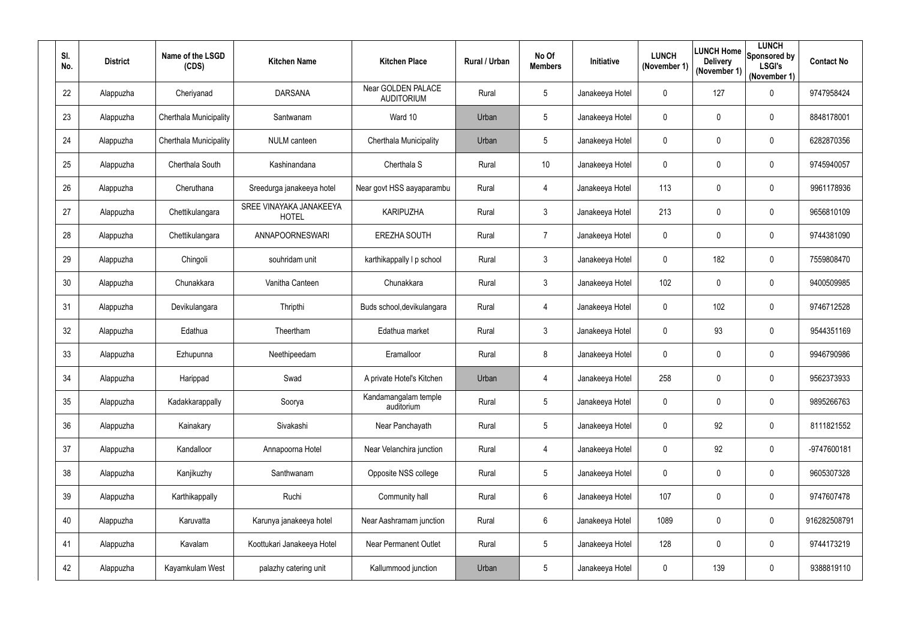| Sl. No. | District | Name of the LSGD (CDS) | Kitchen Name | Kitchen Place | Rural / Urban | No Of Members | Initiative | LUNCH (November 1) | LUNCH Home Delivery (November 1) | LUNCH Sponsored by LSGI's (November 1) | Contact No |
|---|---|---|---|---|---|---|---|---|---|---|---|
| 22 | Alappuzha | Cheriyanad | DARSANA | Near GOLDEN PALACE AUDITORIUM | Rural | 5 | Janakeeya Hotel | 0 | 127 | 0 | 9747958424 |
| 23 | Alappuzha | Cherthala Municipality | Santwanam | Ward 10 | Urban | 5 | Janakeeya Hotel | 0 | 0 | 0 | 8848178001 |
| 24 | Alappuzha | Cherthala Municipality | NULM canteen | Cherthala Municipality | Urban | 5 | Janakeeya Hotel | 0 | 0 | 0 | 6282870356 |
| 25 | Alappuzha | Cherthala South | Kashinandana | Cherthala S | Rural | 10 | Janakeeya Hotel | 0 | 0 | 0 | 9745940057 |
| 26 | Alappuzha | Cheruthana | Sreedurga janakeeya hotel | Near govt HSS aayaparambu | Rural | 4 | Janakeeya Hotel | 113 | 0 | 0 | 9961178936 |
| 27 | Alappuzha | Chettikulangara | SREE VINAYAKA JANAKEEYA HOTEL | KARIPUZHA | Rural | 3 | Janakeeya Hotel | 213 | 0 | 0 | 9656810109 |
| 28 | Alappuzha | Chettikulangara | ANNAPOORNESWARI | EREZHA SOUTH | Rural | 7 | Janakeeya Hotel | 0 | 0 | 0 | 9744381090 |
| 29 | Alappuzha | Chingoli | souhridam unit | karthikappally l p school | Rural | 3 | Janakeeya Hotel | 0 | 182 | 0 | 7559808470 |
| 30 | Alappuzha | Chunakkara | Vanitha Canteen | Chunakkara | Rural | 3 | Janakeeya Hotel | 102 | 0 | 0 | 9400509985 |
| 31 | Alappuzha | Devikulangara | Thripthi | Buds school,devikulangara | Rural | 4 | Janakeeya Hotel | 0 | 102 | 0 | 9746712528 |
| 32 | Alappuzha | Edathua | Theertham | Edathua market | Rural | 3 | Janakeeya Hotel | 0 | 93 | 0 | 9544351169 |
| 33 | Alappuzha | Ezhupunna | Neethipeedam | Eramalloor | Rural | 8 | Janakeeya Hotel | 0 | 0 | 0 | 9946790986 |
| 34 | Alappuzha | Harippad | Swad | A private Hotel's Kitchen | Urban | 4 | Janakeeya Hotel | 258 | 0 | 0 | 9562373933 |
| 35 | Alappuzha | Kadakkarappally | Soorya | Kandamangalam temple auditorium | Rural | 5 | Janakeeya Hotel | 0 | 0 | 0 | 9895266763 |
| 36 | Alappuzha | Kainakary | Sivakashi | Near Panchayath | Rural | 5 | Janakeeya Hotel | 0 | 92 | 0 | 8111821552 |
| 37 | Alappuzha | Kandalloor | Annapoorna Hotel | Near Velanchira junction | Rural | 4 | Janakeeya Hotel | 0 | 92 | 0 | -9747600181 |
| 38 | Alappuzha | Kanjikuzhy | Santhwanam | Opposite NSS college | Rural | 5 | Janakeeya Hotel | 0 | 0 | 0 | 9605307328 |
| 39 | Alappuzha | Karthikappally | Ruchi | Community hall | Rural | 6 | Janakeeya Hotel | 107 | 0 | 0 | 9747607478 |
| 40 | Alappuzha | Karuvatta | Karunya janakeeya hotel | Near Aashramam junction | Rural | 6 | Janakeeya Hotel | 1089 | 0 | 0 | 916282508791 |
| 41 | Alappuzha | Kavalam | Koottukari Janakeeya Hotel | Near Permanent Outlet | Rural | 5 | Janakeeya Hotel | 128 | 0 | 0 | 9744173219 |
| 42 | Alappuzha | Kayamkulam West | palazhy catering unit | Kallummood junction | Urban | 5 | Janakeeya Hotel | 0 | 139 | 0 | 9388819110 |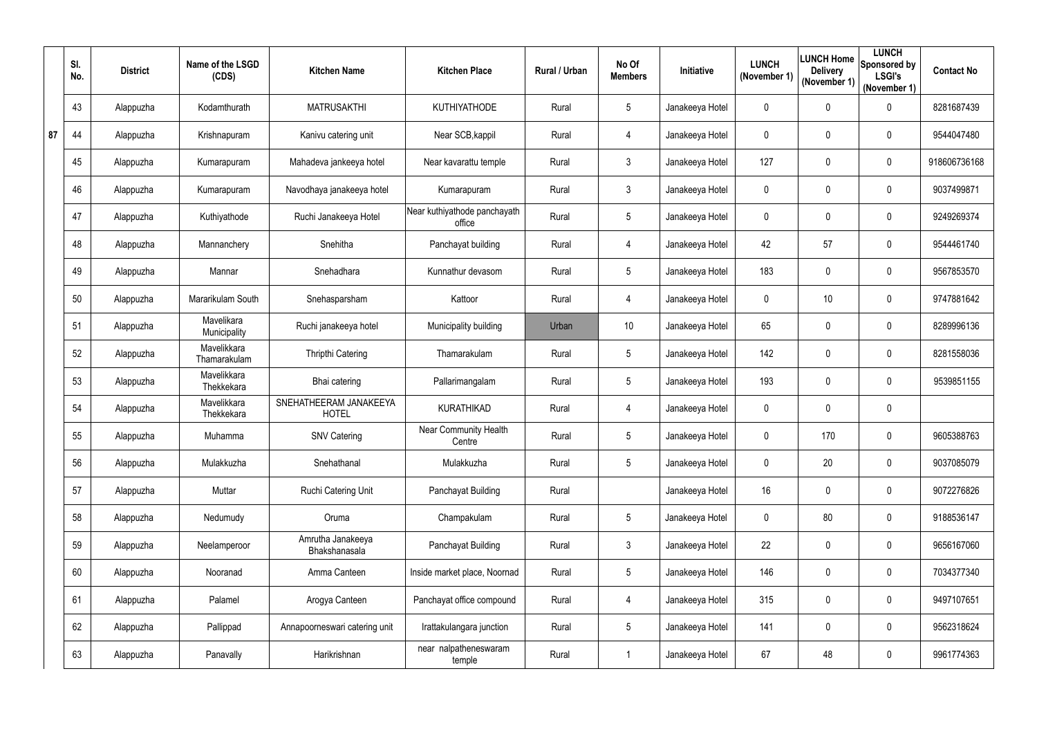| | Sl. No. | District | Name of the LSGD (CDS) | Kitchen Name | Kitchen Place | Rural / Urban | No Of Members | Initiative | LUNCH (November 1) | LUNCH Home Delivery (November 1) | LUNCH Sponsored by LSGI's (November 1) | Contact No |
|---|---|---|---|---|---|---|---|---|---|---|---|---|
| | 43 | Alappuzha | Kodamthurath | MATRUSAKTHI | KUTHIYATHODE | Rural | 5 | Janakeeya Hotel | 0 | 0 | 0 | 8281687439 |
| 87 | 44 | Alappuzha | Krishnapuram | Kanivu catering unit | Near SCB,kappil | Rural | 4 | Janakeeya Hotel | 0 | 0 | 0 | 9544047480 |
| | 45 | Alappuzha | Kumarapuram | Mahadeva jankeeya hotel | Near kavarattu temple | Rural | 3 | Janakeeya Hotel | 127 | 0 | 0 | 918606736168 |
| | 46 | Alappuzha | Kumarapuram | Navodhaya janakeeya hotel | Kumarapuram | Rural | 3 | Janakeeya Hotel | 0 | 0 | 0 | 9037499871 |
| | 47 | Alappuzha | Kuthiyathode | Ruchi Janakeeya Hotel | Near kuthiyathode panchayath office | Rural | 5 | Janakeeya Hotel | 0 | 0 | 0 | 9249269374 |
| | 48 | Alappuzha | Mannanchery | Snehitha | Panchayat building | Rural | 4 | Janakeeya Hotel | 42 | 57 | 0 | 9544461740 |
| | 49 | Alappuzha | Mannar | Snehadhara | Kunnathur devasom | Rural | 5 | Janakeeya Hotel | 183 | 0 | 0 | 9567853570 |
| | 50 | Alappuzha | Mararikulam South | Snehasparsham | Kattoor | Rural | 4 | Janakeeya Hotel | 0 | 10 | 0 | 9747881642 |
| | 51 | Alappuzha | Mavelikara Municipality | Ruchi janakeeya hotel | Municipality building | Urban | 10 | Janakeeya Hotel | 65 | 0 | 0 | 8289996136 |
| | 52 | Alappuzha | Mavelikkara Thamarakulam | Thripthi Catering | Thamarakulam | Rural | 5 | Janakeeya Hotel | 142 | 0 | 0 | 8281558036 |
| | 53 | Alappuzha | Mavelikkara Thekkekara | Bhai catering | Pallarimangalam | Rural | 5 | Janakeeya Hotel | 193 | 0 | 0 | 9539851155 |
| | 54 | Alappuzha | Mavelikkara Thekkekara | SNEHATHEERAM JANAKEEYA HOTEL | KURATHIKAD | Rural | 4 | Janakeeya Hotel | 0 | 0 | 0 | |
| | 55 | Alappuzha | Muhamma | SNV Catering | Near Community Health Centre | Rural | 5 | Janakeeya Hotel | 0 | 170 | 0 | 9605388763 |
| | 56 | Alappuzha | Mulakkuzha | Snehathanal | Mulakkuzha | Rural | 5 | Janakeeya Hotel | 0 | 20 | 0 | 9037085079 |
| | 57 | Alappuzha | Muttar | Ruchi Catering Unit | Panchayat Building | Rural | | Janakeeya Hotel | 16 | 0 | 0 | 9072276826 |
| | 58 | Alappuzha | Nedumudy | Oruma | Champakulam | Rural | 5 | Janakeeya Hotel | 0 | 80 | 0 | 9188536147 |
| | 59 | Alappuzha | Neelamperoor | Amrutha Janakeeya Bhakshanasala | Panchayat Building | Rural | 3 | Janakeeya Hotel | 22 | 0 | 0 | 9656167060 |
| | 60 | Alappuzha | Nooranad | Amma Canteen | Inside market place, Noornad | Rural | 5 | Janakeeya Hotel | 146 | 0 | 0 | 7034377340 |
| | 61 | Alappuzha | Palamel | Arogya Canteen | Panchayat office compound | Rural | 4 | Janakeeya Hotel | 315 | 0 | 0 | 9497107651 |
| | 62 | Alappuzha | Pallippad | Annapoorneswari catering unit | Irattakulangara junction | Rural | 5 | Janakeeya Hotel | 141 | 0 | 0 | 9562318624 |
| | 63 | Alappuzha | Panavally | Harikrishnan | near nalpatheneswaram temple | Rural | 1 | Janakeeya Hotel | 67 | 48 | 0 | 9961774363 |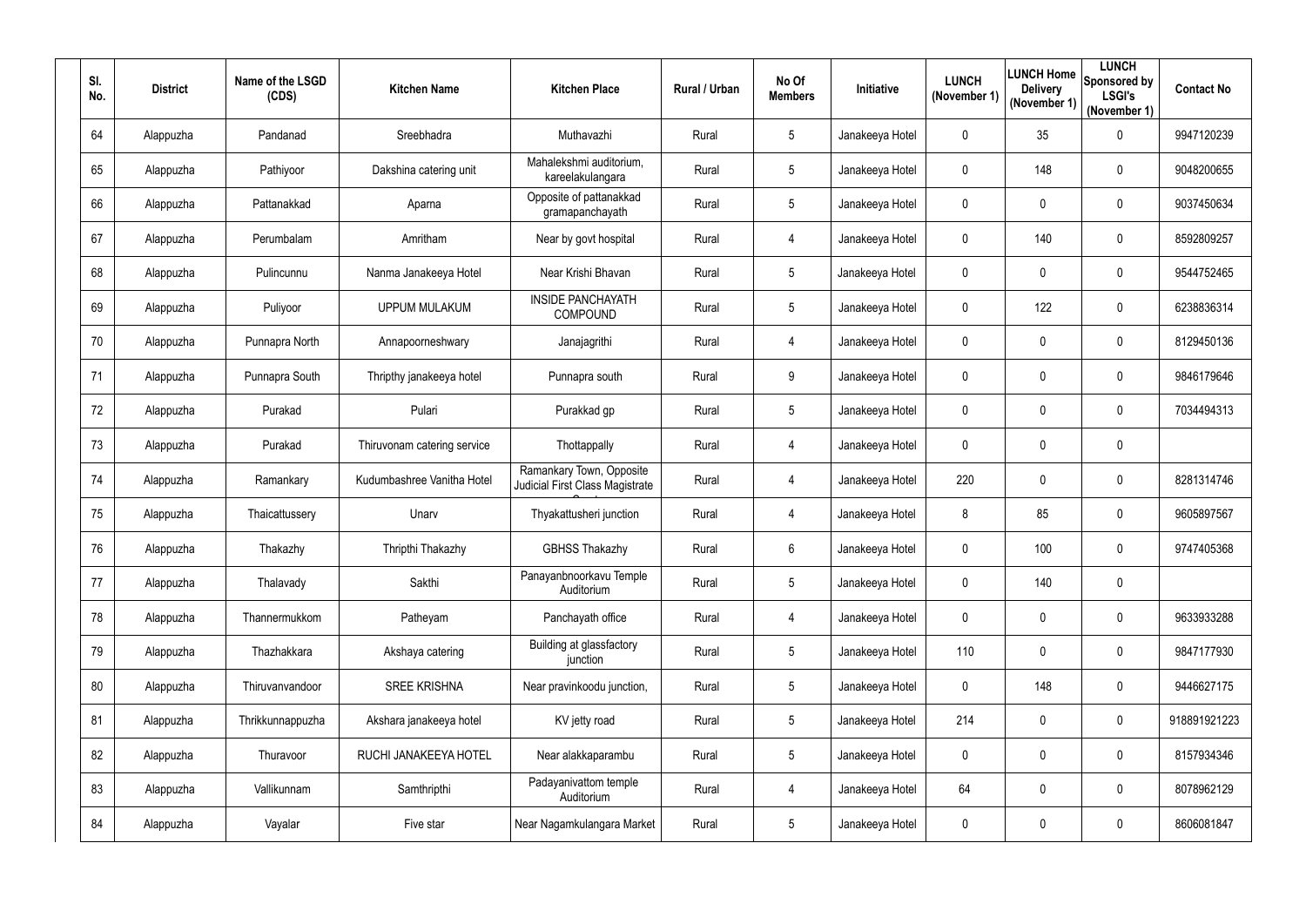| Sl. No. | District | Name of the LSGD (CDS) | Kitchen Name | Kitchen Place | Rural / Urban | No Of Members | Initiative | LUNCH (November 1) | LUNCH Home Delivery (November 1) | LUNCH Sponsored by LSGI's (November 1) | Contact No |
|---|---|---|---|---|---|---|---|---|---|---|---|
| 64 | Alappuzha | Pandanad | Sreebhadra | Muthavazhi | Rural | 5 | Janakeeya Hotel | 0 | 35 | 0 | 9947120239 |
| 65 | Alappuzha | Pathiyoor | Dakshina catering unit | Mahalekshmi auditorium, kareelakulangara | Rural | 5 | Janakeeya Hotel | 0 | 148 | 0 | 9048200655 |
| 66 | Alappuzha | Pattanakkad | Aparna | Opposite of pattanakkad gramapanchayath | Rural | 5 | Janakeeya Hotel | 0 | 0 | 0 | 9037450634 |
| 67 | Alappuzha | Perumbalam | Amritham | Near by govt hospital | Rural | 4 | Janakeeya Hotel | 0 | 140 | 0 | 8592809257 |
| 68 | Alappuzha | Pulincunnu | Nanma Janakeeya Hotel | Near Krishi Bhavan | Rural | 5 | Janakeeya Hotel | 0 | 0 | 0 | 9544752465 |
| 69 | Alappuzha | Puliyoor | UPPUM MULAKUM | INSIDE PANCHAYATH COMPOUND | Rural | 5 | Janakeeya Hotel | 0 | 122 | 0 | 6238836314 |
| 70 | Alappuzha | Punnapra North | Annapoorneshwary | Janajagrithi | Rural | 4 | Janakeeya Hotel | 0 | 0 | 0 | 8129450136 |
| 71 | Alappuzha | Punnapra South | Thripthy janakeeya hotel | Punnapra south | Rural | 9 | Janakeeya Hotel | 0 | 0 | 0 | 9846179646 |
| 72 | Alappuzha | Purakad | Pulari | Purakkad gp | Rural | 5 | Janakeeya Hotel | 0 | 0 | 0 | 7034494313 |
| 73 | Alappuzha | Purakad | Thiruvonam catering service | Thottappally | Rural | 4 | Janakeeya Hotel | 0 | 0 | 0 | |
| 74 | Alappuzha | Ramankary | Kudumbashree Vanitha Hotel | Ramankary Town, Opposite Judicial First Class Magistrate Court | Rural | 4 | Janakeeya Hotel | 220 | 0 | 0 | 8281314746 |
| 75 | Alappuzha | Thaicattussery | Unarv | Thyakattusheri junction | Rural | 4 | Janakeeya Hotel | 8 | 85 | 0 | 9605897567 |
| 76 | Alappuzha | Thakazhy | Thripthi Thakazhy | GBHSS Thakazhy | Rural | 6 | Janakeeya Hotel | 0 | 100 | 0 | 9747405368 |
| 77 | Alappuzha | Thalavady | Sakthi | Panayanbnoorkavu Temple Auditorium | Rural | 5 | Janakeeya Hotel | 0 | 140 | 0 | |
| 78 | Alappuzha | Thannermukkom | Patheyam | Panchayath office | Rural | 4 | Janakeeya Hotel | 0 | 0 | 0 | 9633933288 |
| 79 | Alappuzha | Thazhakkara | Akshaya catering | Building at glassfactory junction | Rural | 5 | Janakeeya Hotel | 110 | 0 | 0 | 9847177930 |
| 80 | Alappuzha | Thiruvanvandoor | SREE KRISHNA | Near pravinkoodu junction, | Rural | 5 | Janakeeya Hotel | 0 | 148 | 0 | 9446627175 |
| 81 | Alappuzha | Thrikkunnappuzha | Akshara janakeeya hotel | KV jetty road | Rural | 5 | Janakeeya Hotel | 214 | 0 | 0 | 918891921223 |
| 82 | Alappuzha | Thuravoor | RUCHI JANAKEEYA HOTEL | Near alakkaparambu | Rural | 5 | Janakeeya Hotel | 0 | 0 | 0 | 8157934346 |
| 83 | Alappuzha | Vallikunnam | Samthripthi | Padayanivattom temple Auditorium | Rural | 4 | Janakeeya Hotel | 64 | 0 | 0 | 8078962129 |
| 84 | Alappuzha | Vayalar | Five star | Near Nagamkulangara Market | Rural | 5 | Janakeeya Hotel | 0 | 0 | 0 | 8606081847 |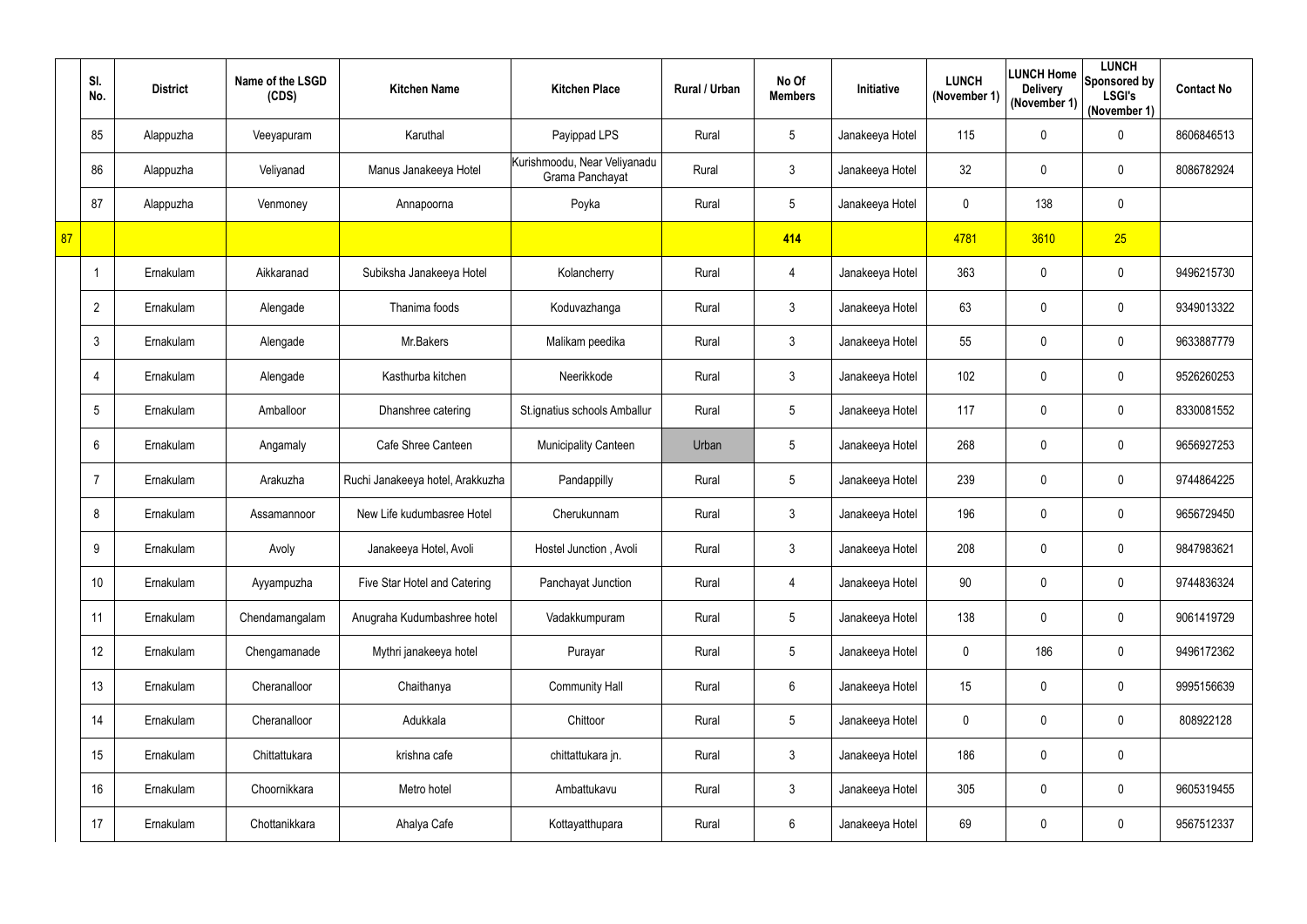| | Sl. No. | District | Name of the LSGD (CDS) | Kitchen Name | Kitchen Place | Rural / Urban | No Of Members | Initiative | LUNCH (November 1) | LUNCH Home Delivery (November 1) | LUNCH Sponsored by LSGI's (November 1) | Contact No |
|---|---|---|---|---|---|---|---|---|---|---|---|---|
| | 85 | Alappuzha | Veeyapuram | Karuthal | Payippad LPS | Rural | 5 | Janakeeya Hotel | 115 | 0 | 0 | 8606846513 |
| | 86 | Alappuzha | Veliyanad | Manus Janakeeya Hotel | Kurishmoodu, Near Veliyanadu Grama Panchayat | Rural | 3 | Janakeeya Hotel | 32 | 0 | 0 | 8086782924 |
| | 87 | Alappuzha | Venmoney | Annapoorna | Poyka | Rural | 5 | Janakeeya Hotel | 0 | 138 | 0 | |
| 87 | | | | | | | 414 | | 4781 | 3610 | 25 | |
| | 1 | Ernakulam | Aikkaranad | Subiksha Janakeeya Hotel | Kolancherry | Rural | 4 | Janakeeya Hotel | 363 | 0 | 0 | 9496215730 |
| | 2 | Ernakulam | Alengade | Thanima foods | Koduvazhanga | Rural | 3 | Janakeeya Hotel | 63 | 0 | 0 | 9349013322 |
| | 3 | Ernakulam | Alengade | Mr.Bakers | Malikam peedika | Rural | 3 | Janakeeya Hotel | 55 | 0 | 0 | 9633887779 |
| | 4 | Ernakulam | Alengade | Kasthurba kitchen | Neerikkode | Rural | 3 | Janakeeya Hotel | 102 | 0 | 0 | 9526260253 |
| | 5 | Ernakulam | Amballoor | Dhanshree catering | St.ignatius schools Amballur | Rural | 5 | Janakeeya Hotel | 117 | 0 | 0 | 8330081552 |
| | 6 | Ernakulam | Angamaly | Cafe Shree Canteen | Municipality Canteen | Urban | 5 | Janakeeya Hotel | 268 | 0 | 0 | 9656927253 |
| | 7 | Ernakulam | Arakuzha | Ruchi Janakeeya hotel, Arakkuzha | Pandappilly | Rural | 5 | Janakeeya Hotel | 239 | 0 | 0 | 9744864225 |
| | 8 | Ernakulam | Assamannoor | New Life kudumbasree Hotel | Cherukunnam | Rural | 3 | Janakeeya Hotel | 196 | 0 | 0 | 9656729450 |
| | 9 | Ernakulam | Avoly | Janakeeya Hotel, Avoli | Hostel Junction , Avoli | Rural | 3 | Janakeeya Hotel | 208 | 0 | 0 | 9847983621 |
| | 10 | Ernakulam | Ayyampuzha | Five Star Hotel and Catering | Panchayat Junction | Rural | 4 | Janakeeya Hotel | 90 | 0 | 0 | 9744836324 |
| | 11 | Ernakulam | Chendamangalam | Anugraha Kudumbashree hotel | Vadakkumpuram | Rural | 5 | Janakeeya Hotel | 138 | 0 | 0 | 9061419729 |
| | 12 | Ernakulam | Chengamanade | Mythri janakeeya hotel | Purayar | Rural | 5 | Janakeeya Hotel | 0 | 186 | 0 | 9496172362 |
| | 13 | Ernakulam | Cheranalloor | Chaithanya | Community Hall | Rural | 6 | Janakeeya Hotel | 15 | 0 | 0 | 9995156639 |
| | 14 | Ernakulam | Cheranalloor | Adukkala | Chittoor | Rural | 5 | Janakeeya Hotel | 0 | 0 | 0 | 808922128 |
| | 15 | Ernakulam | Chittattukara | krishna cafe | chittattukara jn. | Rural | 3 | Janakeeya Hotel | 186 | 0 | 0 | |
| | 16 | Ernakulam | Choornikkara | Metro hotel | Ambattukavu | Rural | 3 | Janakeeya Hotel | 305 | 0 | 0 | 9605319455 |
| | 17 | Ernakulam | Chottanikkara | Ahalya Cafe | Kottayatthupara | Rural | 6 | Janakeeya Hotel | 69 | 0 | 0 | 9567512337 |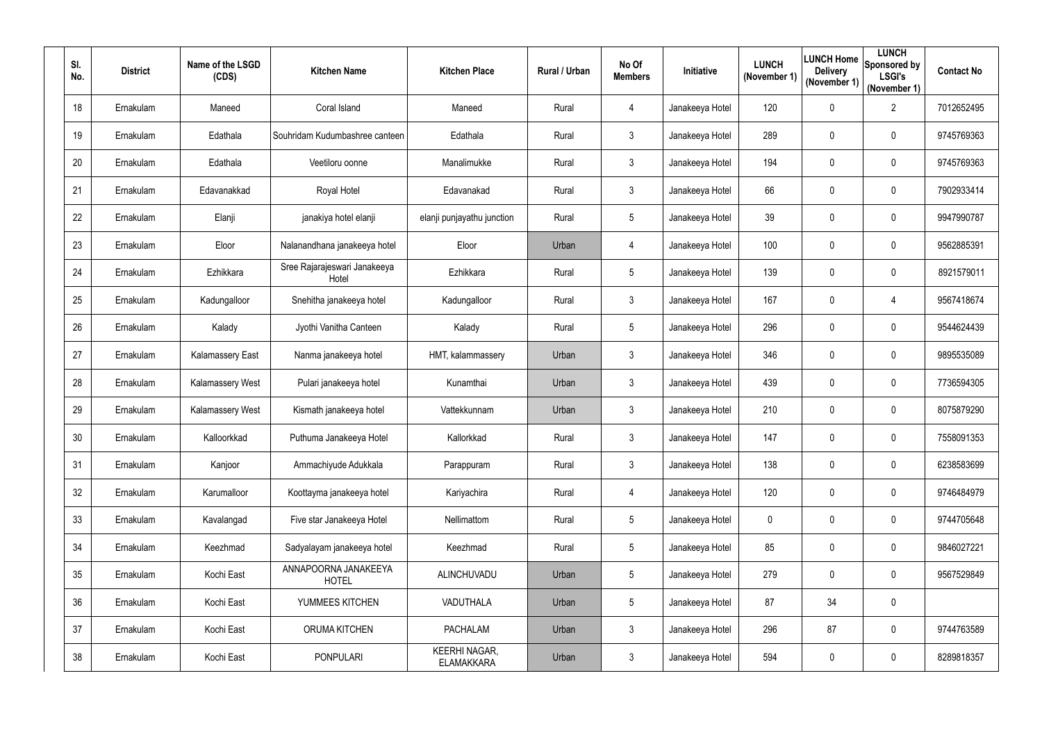| Sl. No. | District | Name of the LSGD (CDS) | Kitchen Name | Kitchen Place | Rural / Urban | No Of Members | Initiative | LUNCH (November 1) | LUNCH Home Delivery (November 1) | LUNCH Sponsored by LSGI's (November 1) | Contact No |
|---|---|---|---|---|---|---|---|---|---|---|---|
| 18 | Ernakulam | Maneed | Coral Island | Maneed | Rural | 4 | Janakeeya Hotel | 120 | 0 | 2 | 7012652495 |
| 19 | Ernakulam | Edathala | Souhridam Kudumbashree canteen | Edathala | Rural | 3 | Janakeeya Hotel | 289 | 0 | 0 | 9745769363 |
| 20 | Ernakulam | Edathala | Veetiloru oonne | Manalimukke | Rural | 3 | Janakeeya Hotel | 194 | 0 | 0 | 9745769363 |
| 21 | Ernakulam | Edavanakkad | Royal Hotel | Edavanakad | Rural | 3 | Janakeeya Hotel | 66 | 0 | 0 | 7902933414 |
| 22 | Ernakulam | Elanji | janakiya hotel elanji | elanji punjayathu junction | Rural | 5 | Janakeeya Hotel | 39 | 0 | 0 | 9947990787 |
| 23 | Ernakulam | Eloor | Nalanandhana janakeeya hotel | Eloor | Urban | 4 | Janakeeya Hotel | 100 | 0 | 0 | 9562885391 |
| 24 | Ernakulam | Ezhikkara | Sree Rajarajeswari Janakeeya Hotel | Ezhikkara | Rural | 5 | Janakeeya Hotel | 139 | 0 | 0 | 8921579011 |
| 25 | Ernakulam | Kadungalloor | Snehitha janakeeya hotel | Kadungalloor | Rural | 3 | Janakeeya Hotel | 167 | 0 | 4 | 9567418674 |
| 26 | Ernakulam | Kalady | Jyothi Vanitha Canteen | Kalady | Rural | 5 | Janakeeya Hotel | 296 | 0 | 0 | 9544624439 |
| 27 | Ernakulam | Kalamassery East | Nanma janakeeya hotel | HMT, kalammassery | Urban | 3 | Janakeeya Hotel | 346 | 0 | 0 | 9895535089 |
| 28 | Ernakulam | Kalamassery West | Pulari janakeeya hotel | Kunamthai | Urban | 3 | Janakeeya Hotel | 439 | 0 | 0 | 7736594305 |
| 29 | Ernakulam | Kalamassery West | Kismath janakeeya hotel | Vattekkunnam | Urban | 3 | Janakeeya Hotel | 210 | 0 | 0 | 8075879290 |
| 30 | Ernakulam | Kalloorkkad | Puthuma Janakeeya Hotel | Kallorkkad | Rural | 3 | Janakeeya Hotel | 147 | 0 | 0 | 7558091353 |
| 31 | Ernakulam | Kanjoor | Ammachiyude Adukkala | Parappuram | Rural | 3 | Janakeeya Hotel | 138 | 0 | 0 | 6238583699 |
| 32 | Ernakulam | Karumalloor | Koottayma janakeeya hotel | Kariyachira | Rural | 4 | Janakeeya Hotel | 120 | 0 | 0 | 9746484979 |
| 33 | Ernakulam | Kavalangad | Five star Janakeeya Hotel | Nellimattom | Rural | 5 | Janakeeya Hotel | 0 | 0 | 0 | 9744705648 |
| 34 | Ernakulam | Keezhmad | Sadyalayam janakeeya hotel | Keezhmad | Rural | 5 | Janakeeya Hotel | 85 | 0 | 0 | 9846027221 |
| 35 | Ernakulam | Kochi East | ANNAPOORNA JANAKEEYA HOTEL | ALINCHUVADU | Urban | 5 | Janakeeya Hotel | 279 | 0 | 0 | 9567529849 |
| 36 | Ernakulam | Kochi East | YUMMEES KITCHEN | VADUTHALA | Urban | 5 | Janakeeya Hotel | 87 | 34 | 0 | |
| 37 | Ernakulam | Kochi East | ORUMA KITCHEN | PACHALAM | Urban | 3 | Janakeeya Hotel | 296 | 87 | 0 | 9744763589 |
| 38 | Ernakulam | Kochi East | PONPULARI | KEERHI NAGAR, ELAMAKKARA | Urban | 3 | Janakeeya Hotel | 594 | 0 | 0 | 8289818357 |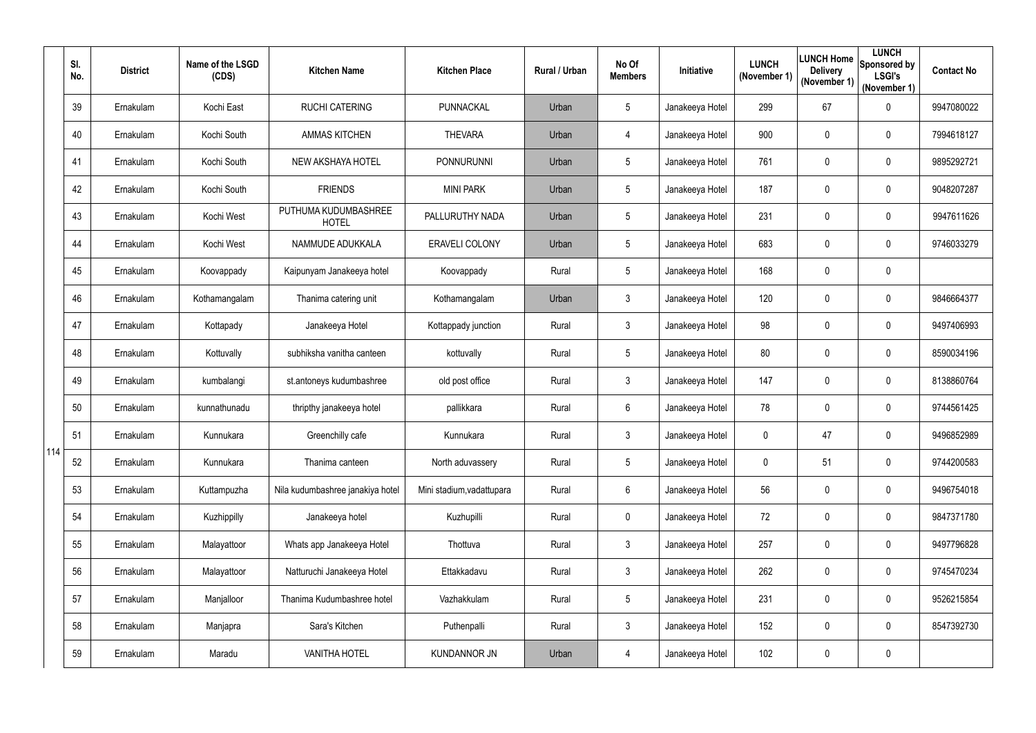| Sl. No. | District | Name of the LSGD (CDS) | Kitchen Name | Kitchen Place | Rural / Urban | No Of Members | Initiative | LUNCH (November 1) | LUNCH Home Delivery (November 1) | LUNCH Sponsored by LSGI's (November 1) | Contact No |
|---|---|---|---|---|---|---|---|---|---|---|---|
| 39 | Ernakulam | Kochi East | RUCHI CATERING | PUNNACKAL | Urban | 5 | Janakeeya Hotel | 299 | 67 | 0 | 9947080022 |
| 40 | Ernakulam | Kochi South | AMMAS KITCHEN | THEVARA | Urban | 4 | Janakeeya Hotel | 900 | 0 | 0 | 7994618127 |
| 41 | Ernakulam | Kochi South | NEW AKSHAYA HOTEL | PONNURUNNI | Urban | 5 | Janakeeya Hotel | 761 | 0 | 0 | 9895292721 |
| 42 | Ernakulam | Kochi South | FRIENDS | MINI PARK | Urban | 5 | Janakeeya Hotel | 187 | 0 | 0 | 9048207287 |
| 43 | Ernakulam | Kochi West | PUTHUMA KUDUMBASHREE HOTEL | PALLURUTHY NADA | Urban | 5 | Janakeeya Hotel | 231 | 0 | 0 | 9947611626 |
| 44 | Ernakulam | Kochi West | NAMMUDE ADUKKALA | ERAVELI COLONY | Urban | 5 | Janakeeya Hotel | 683 | 0 | 0 | 9746033279 |
| 45 | Ernakulam | Koovappady | Kaipunyam Janakeeya hotel | Koovappady | Rural | 5 | Janakeeya Hotel | 168 | 0 | 0 | |
| 46 | Ernakulam | Kothamangalam | Thanima catering unit | Kothamangalam | Urban | 3 | Janakeeya Hotel | 120 | 0 | 0 | 9846664377 |
| 47 | Ernakulam | Kottapady | Janakeeya Hotel | Kottappady junction | Rural | 3 | Janakeeya Hotel | 98 | 0 | 0 | 9497406993 |
| 48 | Ernakulam | Kottuvally | subhiksha vanitha canteen | kottuvally | Rural | 5 | Janakeeya Hotel | 80 | 0 | 0 | 8590034196 |
| 49 | Ernakulam | kumbalangi | st.antoneys kudumbashree | old post office | Rural | 3 | Janakeeya Hotel | 147 | 0 | 0 | 8138860764 |
| 50 | Ernakulam | kunnathunadu | thripthy janakeeya hotel | pallikkara | Rural | 6 | Janakeeya Hotel | 78 | 0 | 0 | 9744561425 |
| 51 | Ernakulam | Kunnukara | Greenchilly cafe | Kunnukara | Rural | 3 | Janakeeya Hotel | 0 | 47 | 0 | 9496852989 |
| 52 | Ernakulam | Kunnukara | Thanima canteen | North aduvassery | Rural | 5 | Janakeeya Hotel | 0 | 51 | 0 | 9744200583 |
| 53 | Ernakulam | Kuttampuzha | Nila kudumbashree janakiya hotel | Mini stadium,vadattupara | Rural | 6 | Janakeeya Hotel | 56 | 0 | 0 | 9496754018 |
| 54 | Ernakulam | Kuzhippilly | Janakeeya hotel | Kuzhupilli | Rural | 0 | Janakeeya Hotel | 72 | 0 | 0 | 9847371780 |
| 55 | Ernakulam | Malayattoor | Whats app Janakeeya Hotel | Thottuva | Rural | 3 | Janakeeya Hotel | 257 | 0 | 0 | 9497796828 |
| 56 | Ernakulam | Malayattoor | Natturuchi Janakeeya Hotel | Ettakkadavu | Rural | 3 | Janakeeya Hotel | 262 | 0 | 0 | 9745470234 |
| 57 | Ernakulam | Manjalloor | Thanima Kudumbashree hotel | Vazhakkulam | Rural | 5 | Janakeeya Hotel | 231 | 0 | 0 | 9526215854 |
| 58 | Ernakulam | Manjapra | Sara's Kitchen | Puthenpalli | Rural | 3 | Janakeeya Hotel | 152 | 0 | 0 | 8547392730 |
| 59 | Ernakulam | Maradu | VANITHA HOTEL | KUNDANNOR JN | Urban | 4 | Janakeeya Hotel | 102 | 0 | 0 | |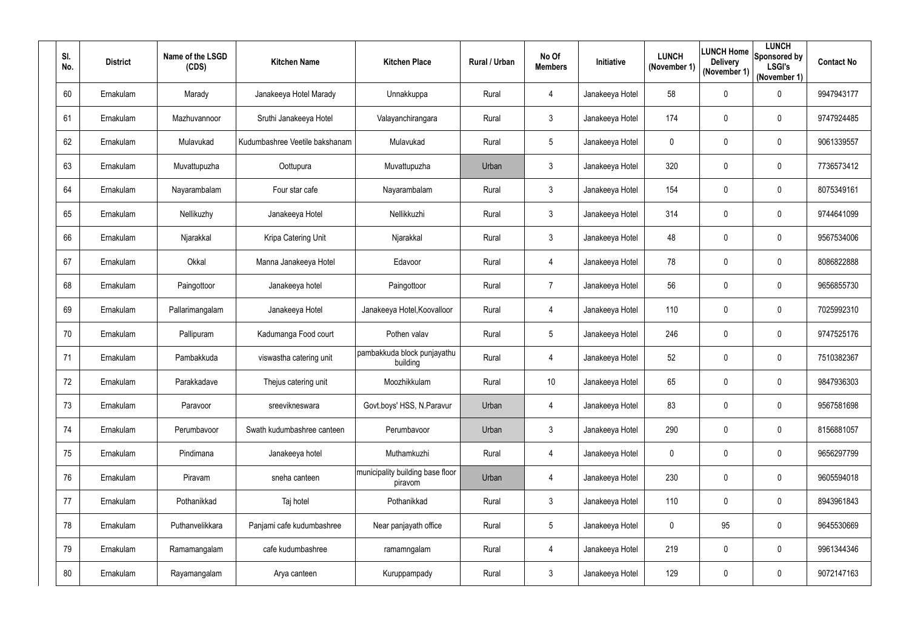| Sl. No. | District | Name of the LSGD (CDS) | Kitchen Name | Kitchen Place | Rural / Urban | No Of Members | Initiative | LUNCH (November 1) | LUNCH Home Delivery (November 1) | LUNCH Sponsored by LSGI's (November 1) | Contact No |
|---|---|---|---|---|---|---|---|---|---|---|---|
| 60 | Ernakulam | Marady | Janakeeya Hotel Marady | Unnakkuppa | Rural | 4 | Janakeeya Hotel | 58 | 0 | 0 | 9947943177 |
| 61 | Ernakulam | Mazhuvannoor | Sruthi Janakeeya Hotel | Valayanchirangara | Rural | 3 | Janakeeya Hotel | 174 | 0 | 0 | 9747924485 |
| 62 | Ernakulam | Mulavukad | Kudumbashree Veetile bakshanam | Mulavukad | Rural | 5 | Janakeeya Hotel | 0 | 0 | 0 | 9061339557 |
| 63 | Ernakulam | Muvattupuzha | Oottupura | Muvattupuzha | Urban | 3 | Janakeeya Hotel | 320 | 0 | 0 | 7736573412 |
| 64 | Ernakulam | Nayarambalam | Four star cafe | Nayarambalam | Rural | 3 | Janakeeya Hotel | 154 | 0 | 0 | 8075349161 |
| 65 | Ernakulam | Nellikuzhy | Janakeeya Hotel | Nellikkuzhi | Rural | 3 | Janakeeya Hotel | 314 | 0 | 0 | 9744641099 |
| 66 | Ernakulam | Njarakkal | Kripa Catering Unit | Njarakkal | Rural | 3 | Janakeeya Hotel | 48 | 0 | 0 | 9567534006 |
| 67 | Ernakulam | Okkal | Manna Janakeeya Hotel | Edavoor | Rural | 4 | Janakeeya Hotel | 78 | 0 | 0 | 8086822888 |
| 68 | Ernakulam | Paingottoor | Janakeeya hotel | Paingottoor | Rural | 7 | Janakeeya Hotel | 56 | 0 | 0 | 9656855730 |
| 69 | Ernakulam | Pallarimangalam | Janakeeya Hotel | Janakeeya Hotel,Koovalloor | Rural | 4 | Janakeeya Hotel | 110 | 0 | 0 | 7025992310 |
| 70 | Ernakulam | Pallipuram | Kadumanga Food court | Pothen valav | Rural | 5 | Janakeeya Hotel | 246 | 0 | 0 | 9747525176 |
| 71 | Ernakulam | Pambakkuda | viswastha catering unit | pambakkuda block punjayathu building | Rural | 4 | Janakeeya Hotel | 52 | 0 | 0 | 7510382367 |
| 72 | Ernakulam | Parakkadave | Thejus catering unit | Moozhikkulam | Rural | 10 | Janakeeya Hotel | 65 | 0 | 0 | 9847936303 |
| 73 | Ernakulam | Paravoor | sreevikneswara | Govt.boys' HSS, N.Paravur | Urban | 4 | Janakeeya Hotel | 83 | 0 | 0 | 9567581698 |
| 74 | Ernakulam | Perumbavoor | Swath kudumbashree canteen | Perumbavoor | Urban | 3 | Janakeeya Hotel | 290 | 0 | 0 | 8156881057 |
| 75 | Ernakulam | Pindimana | Janakeeya hotel | Muthamkuzhi | Rural | 4 | Janakeeya Hotel | 0 | 0 | 0 | 9656297799 |
| 76 | Ernakulam | Piravam | sneha canteen | municipality building base floor piravom | Urban | 4 | Janakeeya Hotel | 230 | 0 | 0 | 9605594018 |
| 77 | Ernakulam | Pothanikkad | Taj hotel | Pothanikkad | Rural | 3 | Janakeeya Hotel | 110 | 0 | 0 | 8943961843 |
| 78 | Ernakulam | Puthanvelikkara | Panjami cafe kudumbashree | Near panjayath office | Rural | 5 | Janakeeya Hotel | 0 | 95 | 0 | 9645530669 |
| 79 | Ernakulam | Ramamangalam | cafe kudumbashree | ramamngalam | Rural | 4 | Janakeeya Hotel | 219 | 0 | 0 | 9961344346 |
| 80 | Ernakulam | Rayamangalam | Arya canteen | Kuruppampady | Rural | 3 | Janakeeya Hotel | 129 | 0 | 0 | 9072147163 |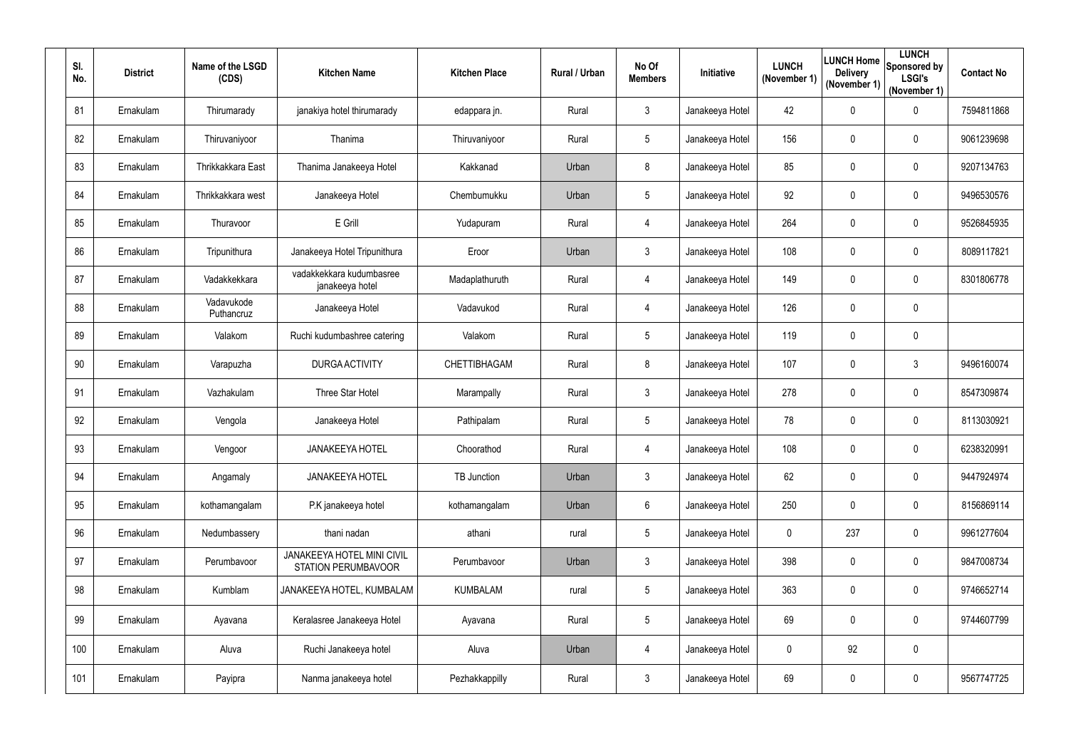| Sl. No. | District | Name of the LSGD (CDS) | Kitchen Name | Kitchen Place | Rural / Urban | No Of Members | Initiative | LUNCH (November 1) | LUNCH Home Delivery (November 1) | LUNCH Sponsored by LSGI's (November 1) | Contact No |
|---|---|---|---|---|---|---|---|---|---|---|---|
| 81 | Ernakulam | Thirumarady | janakiya hotel thirumarady | edappara jn. | Rural | 3 | Janakeeya Hotel | 42 | 0 | 0 | 7594811868 |
| 82 | Ernakulam | Thiruvaniyoor | Thanima | Thiruvaniyoor | Rural | 5 | Janakeeya Hotel | 156 | 0 | 0 | 9061239698 |
| 83 | Ernakulam | Thrikkakkara East | Thanima Janakeeya Hotel | Kakkanad | Urban | 8 | Janakeeya Hotel | 85 | 0 | 0 | 9207134763 |
| 84 | Ernakulam | Thrikkakkara west | Janakeeya Hotel | Chembumukku | Urban | 5 | Janakeeya Hotel | 92 | 0 | 0 | 9496530576 |
| 85 | Ernakulam | Thuravoor | E Grill | Yudapuram | Rural | 4 | Janakeeya Hotel | 264 | 0 | 0 | 9526845935 |
| 86 | Ernakulam | Tripunithura | Janakeeya Hotel Tripunithura | Eroor | Urban | 3 | Janakeeya Hotel | 108 | 0 | 0 | 8089117821 |
| 87 | Ernakulam | Vadakkekkara | vadakkekkara kudumbasree janakeeya hotel | Madaplathuruth | Rural | 4 | Janakeeya Hotel | 149 | 0 | 0 | 8301806778 |
| 88 | Ernakulam | Vadavukode Puthancruz | Janakeeya Hotel | Vadavukod | Rural | 4 | Janakeeya Hotel | 126 | 0 | 0 | |
| 89 | Ernakulam | Valakom | Ruchi kudumbashree catering | Valakom | Rural | 5 | Janakeeya Hotel | 119 | 0 | 0 | |
| 90 | Ernakulam | Varapuzha | DURGA ACTIVITY | CHETTIBHAGAM | Rural | 8 | Janakeeya Hotel | 107 | 0 | 3 | 9496160074 |
| 91 | Ernakulam | Vazhakulam | Three Star Hotel | Marampally | Rural | 3 | Janakeeya Hotel | 278 | 0 | 0 | 8547309874 |
| 92 | Ernakulam | Vengola | Janakeeya Hotel | Pathipalam | Rural | 5 | Janakeeya Hotel | 78 | 0 | 0 | 8113030921 |
| 93 | Ernakulam | Vengoor | JANAKEEYA HOTEL | Choorathod | Rural | 4 | Janakeeya Hotel | 108 | 0 | 0 | 6238320991 |
| 94 | Ernakulam | Angamaly | JANAKEEYA HOTEL | TB Junction | Urban | 3 | Janakeeya Hotel | 62 | 0 | 0 | 9447924974 |
| 95 | Ernakulam | kothamangalam | P.K janakeeya hotel | kothamangalam | Urban | 6 | Janakeeya Hotel | 250 | 0 | 0 | 8156869114 |
| 96 | Ernakulam | Nedumbassery | thani nadan | athani | rural | 5 | Janakeeya Hotel | 0 | 237 | 0 | 9961277604 |
| 97 | Ernakulam | Perumbavoor | JANAKEEYA HOTEL MINI CIVIL STATION PERUMBAVOOR | Perumbavoor | Urban | 3 | Janakeeya Hotel | 398 | 0 | 0 | 9847008734 |
| 98 | Ernakulam | Kumblam | JANAKEEYA HOTEL, KUMBALAM | KUMBALAM | rural | 5 | Janakeeya Hotel | 363 | 0 | 0 | 9746652714 |
| 99 | Ernakulam | Ayavana | Keralasree Janakeeya Hotel | Ayavana | Rural | 5 | Janakeeya Hotel | 69 | 0 | 0 | 9744607799 |
| 100 | Ernakulam | Aluva | Ruchi Janakeeya hotel | Aluva | Urban | 4 | Janakeeya Hotel | 0 | 92 | 0 | |
| 101 | Ernakulam | Payipra | Nanma janakeeya hotel | Pezhakkappilly | Rural | 3 | Janakeeya Hotel | 69 | 0 | 0 | 9567747725 |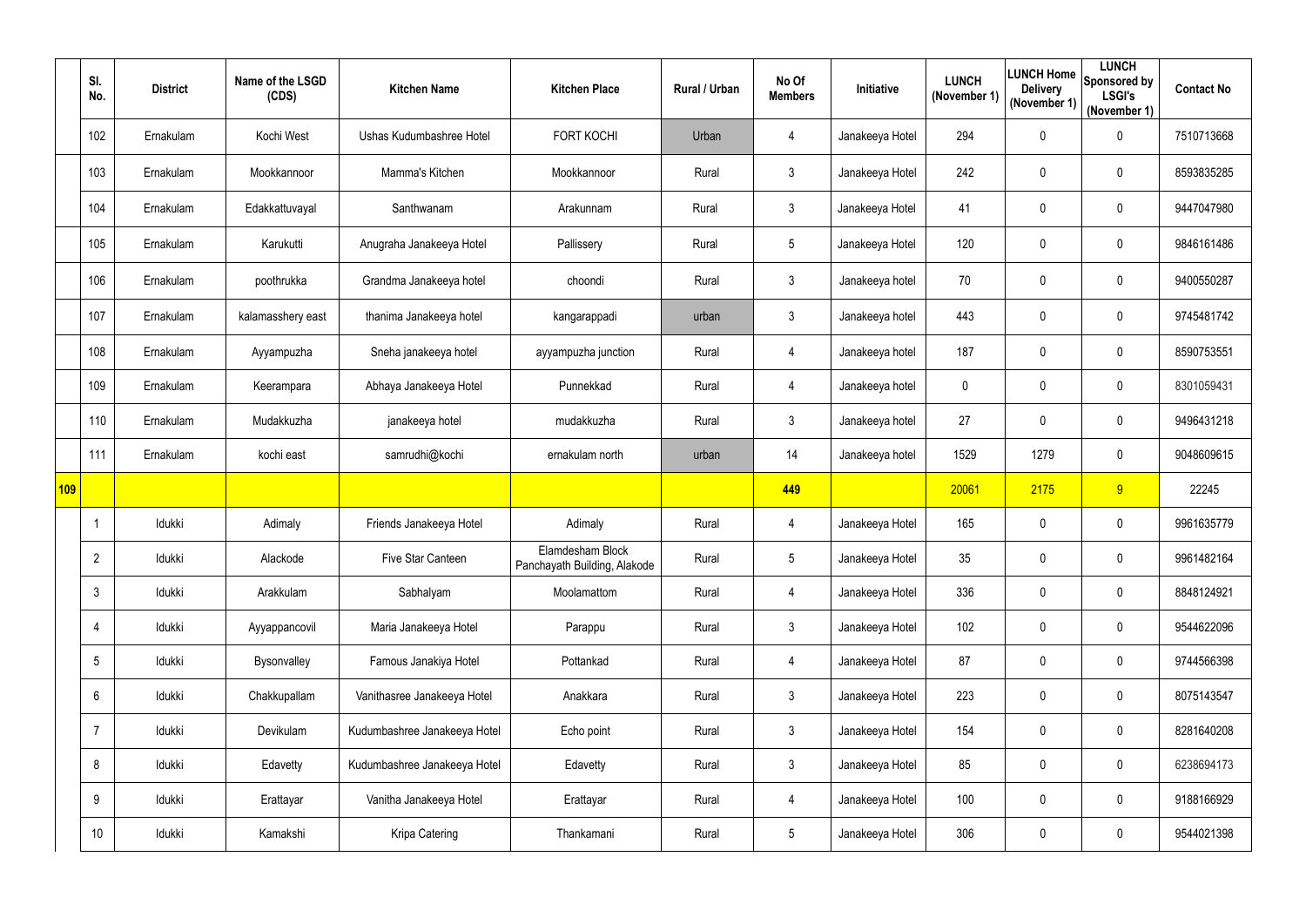| | Sl. No. | District | Name of the LSGD (CDS) | Kitchen Name | Kitchen Place | Rural / Urban | No Of Members | Initiative | LUNCH (November 1) | LUNCH Home Delivery (November 1) | LUNCH Sponsored by LSGI's (November 1) | Contact No |
|---|---|---|---|---|---|---|---|---|---|---|---|---|
| | 102 | Ernakulam | Kochi West | Ushas Kudumbashree Hotel | FORT KOCHI | Urban | 4 | Janakeeya Hotel | 294 | 0 | 0 | 7510713668 |
| | 103 | Ernakulam | Mookkannoor | Mamma's Kitchen | Mookkannoor | Rural | 3 | Janakeeya Hotel | 242 | 0 | 0 | 8593835285 |
| | 104 | Ernakulam | Edakkattuvayal | Santhwanam | Arakunnam | Rural | 3 | Janakeeya Hotel | 41 | 0 | 0 | 9447047980 |
| | 105 | Ernakulam | Karukutti | Anugraha Janakeeya Hotel | Pallissery | Rural | 5 | Janakeeya Hotel | 120 | 0 | 0 | 9846161486 |
| | 106 | Ernakulam | poothrukka | Grandma Janakeeya hotel | choondi | Rural | 3 | Janakeeya hotel | 70 | 0 | 0 | 9400550287 |
| | 107 | Ernakulam | kalamasshery east | thanima Janakeeya hotel | kangarappadi | urban | 3 | Janakeeya hotel | 443 | 0 | 0 | 9745481742 |
| | 108 | Ernakulam | Ayyampuzha | Sneha janakeeya hotel | ayyampuzha junction | Rural | 4 | Janakeeya hotel | 187 | 0 | 0 | 8590753551 |
| | 109 | Ernakulam | Keerampara | Abhaya Janakeeya Hotel | Punnekkad | Rural | 4 | Janakeeya hotel | 0 | 0 | 0 | 8301059431 |
| | 110 | Ernakulam | Mudakkuzha | janakeeya hotel | mudakkuzha | Rural | 3 | Janakeeya hotel | 27 | 0 | 0 | 9496431218 |
| | 111 | Ernakulam | kochi east | samrudhi@kochi | ernakulam north | urban | 14 | Janakeeya hotel | 1529 | 1279 | 0 | 9048609615 |
| **109** | | | | | | | **449** | | 20061 | 2175 | 9 | 22245 |
| | 1 | Idukki | Adimaly | Friends Janakeeya Hotel | Adimaly | Rural | 4 | Janakeeya Hotel | 165 | 0 | 0 | 9961635779 |
| | 2 | Idukki | Alackode | Five Star Canteen | Elamdesham Block Panchayath Building, Alakode | Rural | 5 | Janakeeya Hotel | 35 | 0 | 0 | 9961482164 |
| | 3 | Idukki | Arakkulam | Sabhalyam | Moolamattom | Rural | 4 | Janakeeya Hotel | 336 | 0 | 0 | 8848124921 |
| | 4 | Idukki | Ayyappancovil | Maria Janakeeya Hotel | Parappu | Rural | 3 | Janakeeya Hotel | 102 | 0 | 0 | 9544622096 |
| | 5 | Idukki | Bysonvalley | Famous Janakiya Hotel | Pottankad | Rural | 4 | Janakeeya Hotel | 87 | 0 | 0 | 9744566398 |
| | 6 | Idukki | Chakkupallam | Vanithasree Janakeeya Hotel | Anakkara | Rural | 3 | Janakeeya Hotel | 223 | 0 | 0 | 8075143547 |
| | 7 | Idukki | Devikulam | Kudumbashree Janakeeya Hotel | Echo point | Rural | 3 | Janakeeya Hotel | 154 | 0 | 0 | 8281640208 |
| | 8 | Idukki | Edavetty | Kudumbashree Janakeeya Hotel | Edavetty | Rural | 3 | Janakeeya Hotel | 85 | 0 | 0 | 6238694173 |
| | 9 | Idukki | Erattayar | Vanitha Janakeeya Hotel | Erattayar | Rural | 4 | Janakeeya Hotel | 100 | 0 | 0 | 9188166929 |
| | 10 | Idukki | Kamakshi | Kripa Catering | Thankamani | Rural | 5 | Janakeeya Hotel | 306 | 0 | 0 | 9544021398 |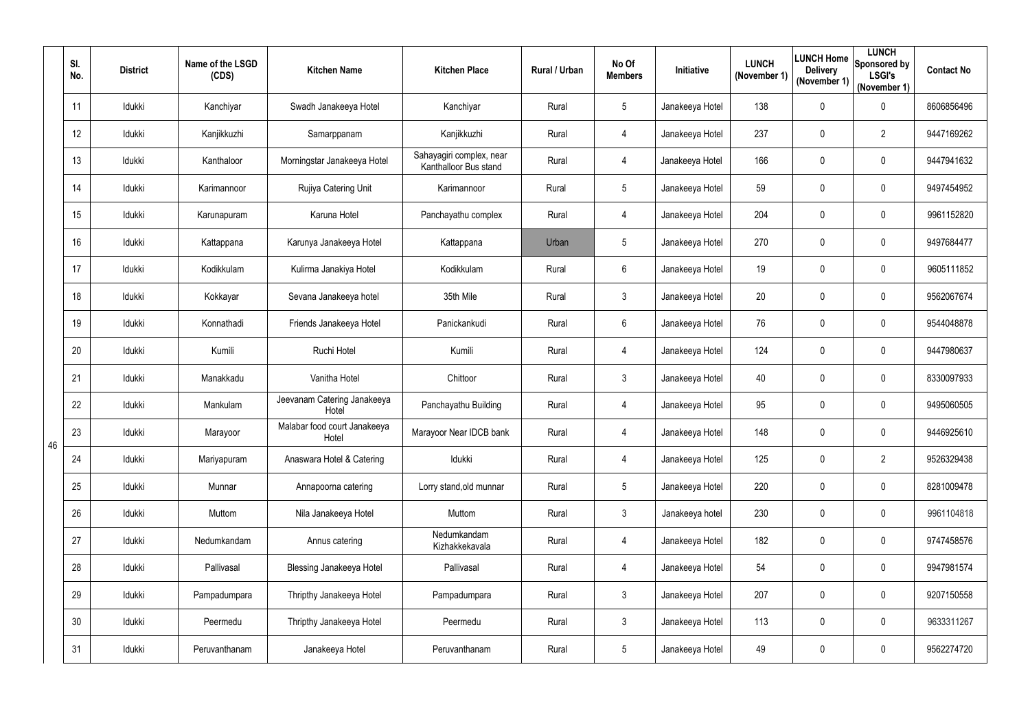| | Sl. No. | District | Name of the LSGD (CDS) | Kitchen Name | Kitchen Place | Rural / Urban | No Of Members | Initiative | LUNCH (November 1) | LUNCH Home Delivery (November 1) | LUNCH Sponsored by LSGI's (November 1) | Contact No |
|---|---|---|---|---|---|---|---|---|---|---|---|---|
| 46 | 11 | Idukki | Kanchiyar | Swadh Janakeeya Hotel | Kanchiyar | Rural | 5 | Janakeeya Hotel | 138 | 0 | 0 | 8606856496 |
| | 12 | Idukki | Kanjikkuzhi | Samarppanam | Kanjikkuzhi | Rural | 4 | Janakeeya Hotel | 237 | 0 | 2 | 9447169262 |
| | 13 | Idukki | Kanthaloor | Morningstar Janakeeya Hotel | Sahayagiri complex, near Kanthalloor Bus stand | Rural | 4 | Janakeeya Hotel | 166 | 0 | 0 | 9447941632 |
| | 14 | Idukki | Karimannoor | Rujiya Catering Unit | Karimannoor | Rural | 5 | Janakeeya Hotel | 59 | 0 | 0 | 9497454952 |
| | 15 | Idukki | Karunapuram | Karuna Hotel | Panchayathu complex | Rural | 4 | Janakeeya Hotel | 204 | 0 | 0 | 9961152820 |
| | 16 | Idukki | Kattappana | Karunya Janakeeya Hotel | Kattappana | Urban | 5 | Janakeeya Hotel | 270 | 0 | 0 | 9497684477 |
| | 17 | Idukki | Kodikkulam | Kulirma Janakiya Hotel | Kodikkulam | Rural | 6 | Janakeeya Hotel | 19 | 0 | 0 | 9605111852 |
| | 18 | Idukki | Kokkayar | Sevana Janakeeya hotel | 35th Mile | Rural | 3 | Janakeeya Hotel | 20 | 0 | 0 | 9562067674 |
| | 19 | Idukki | Konnathadi | Friends Janakeeya Hotel | Panickankudi | Rural | 6 | Janakeeya Hotel | 76 | 0 | 0 | 9544048878 |
| | 20 | Idukki | Kumili | Ruchi Hotel | Kumili | Rural | 4 | Janakeeya Hotel | 124 | 0 | 0 | 9447980637 |
| | 21 | Idukki | Manakkadu | Vanitha Hotel | Chittoor | Rural | 3 | Janakeeya Hotel | 40 | 0 | 0 | 8330097933 |
| | 22 | Idukki | Mankulam | Jeevanam Catering Janakeeya Hotel | Panchayathu Building | Rural | 4 | Janakeeya Hotel | 95 | 0 | 0 | 9495060505 |
| | 23 | Idukki | Marayoor | Malabar food court Janakeeya Hotel | Marayoor Near IDCB bank | Rural | 4 | Janakeeya Hotel | 148 | 0 | 0 | 9446925610 |
| | 24 | Idukki | Mariyapuram | Anaswara Hotel & Catering | Idukki | Rural | 4 | Janakeeya Hotel | 125 | 0 | 2 | 9526329438 |
| | 25 | Idukki | Munnar | Annapoorna catering | Lorry stand,old munnar | Rural | 5 | Janakeeya Hotel | 220 | 0 | 0 | 8281009478 |
| | 26 | Idukki | Muttom | Nila Janakeeya Hotel | Muttom | Rural | 3 | Janakeeya hotel | 230 | 0 | 0 | 9961104818 |
| | 27 | Idukki | Nedumkandam | Annus catering | Nedumkandam Kizhakkekavala | Rural | 4 | Janakeeya Hotel | 182 | 0 | 0 | 9747458576 |
| | 28 | Idukki | Pallivasal | Blessing Janakeeya Hotel | Pallivasal | Rural | 4 | Janakeeya Hotel | 54 | 0 | 0 | 9947981574 |
| | 29 | Idukki | Pampadumpara | Thripthy Janakeeya Hotel | Pampadumpara | Rural | 3 | Janakeeya Hotel | 207 | 0 | 0 | 9207150558 |
| | 30 | Idukki | Peermedu | Thripthy Janakeeya Hotel | Peermedu | Rural | 3 | Janakeeya Hotel | 113 | 0 | 0 | 9633311267 |
| | 31 | Idukki | Peruvanthanam | Janakeeya Hotel | Peruvanthanam | Rural | 5 | Janakeeya Hotel | 49 | 0 | 0 | 9562274720 |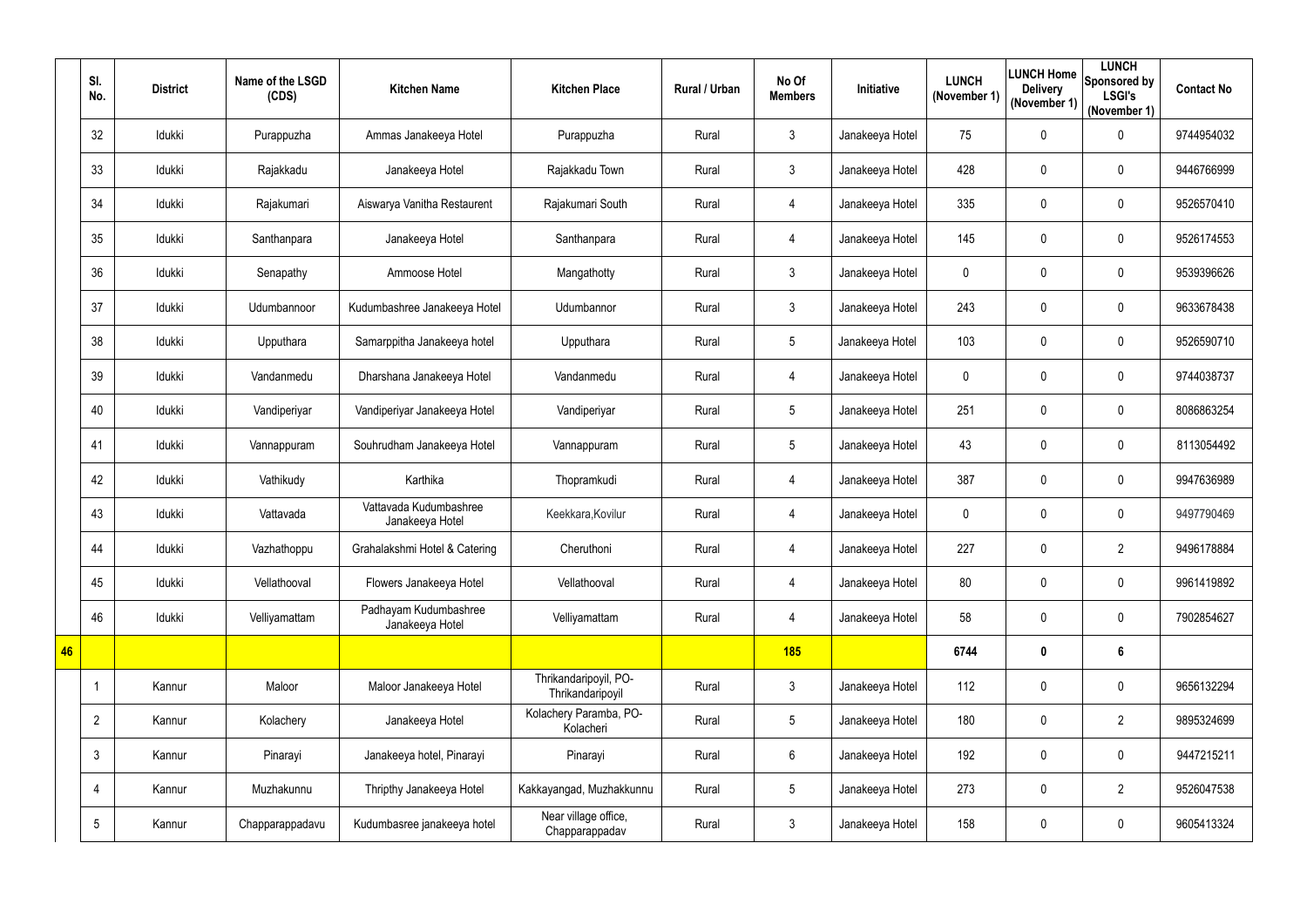| | Sl. No. | District | Name of the LSGD (CDS) | Kitchen Name | Kitchen Place | Rural / Urban | No Of Members | Initiative | LUNCH (November 1) | LUNCH Home Delivery (November 1) | LUNCH Sponsored by LSGI's (November 1) | Contact No |
|---|---|---|---|---|---|---|---|---|---|---|---|---|
| | 32 | Idukki | Purappuzha | Ammas Janakeeya Hotel | Purappuzha | Rural | 3 | Janakeeya Hotel | 75 | 0 | 0 | 9744954032 |
| | 33 | Idukki | Rajakkadu | Janakeeya Hotel | Rajakkadu Town | Rural | 3 | Janakeeya Hotel | 428 | 0 | 0 | 9446766999 |
| | 34 | Idukki | Rajakumari | Aiswarya Vanitha Restaurent | Rajakumari South | Rural | 4 | Janakeeya Hotel | 335 | 0 | 0 | 9526570410 |
| | 35 | Idukki | Santhanpara | Janakeeya Hotel | Santhanpara | Rural | 4 | Janakeeya Hotel | 145 | 0 | 0 | 9526174553 |
| | 36 | Idukki | Senapathy | Ammoose Hotel | Mangathotty | Rural | 3 | Janakeeya Hotel | 0 | 0 | 0 | 9539396626 |
| | 37 | Idukki | Udumbannoor | Kudumbashree Janakeeya Hotel | Udumbannor | Rural | 3 | Janakeeya Hotel | 243 | 0 | 0 | 9633678438 |
| | 38 | Idukki | Upputhara | Samarppitha Janakeeya hotel | Upputhara | Rural | 5 | Janakeeya Hotel | 103 | 0 | 0 | 9526590710 |
| | 39 | Idukki | Vandanmedu | Dharshana Janakeeya Hotel | Vandanmedu | Rural | 4 | Janakeeya Hotel | 0 | 0 | 0 | 9744038737 |
| | 40 | Idukki | Vandiperiyar | Vandiperiyar Janakeeya Hotel | Vandiperiyar | Rural | 5 | Janakeeya Hotel | 251 | 0 | 0 | 8086863254 |
| | 41 | Idukki | Vannappuram | Souhrudham Janakeeya Hotel | Vannappuram | Rural | 5 | Janakeeya Hotel | 43 | 0 | 0 | 8113054492 |
| | 42 | Idukki | Vathikudy | Karthika | Thopramkudi | Rural | 4 | Janakeeya Hotel | 387 | 0 | 0 | 9947636989 |
| | 43 | Idukki | Vattavada | Vattavada Kudumbashree Janakeeya Hotel | Keekkara,Kovilur | Rural | 4 | Janakeeya Hotel | 0 | 0 | 0 | 9497790469 |
| | 44 | Idukki | Vazhathoppu | Grahalakshmi Hotel & Catering | Cheruthoni | Rural | 4 | Janakeeya Hotel | 227 | 0 | 2 | 9496178884 |
| | 45 | Idukki | Vellathooval | Flowers Janakeeya Hotel | Vellathooval | Rural | 4 | Janakeeya Hotel | 80 | 0 | 0 | 9961419892 |
| | 46 | Idukki | Velliyamattam | Padhayam Kudumbashree Janakeeya Hotel | Velliyamattam | Rural | 4 | Janakeeya Hotel | 58 | 0 | 0 | 7902854627 |
| 46 | | | | | | | 185 | | 6744 | 0 | 6 | |
| | 1 | Kannur | Maloor | Maloor Janakeeya Hotel | Thrikandaripoyil, PO-Thrikandaripoyil | Rural | 3 | Janakeeya Hotel | 112 | 0 | 0 | 9656132294 |
| | 2 | Kannur | Kolachery | Janakeeya Hotel | Kolachery Paramba, PO-Kolacheri | Rural | 5 | Janakeeya Hotel | 180 | 0 | 2 | 9895324699 |
| | 3 | Kannur | Pinarayi | Janakeeya hotel, Pinarayi | Pinarayi | Rural | 6 | Janakeeya Hotel | 192 | 0 | 0 | 9447215211 |
| | 4 | Kannur | Muzhakunnu | Thripthy Janakeeya Hotel | Kakkayangad, Muzhakkunnu | Rural | 5 | Janakeeya Hotel | 273 | 0 | 2 | 9526047538 |
| | 5 | Kannur | Chapparappadavu | Kudumbasree janakeeya hotel | Near village office, Chapparappadav | Rural | 3 | Janakeeya Hotel | 158 | 0 | 0 | 9605413324 |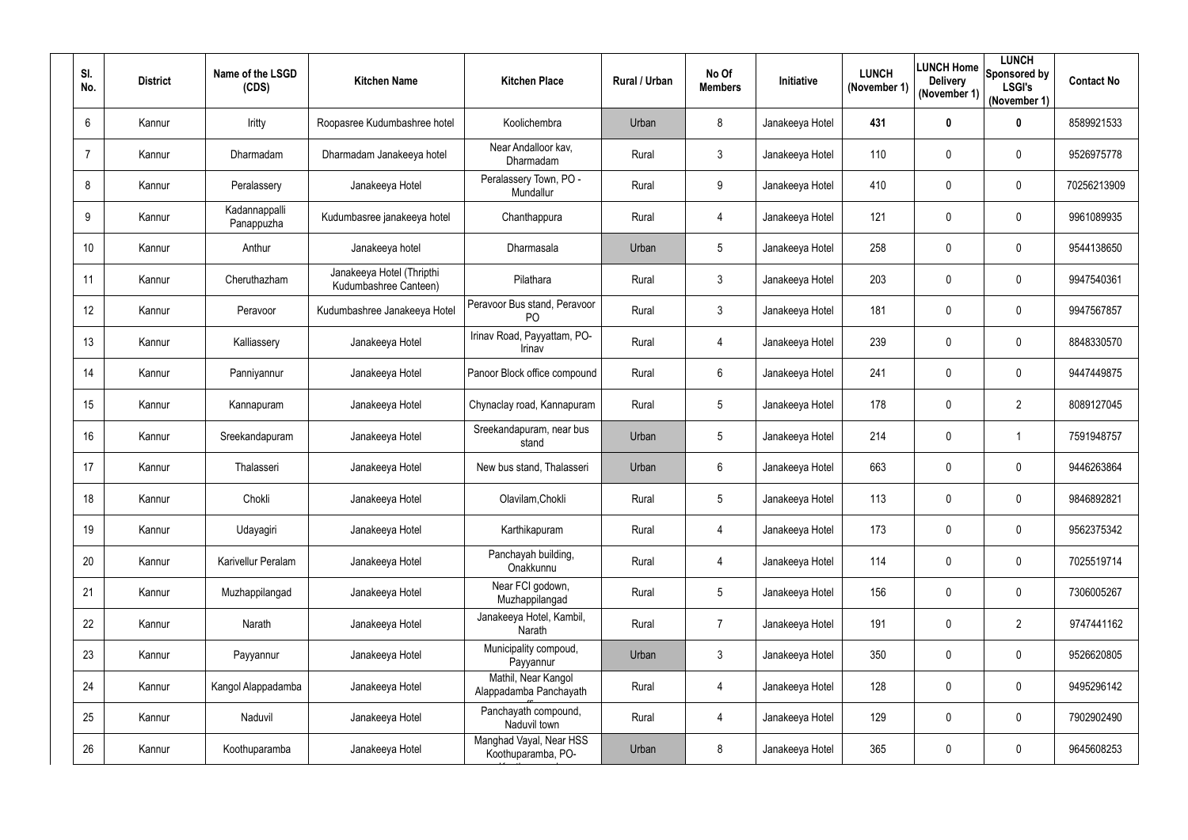| Sl. No. | District | Name of the LSGD (CDS) | Kitchen Name | Kitchen Place | Rural / Urban | No Of Members | Initiative | LUNCH (November 1) | LUNCH Home Delivery (November 1) | LUNCH Sponsored by LSGI's (November 1) | Contact No |
|---|---|---|---|---|---|---|---|---|---|---|---|
| 6 | Kannur | Iritty | Roopasree Kudumbashree hotel | Koolichembra | Urban | 8 | Janakeeya Hotel | **431** | **0** | **0** | 8589921533 |
| 7 | Kannur | Dharmadam | Dharmadam Janakeeya hotel | Near Andalloor kav, Dharmadam | Rural | 3 | Janakeeya Hotel | 110 | 0 | 0 | 9526975778 |
| 8 | Kannur | Peralassery | Janakeeya Hotel | Peralassery Town, PO - Mundallur | Rural | 9 | Janakeeya Hotel | 410 | 0 | 0 | 70256213909 |
| 9 | Kannur | Kadannappalli Panappuzha | Kudumbasree janakeeya hotel | Chanthappura | Rural | 4 | Janakeeya Hotel | 121 | 0 | 0 | 9961089935 |
| 10 | Kannur | Anthur | Janakeeya hotel | Dharmasala | Urban | 5 | Janakeeya Hotel | 258 | 0 | 0 | 9544138650 |
| 11 | Kannur | Cheruthazham | Janakeeya Hotel (Thripthi Kudumbashree Canteen) | Pilathara | Rural | 3 | Janakeeya Hotel | 203 | 0 | 0 | 9947540361 |
| 12 | Kannur | Peravoor | Kudumbashree Janakeeya Hotel | Peravoor Bus stand, Peravoor PO | Rural | 3 | Janakeeya Hotel | 181 | 0 | 0 | 9947567857 |
| 13 | Kannur | Kalliassery | Janakeeya Hotel | Irinav Road, Payyattam, PO-Irinav | Rural | 4 | Janakeeya Hotel | 239 | 0 | 0 | 8848330570 |
| 14 | Kannur | Panniyannur | Janakeeya Hotel | Panoor Block office compound | Rural | 6 | Janakeeya Hotel | 241 | 0 | 0 | 9447449875 |
| 15 | Kannur | Kannapuram | Janakeeya Hotel | Chynaclay road, Kannapuram | Rural | 5 | Janakeeya Hotel | 178 | 0 | 2 | 8089127045 |
| 16 | Kannur | Sreekandapuram | Janakeeya Hotel | Sreekandapuram, near bus stand | Urban | 5 | Janakeeya Hotel | 214 | 0 | 1 | 7591948757 |
| 17 | Kannur | Thalasseri | Janakeeya Hotel | New bus stand, Thalasseri | Urban | 6 | Janakeeya Hotel | 663 | 0 | 0 | 9446263864 |
| 18 | Kannur | Chokli | Janakeeya Hotel | Olavilam,Chokli | Rural | 5 | Janakeeya Hotel | 113 | 0 | 0 | 9846892821 |
| 19 | Kannur | Udayagiri | Janakeeya Hotel | Karthikapuram | Rural | 4 | Janakeeya Hotel | 173 | 0 | 0 | 9562375342 |
| 20 | Kannur | Karivellur Peralam | Janakeeya Hotel | Panchayah building, Onakkunnu | Rural | 4 | Janakeeya Hotel | 114 | 0 | 0 | 7025519714 |
| 21 | Kannur | Muzhappilangad | Janakeeya Hotel | Near FCI godown, Muzhappilangad | Rural | 5 | Janakeeya Hotel | 156 | 0 | 0 | 7306005267 |
| 22 | Kannur | Narath | Janakeeya Hotel | Janakeeya Hotel, Kambil, Narath | Rural | 7 | Janakeeya Hotel | 191 | 0 | 2 | 9747441162 |
| 23 | Kannur | Payyannur | Janakeeya Hotel | Municipality compoud, Payyannur | Urban | 3 | Janakeeya Hotel | 350 | 0 | 0 | 9526620805 |
| 24 | Kannur | Kangol Alappadamba | Janakeeya Hotel | Mathil, Near Kangol Alappadamba Panchayath | Rural | 4 | Janakeeya Hotel | 128 | 0 | 0 | 9495296142 |
| 25 | Kannur | Naduvil | Janakeeya Hotel | Panchayath compound, Naduvil town | Rural | 4 | Janakeeya Hotel | 129 | 0 | 0 | 7902902490 |
| 26 | Kannur | Koothuparamba | Janakeeya Hotel | Manghad Vayal, Near HSS Koothuparamba, PO- | Urban | 8 | Janakeeya Hotel | 365 | 0 | 0 | 9645608253 |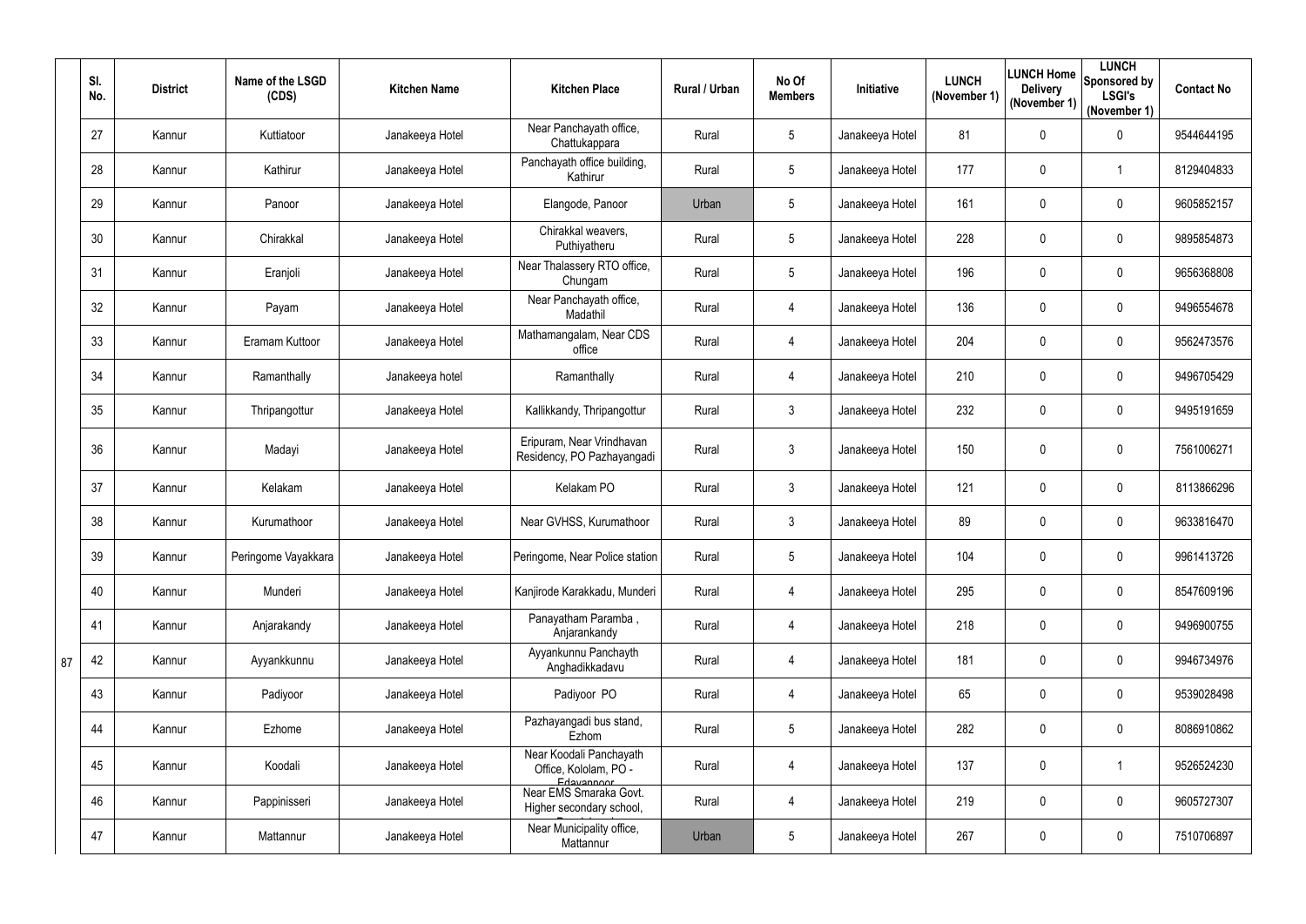| | Sl. No. | District | Name of the LSGD (CDS) | Kitchen Name | Kitchen Place | Rural / Urban | No Of Members | Initiative | LUNCH (November 1) | LUNCH Home Delivery (November 1) | LUNCH Sponsored by LSGI's (November 1) | Contact No |
|---|---|---|---|---|---|---|---|---|---|---|---|---|
| | 27 | Kannur | Kuttiatoor | Janakeeya Hotel | Near Panchayath office, Chattukappara | Rural | 5 | Janakeeya Hotel | 81 | 0 | 0 | 9544644195 |
| | 28 | Kannur | Kathirur | Janakeeya Hotel | Panchayath office building, Kathirur | Rural | 5 | Janakeeya Hotel | 177 | 0 | 1 | 8129404833 |
| | 29 | Kannur | Panoor | Janakeeya Hotel | Elangode, Panoor | Urban | 5 | Janakeeya Hotel | 161 | 0 | 0 | 9605852157 |
| | 30 | Kannur | Chirakkal | Janakeeya Hotel | Chirakkal weavers, Puthiyatheru | Rural | 5 | Janakeeya Hotel | 228 | 0 | 0 | 9895854873 |
| | 31 | Kannur | Eranjoli | Janakeeya Hotel | Near Thalassery RTO office, Chungam | Rural | 5 | Janakeeya Hotel | 196 | 0 | 0 | 9656368808 |
| | 32 | Kannur | Payam | Janakeeya Hotel | Near Panchayath office, Madathil | Rural | 4 | Janakeeya Hotel | 136 | 0 | 0 | 9496554678 |
| | 33 | Kannur | Eramam Kuttoor | Janakeeya Hotel | Mathamangalam, Near CDS office | Rural | 4 | Janakeeya Hotel | 204 | 0 | 0 | 9562473576 |
| | 34 | Kannur | Ramanthally | Janakeeya hotel | Ramanthally | Rural | 4 | Janakeeya Hotel | 210 | 0 | 0 | 9496705429 |
| | 35 | Kannur | Thripangottur | Janakeeya Hotel | Kallikkandy, Thripangottur | Rural | 3 | Janakeeya Hotel | 232 | 0 | 0 | 9495191659 |
| | 36 | Kannur | Madayi | Janakeeya Hotel | Eripuram, Near Vrindhavan Residency, PO Pazhayangadi | Rural | 3 | Janakeeya Hotel | 150 | 0 | 0 | 7561006271 |
| | 37 | Kannur | Kelakam | Janakeeya Hotel | Kelakam PO | Rural | 3 | Janakeeya Hotel | 121 | 0 | 0 | 8113866296 |
| | 38 | Kannur | Kurumathoor | Janakeeya Hotel | Near GVHSS, Kurumathoor | Rural | 3 | Janakeeya Hotel | 89 | 0 | 0 | 9633816470 |
| | 39 | Kannur | Peringome Vayakkara | Janakeeya Hotel | Peringome, Near Police station | Rural | 5 | Janakeeya Hotel | 104 | 0 | 0 | 9961413726 |
| | 40 | Kannur | Munderi | Janakeeya Hotel | Kanjirode Karakkadu, Munderi | Rural | 4 | Janakeeya Hotel | 295 | 0 | 0 | 8547609196 |
| | 41 | Kannur | Anjarakandy | Janakeeya Hotel | Panayatham Paramba , Anjarankandy | Rural | 4 | Janakeeya Hotel | 218 | 0 | 0 | 9496900755 |
| 87 | 42 | Kannur | Ayyankkunnu | Janakeeya Hotel | Ayyankunnu Panchayth Anghadikkadavu | Rural | 4 | Janakeeya Hotel | 181 | 0 | 0 | 9946734976 |
| | 43 | Kannur | Padiyoor | Janakeeya Hotel | Padiyoor PO | Rural | 4 | Janakeeya Hotel | 65 | 0 | 0 | 9539028498 |
| | 44 | Kannur | Ezhome | Janakeeya Hotel | Pazhayangadi bus stand, Ezhom | Rural | 5 | Janakeeya Hotel | 282 | 0 | 0 | 8086910862 |
| | 45 | Kannur | Koodali | Janakeeya Hotel | Near Koodali Panchayath Office, Kololam, PO - Edayannoor | Rural | 4 | Janakeeya Hotel | 137 | 0 | 1 | 9526524230 |
| | 46 | Kannur | Pappinisseri | Janakeeya Hotel | Near EMS Smaraka Govt. Higher secondary school, | Rural | 4 | Janakeeya Hotel | 219 | 0 | 0 | 9605727307 |
| | 47 | Kannur | Mattannur | Janakeeya Hotel | Near Municipality office, Mattannur | Urban | 5 | Janakeeya Hotel | 267 | 0 | 0 | 7510706897 |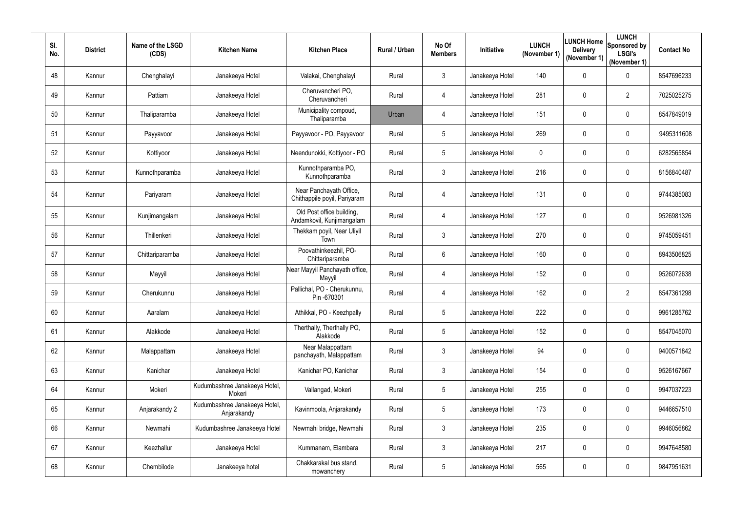| Sl. No. | District | Name of the LSGD (CDS) | Kitchen Name | Kitchen Place | Rural / Urban | No Of Members | Initiative | LUNCH (November 1) | LUNCH Home Delivery (November 1) | LUNCH Sponsored by LSGI's (November 1) | Contact No |
|---|---|---|---|---|---|---|---|---|---|---|---|
| 48 | Kannur | Chenghalayi | Janakeeya Hotel | Valakai, Chenghalayi | Rural | 3 | Janakeeya Hotel | 140 | 0 | 0 | 8547696233 |
| 49 | Kannur | Pattiam | Janakeeya Hotel | Cheruvancheri PO, Cheruvancheri | Rural | 4 | Janakeeya Hotel | 281 | 0 | 2 | 7025025275 |
| 50 | Kannur | Thaliparamba | Janakeeya Hotel | Municipality compoud, Thaliparamba | Urban | 4 | Janakeeya Hotel | 151 | 0 | 0 | 8547849019 |
| 51 | Kannur | Payyavoor | Janakeeya Hotel | Payyavoor - PO, Payyavoor | Rural | 5 | Janakeeya Hotel | 269 | 0 | 0 | 9495311608 |
| 52 | Kannur | Kottiyoor | Janakeeya Hotel | Neendunokki, Kottiyoor - PO | Rural | 5 | Janakeeya Hotel | 0 | 0 | 0 | 6282565854 |
| 53 | Kannur | Kunnothparamba | Janakeeya Hotel | Kunnothparamba PO, Kunnothparamba | Rural | 3 | Janakeeya Hotel | 216 | 0 | 0 | 8156840487 |
| 54 | Kannur | Pariyaram | Janakeeya Hotel | Near Panchayath Office, Chithappile poyil, Pariyaram | Rural | 4 | Janakeeya Hotel | 131 | 0 | 0 | 9744385083 |
| 55 | Kannur | Kunjimangalam | Janakeeya Hotel | Old Post office building, Andamkovil, Kunjimangalam | Rural | 4 | Janakeeya Hotel | 127 | 0 | 0 | 9526981326 |
| 56 | Kannur | Thillenkeri | Janakeeya Hotel | Thekkam poyil, Near Uliyil Town | Rural | 3 | Janakeeya Hotel | 270 | 0 | 0 | 9745059451 |
| 57 | Kannur | Chittariparamba | Janakeeya Hotel | Poovathinkeezhil, PO-Chittariparamba | Rural | 6 | Janakeeya Hotel | 160 | 0 | 0 | 8943506825 |
| 58 | Kannur | Mayyil | Janakeeya Hotel | Near Mayyil Panchayath office, Mayyil | Rural | 4 | Janakeeya Hotel | 152 | 0 | 0 | 9526072638 |
| 59 | Kannur | Cherukunnu | Janakeeya Hotel | Pallichal, PO - Cherukunnu, Pin -670301 | Rural | 4 | Janakeeya Hotel | 162 | 0 | 2 | 8547361298 |
| 60 | Kannur | Aaralam | Janakeeya Hotel | Athikkal, PO - Keezhpally | Rural | 5 | Janakeeya Hotel | 222 | 0 | 0 | 9961285762 |
| 61 | Kannur | Alakkode | Janakeeya Hotel | Therthally, Therthally PO, Alakkode | Rural | 5 | Janakeeya Hotel | 152 | 0 | 0 | 8547045070 |
| 62 | Kannur | Malappattam | Janakeeya Hotel | Near Malappattam panchayath, Malappattam | Rural | 3 | Janakeeya Hotel | 94 | 0 | 0 | 9400571842 |
| 63 | Kannur | Kanichar | Janakeeya Hotel | Kanichar PO, Kanichar | Rural | 3 | Janakeeya Hotel | 154 | 0 | 0 | 9526167667 |
| 64 | Kannur | Mokeri | Kudumbashree Janakeeya Hotel, Mokeri | Vallangad, Mokeri | Rural | 5 | Janakeeya Hotel | 255 | 0 | 0 | 9947037223 |
| 65 | Kannur | Anjarakandy 2 | Kudumbashree Janakeeya Hotel, Anjarakandy | Kavinmoola, Anjarakandy | Rural | 5 | Janakeeya Hotel | 173 | 0 | 0 | 9446657510 |
| 66 | Kannur | Newmahi | Kudumbashree Janakeeya Hotel | Newmahi bridge, Newmahi | Rural | 3 | Janakeeya Hotel | 235 | 0 | 0 | 9946056862 |
| 67 | Kannur | Keezhallur | Janakeeya Hotel | Kummanam, Elambara | Rural | 3 | Janakeeya Hotel | 217 | 0 | 0 | 9947648580 |
| 68 | Kannur | Chembilode | Janakeeya hotel | Chakkarakal bus stand, mowanchery | Rural | 5 | Janakeeya Hotel | 565 | 0 | 0 | 9847951631 |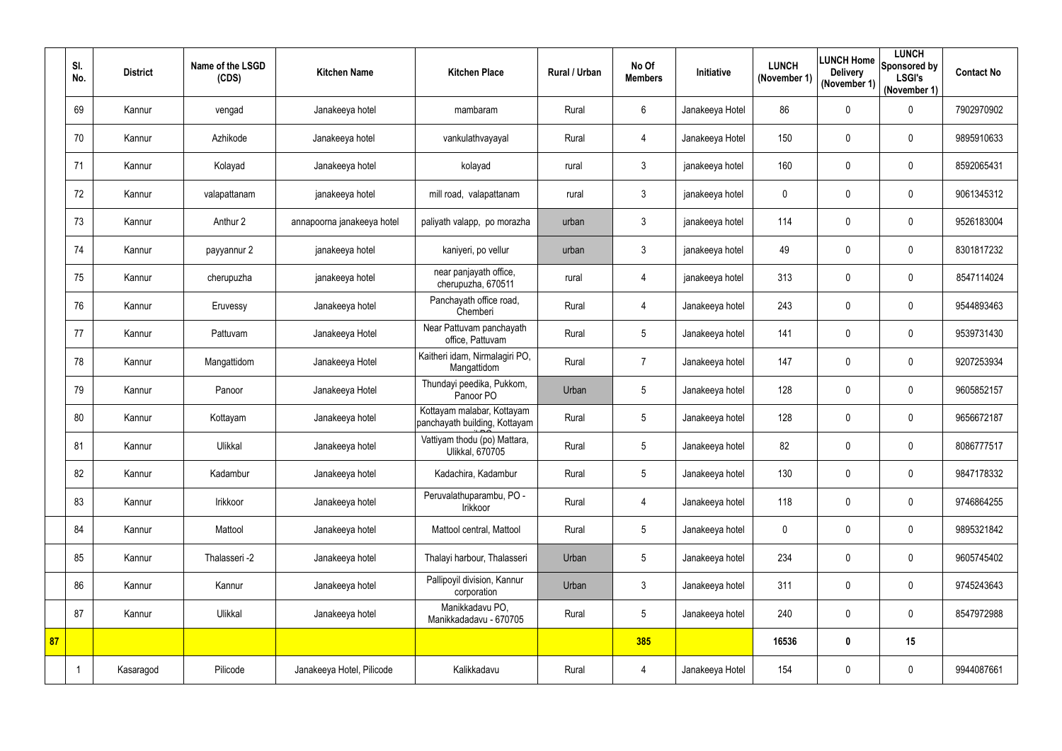| | Sl. No. | District | Name of the LSGD (CDS) | Kitchen Name | Kitchen Place | Rural / Urban | No Of Members | Initiative | LUNCH (November 1) | LUNCH Home Delivery (November 1) | LUNCH Sponsored by LSGI's (November 1) | Contact No |
|---|---|---|---|---|---|---|---|---|---|---|---|---|
| | 69 | Kannur | vengad | Janakeeya hotel | mambaram | Rural | 6 | Janakeeya Hotel | 86 | 0 | 0 | 7902970902 |
| | 70 | Kannur | Azhikode | Janakeeya hotel | vankulathvayayal | Rural | 4 | Janakeeya Hotel | 150 | 0 | 0 | 9895910633 |
| | 71 | Kannur | Kolayad | Janakeeya hotel | kolayad | rural | 3 | janakeeya hotel | 160 | 0 | 0 | 8592065431 |
| | 72 | Kannur | valapattanam | janakeeya hotel | mill road, valapattanam | rural | 3 | janakeeya hotel | 0 | 0 | 0 | 9061345312 |
| | 73 | Kannur | Anthur 2 | annapoorna janakeeya hotel | paliyath valapp, po morazha | urban | 3 | janakeeya hotel | 114 | 0 | 0 | 9526183004 |
| | 74 | Kannur | payyannur 2 | janakeeya hotel | kaniyeri, po vellur | urban | 3 | janakeeya hotel | 49 | 0 | 0 | 8301817232 |
| | 75 | Kannur | cherupuzha | janakeeya hotel | near panjayath office, cherupuzha, 670511 | rural | 4 | janakeeya hotel | 313 | 0 | 0 | 8547114024 |
| | 76 | Kannur | Eruvessy | Janakeeya hotel | Panchayath office road, Chemberi | Rural | 4 | Janakeeya hotel | 243 | 0 | 0 | 9544893463 |
| | 77 | Kannur | Pattuvam | Janakeeya Hotel | Near Pattuvam panchayath office, Pattuvam | Rural | 5 | Janakeeya hotel | 141 | 0 | 0 | 9539731430 |
| | 78 | Kannur | Mangattidom | Janakeeya Hotel | Kaitheri idam, Nirmalagiri PO, Mangattidom | Rural | 7 | Janakeeya hotel | 147 | 0 | 0 | 9207253934 |
| | 79 | Kannur | Panoor | Janakeeya Hotel | Thundayi peedika, Pukkom, Panoor PO | Urban | 5 | Janakeeya hotel | 128 | 0 | 0 | 9605852157 |
| | 80 | Kannur | Kottayam | Janakeeya hotel | Kottayam malabar, Kottayam panchayath building, Kottayam | Rural | 5 | Janakeeya hotel | 128 | 0 | 0 | 9656672187 |
| | 81 | Kannur | Ulikkal | Janakeeya hotel | Vattiyam thodu (po) Mattara, Ulikkal, 670705 | Rural | 5 | Janakeeya hotel | 82 | 0 | 0 | 8086777517 |
| | 82 | Kannur | Kadambur | Janakeeya hotel | Kadachira, Kadambur | Rural | 5 | Janakeeya hotel | 130 | 0 | 0 | 9847178332 |
| | 83 | Kannur | Irikkoor | Janakeeya hotel | Peruvalathuparambu, PO - Irikkoor | Rural | 4 | Janakeeya hotel | 118 | 0 | 0 | 9746864255 |
| | 84 | Kannur | Mattool | Janakeeya hotel | Mattool central, Mattool | Rural | 5 | Janakeeya hotel | 0 | 0 | 0 | 9895321842 |
| | 85 | Kannur | Thalasseri -2 | Janakeeya hotel | Thalayi harbour, Thalasseri | Urban | 5 | Janakeeya hotel | 234 | 0 | 0 | 9605745402 |
| | 86 | Kannur | Kannur | Janakeeya hotel | Pallipoyil division, Kannur corporation | Urban | 3 | Janakeeya hotel | 311 | 0 | 0 | 9745243643 |
| | 87 | Kannur | Ulikkal | Janakeeya hotel | Manikkadavu PO, Manikkadadavu - 670705 | Rural | 5 | Janakeeya hotel | 240 | 0 | 0 | 8547972988 |
| **87** | | | | | | | **385** | | **16536** | **0** | **15** | |
| | 1 | Kasaragod | Pilicode | Janakeeya Hotel, Pilicode | Kalikkadavu | Rural | 4 | Janakeeya Hotel | 154 | 0 | 0 | 9944087661 |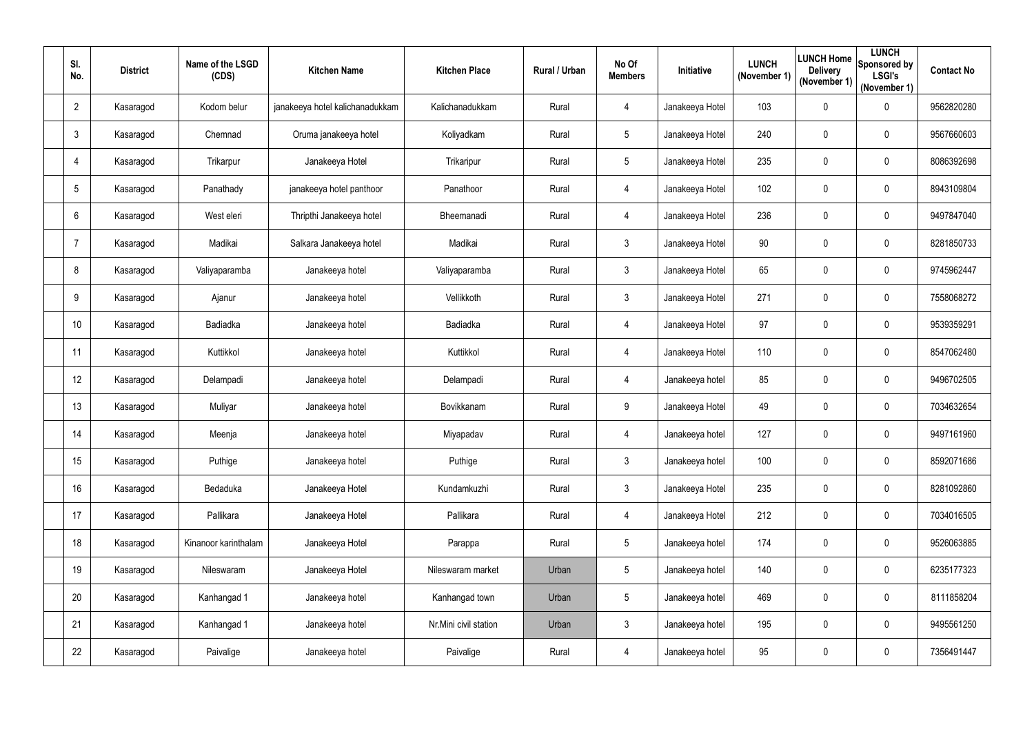| Sl. No. | District | Name of the LSGD (CDS) | Kitchen Name | Kitchen Place | Rural / Urban | No Of Members | Initiative | LUNCH (November 1) | LUNCH Home Delivery (November 1) | LUNCH Sponsored by LSGI's (November 1) | Contact No |
|---|---|---|---|---|---|---|---|---|---|---|---|
| 2 | Kasaragod | Kodom belur | janakeeya hotel kalichanadukkam | Kalichanadukkam | Rural | 4 | Janakeeya Hotel | 103 | 0 | 0 | 9562820280 |
| 3 | Kasaragod | Chemnad | Oruma janakeeya hotel | Koliyadkam | Rural | 5 | Janakeeya Hotel | 240 | 0 | 0 | 9567660603 |
| 4 | Kasaragod | Trikarpur | Janakeeya Hotel | Trikaripur | Rural | 5 | Janakeeya Hotel | 235 | 0 | 0 | 8086392698 |
| 5 | Kasaragod | Panathady | janakeeya hotel panthoor | Panathoor | Rural | 4 | Janakeeya Hotel | 102 | 0 | 0 | 8943109804 |
| 6 | Kasaragod | West eleri | Thripthi Janakeeya hotel | Bheemanadi | Rural | 4 | Janakeeya Hotel | 236 | 0 | 0 | 9497847040 |
| 7 | Kasaragod | Madikai | Salkara Janakeeya hotel | Madikai | Rural | 3 | Janakeeya Hotel | 90 | 0 | 0 | 8281850733 |
| 8 | Kasaragod | Valiyaparamba | Janakeeya hotel | Valiyaparamba | Rural | 3 | Janakeeya Hotel | 65 | 0 | 0 | 9745962447 |
| 9 | Kasaragod | Ajanur | Janakeeya hotel | Vellikkoth | Rural | 3 | Janakeeya Hotel | 271 | 0 | 0 | 7558068272 |
| 10 | Kasaragod | Badiadka | Janakeeya hotel | Badiadka | Rural | 4 | Janakeeya Hotel | 97 | 0 | 0 | 9539359291 |
| 11 | Kasaragod | Kuttikkol | Janakeeya hotel | Kuttikkol | Rural | 4 | Janakeeya Hotel | 110 | 0 | 0 | 8547062480 |
| 12 | Kasaragod | Delampadi | Janakeeya hotel | Delampadi | Rural | 4 | Janakeeya hotel | 85 | 0 | 0 | 9496702505 |
| 13 | Kasaragod | Muliyar | Janakeeya hotel | Bovikkanam | Rural | 9 | Janakeeya Hotel | 49 | 0 | 0 | 7034632654 |
| 14 | Kasaragod | Meenja | Janakeeya hotel | Miyapadav | Rural | 4 | Janakeeya hotel | 127 | 0 | 0 | 9497161960 |
| 15 | Kasaragod | Puthige | Janakeeya hotel | Puthige | Rural | 3 | Janakeeya hotel | 100 | 0 | 0 | 8592071686 |
| 16 | Kasaragod | Bedaduka | Janakeeya Hotel | Kundamkuzhi | Rural | 3 | Janakeeya Hotel | 235 | 0 | 0 | 8281092860 |
| 17 | Kasaragod | Pallikara | Janakeeya Hotel | Pallikara | Rural | 4 | Janakeeya Hotel | 212 | 0 | 0 | 7034016505 |
| 18 | Kasaragod | Kinanoor karinthalam | Janakeeya Hotel | Parappa | Rural | 5 | Janakeeya hotel | 174 | 0 | 0 | 9526063885 |
| 19 | Kasaragod | Nileswaram | Janakeeya Hotel | Nileswaram market | Urban | 5 | Janakeeya hotel | 140 | 0 | 0 | 6235177323 |
| 20 | Kasaragod | Kanhangad 1 | Janakeeya hotel | Kanhangad town | Urban | 5 | Janakeeya hotel | 469 | 0 | 0 | 8111858204 |
| 21 | Kasaragod | Kanhangad 1 | Janakeeya hotel | Nr.Mini civil station | Urban | 3 | Janakeeya hotel | 195 | 0 | 0 | 9495561250 |
| 22 | Kasaragod | Paivalige | Janakeeya hotel | Paivalige | Rural | 4 | Janakeeya hotel | 95 | 0 | 0 | 7356491447 |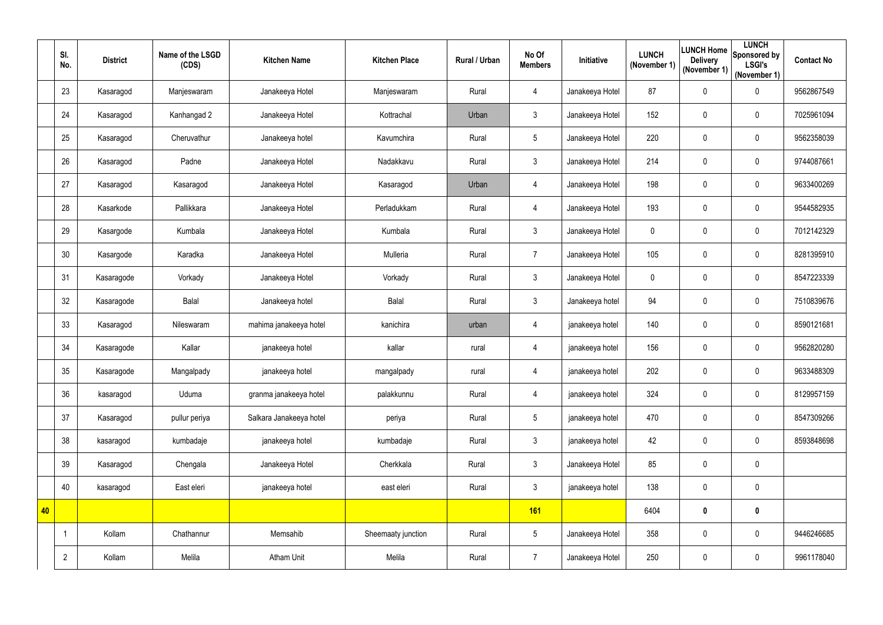| | Sl. No. | District | Name of the LSGD (CDS) | Kitchen Name | Kitchen Place | Rural / Urban | No Of Members | Initiative | LUNCH (November 1) | LUNCH Home Delivery (November 1) | LUNCH Sponsored by LSGI's (November 1) | Contact No |
|---|---|---|---|---|---|---|---|---|---|---|---|---|
| | 23 | Kasaragod | Manjeswaram | Janakeeya Hotel | Manjeswaram | Rural | 4 | Janakeeya Hotel | 87 | 0 | 0 | 9562867549 |
| | 24 | Kasaragod | Kanhangad 2 | Janakeeya Hotel | Kottrachal | Urban | 3 | Janakeeya Hotel | 152 | 0 | 0 | 7025961094 |
| | 25 | Kasaragod | Cheruvathur | Janakeeya hotel | Kavumchira | Rural | 5 | Janakeeya Hotel | 220 | 0 | 0 | 9562358039 |
| | 26 | Kasaragod | Padne | Janakeeya Hotel | Nadakkavu | Rural | 3 | Janakeeya Hotel | 214 | 0 | 0 | 9744087661 |
| | 27 | Kasaragod | Kasaragod | Janakeeya Hotel | Kasaragod | Urban | 4 | Janakeeya Hotel | 198 | 0 | 0 | 9633400269 |
| | 28 | Kasarkode | Pallikkara | Janakeeya Hotel | Perladukkam | Rural | 4 | Janakeeya Hotel | 193 | 0 | 0 | 9544582935 |
| | 29 | Kasargode | Kumbala | Janakeeya Hotel | Kumbala | Rural | 3 | Janakeeya Hotel | 0 | 0 | 0 | 7012142329 |
| | 30 | Kasargode | Karadka | Janakeeya Hotel | Mulleria | Rural | 7 | Janakeeya Hotel | 105 | 0 | 0 | 8281395910 |
| | 31 | Kasaragode | Vorkady | Janakeeya Hotel | Vorkady | Rural | 3 | Janakeeya Hotel | 0 | 0 | 0 | 8547223339 |
| | 32 | Kasaragode | Balal | Janakeeya hotel | Balal | Rural | 3 | Janakeeya hotel | 94 | 0 | 0 | 7510839676 |
| | 33 | Kasaragod | Nileswaram | mahima janakeeya hotel | kanichira | urban | 4 | janakeeya hotel | 140 | 0 | 0 | 8590121681 |
| | 34 | Kasaragode | Kallar | janakeeya hotel | kallar | rural | 4 | janakeeya hotel | 156 | 0 | 0 | 9562820280 |
| | 35 | Kasaragode | Mangalpady | janakeeya hotel | mangalpady | rural | 4 | janakeeya hotel | 202 | 0 | 0 | 9633488309 |
| | 36 | kasaragod | Uduma | granma janakeeya hotel | palakkunnu | Rural | 4 | janakeeya hotel | 324 | 0 | 0 | 8129957159 |
| | 37 | Kasaragod | pullur periya | Salkara Janakeeya hotel | periya | Rural | 5 | janakeeya hotel | 470 | 0 | 0 | 8547309266 |
| | 38 | kasaragod | kumbadaje | janakeeya hotel | kumbadaje | Rural | 3 | janakeeya hotel | 42 | 0 | 0 | 8593848698 |
| | 39 | Kasaragod | Chengala | Janakeeya Hotel | Cherkkala | Rural | 3 | Janakeeya Hotel | 85 | 0 | 0 | |
| | 40 | kasaragod | East eleri | janakeeya hotel | east eleri | Rural | 3 | janakeeya hotel | 138 | 0 | 0 | |
| **40** | | | | | | | **161** | | 6404 | **0** | **0** | |
| | 1 | Kollam | Chathannur | Memsahib | Sheemaaty junction | Rural | 5 | Janakeeya Hotel | 358 | 0 | 0 | 9446246685 |
| | 2 | Kollam | Melila | Atham Unit | Melila | Rural | 7 | Janakeeya Hotel | 250 | 0 | 0 | 9961178040 |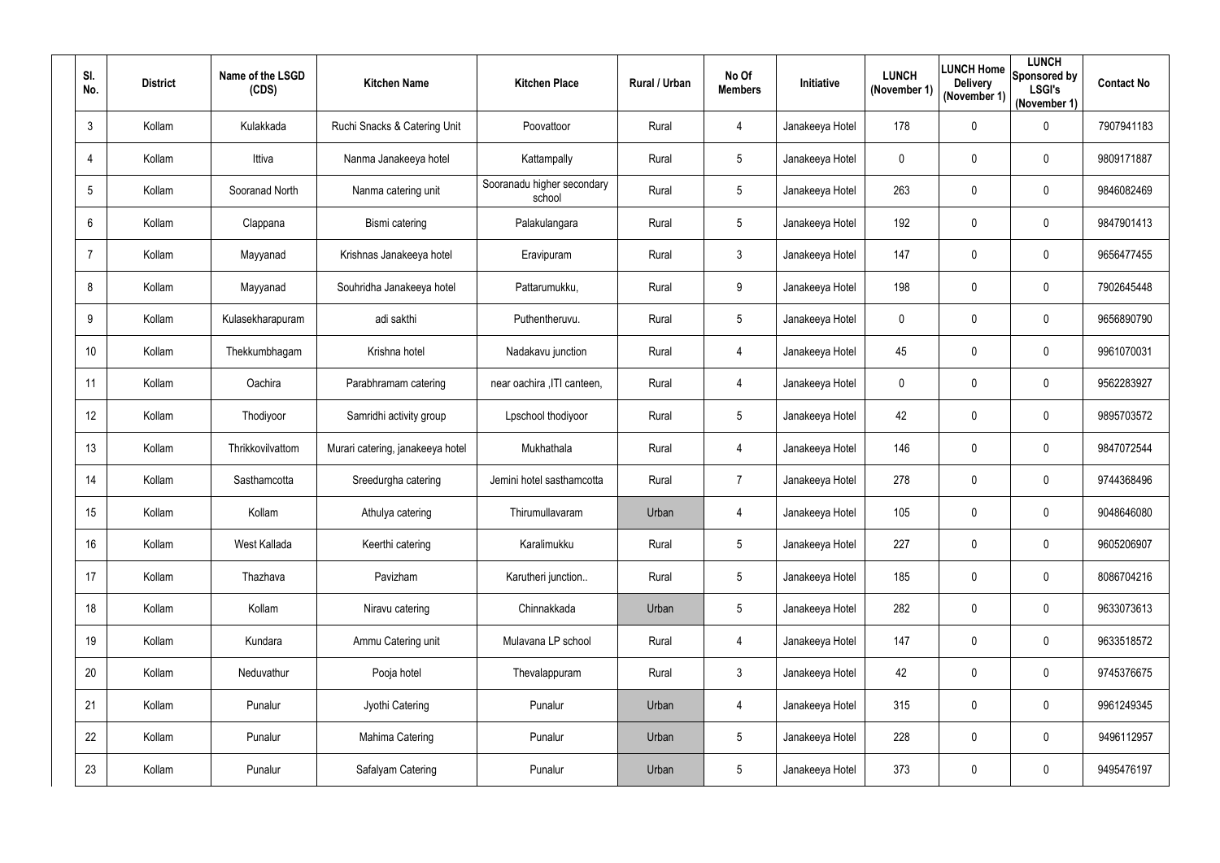| Sl. No. | District | Name of the LSGD (CDS) | Kitchen Name | Kitchen Place | Rural / Urban | No Of Members | Initiative | LUNCH (November 1) | LUNCH Home Delivery (November 1) | LUNCH Sponsored by LSGI's (November 1) | Contact No |
|---|---|---|---|---|---|---|---|---|---|---|---|
| 3 | Kollam | Kulakkada | Ruchi Snacks & Catering Unit | Poovattoor | Rural | 4 | Janakeeya Hotel | 178 | 0 | 0 | 7907941183 |
| 4 | Kollam | Ittiva | Nanma Janakeeya hotel | Kattampally | Rural | 5 | Janakeeya Hotel | 0 | 0 | 0 | 9809171887 |
| 5 | Kollam | Sooranad North | Nanma catering unit | Sooranadu higher secondary school | Rural | 5 | Janakeeya Hotel | 263 | 0 | 0 | 9846082469 |
| 6 | Kollam | Clappana | Bismi catering | Palakulangara | Rural | 5 | Janakeeya Hotel | 192 | 0 | 0 | 9847901413 |
| 7 | Kollam | Mayyanad | Krishnas Janakeeya hotel | Eravipuram | Rural | 3 | Janakeeya Hotel | 147 | 0 | 0 | 9656477455 |
| 8 | Kollam | Mayyanad | Souhridha Janakeeya hotel | Pattarumukku, | Rural | 9 | Janakeeya Hotel | 198 | 0 | 0 | 7902645448 |
| 9 | Kollam | Kulasekharapuram | adi sakthi | Puthentheruvu. | Rural | 5 | Janakeeya Hotel | 0 | 0 | 0 | 9656890790 |
| 10 | Kollam | Thekkumbhagam | Krishna hotel | Nadakavu junction | Rural | 4 | Janakeeya Hotel | 45 | 0 | 0 | 9961070031 |
| 11 | Kollam | Oachira | Parabhramam catering | near oachira ,ITI canteen, | Rural | 4 | Janakeeya Hotel | 0 | 0 | 0 | 9562283927 |
| 12 | Kollam | Thodiyoor | Samridhi activity group | Lpschool thodiyoor | Rural | 5 | Janakeeya Hotel | 42 | 0 | 0 | 9895703572 |
| 13 | Kollam | Thrikkovilvattom | Murari catering, janakeeya hotel | Mukhathala | Rural | 4 | Janakeeya Hotel | 146 | 0 | 0 | 9847072544 |
| 14 | Kollam | Sasthamcotta | Sreedurgha catering | Jemini hotel sasthamcotta | Rural | 7 | Janakeeya Hotel | 278 | 0 | 0 | 9744368496 |
| 15 | Kollam | Kollam | Athulya catering | Thirumullavaram | Urban | 4 | Janakeeya Hotel | 105 | 0 | 0 | 9048646080 |
| 16 | Kollam | West Kallada | Keerthi catering | Karalimukku | Rural | 5 | Janakeeya Hotel | 227 | 0 | 0 | 9605206907 |
| 17 | Kollam | Thazhava | Pavizham | Karutheri junction.. | Rural | 5 | Janakeeya Hotel | 185 | 0 | 0 | 8086704216 |
| 18 | Kollam | Kollam | Niravu catering | Chinnakkada | Urban | 5 | Janakeeya Hotel | 282 | 0 | 0 | 9633073613 |
| 19 | Kollam | Kundara | Ammu Catering unit | Mulavana LP school | Rural | 4 | Janakeeya Hotel | 147 | 0 | 0 | 9633518572 |
| 20 | Kollam | Neduvathur | Pooja hotel | Thevalappuram | Rural | 3 | Janakeeya Hotel | 42 | 0 | 0 | 9745376675 |
| 21 | Kollam | Punalur | Jyothi Catering | Punalur | Urban | 4 | Janakeeya Hotel | 315 | 0 | 0 | 9961249345 |
| 22 | Kollam | Punalur | Mahima Catering | Punalur | Urban | 5 | Janakeeya Hotel | 228 | 0 | 0 | 9496112957 |
| 23 | Kollam | Punalur | Safalyam Catering | Punalur | Urban | 5 | Janakeeya Hotel | 373 | 0 | 0 | 9495476197 |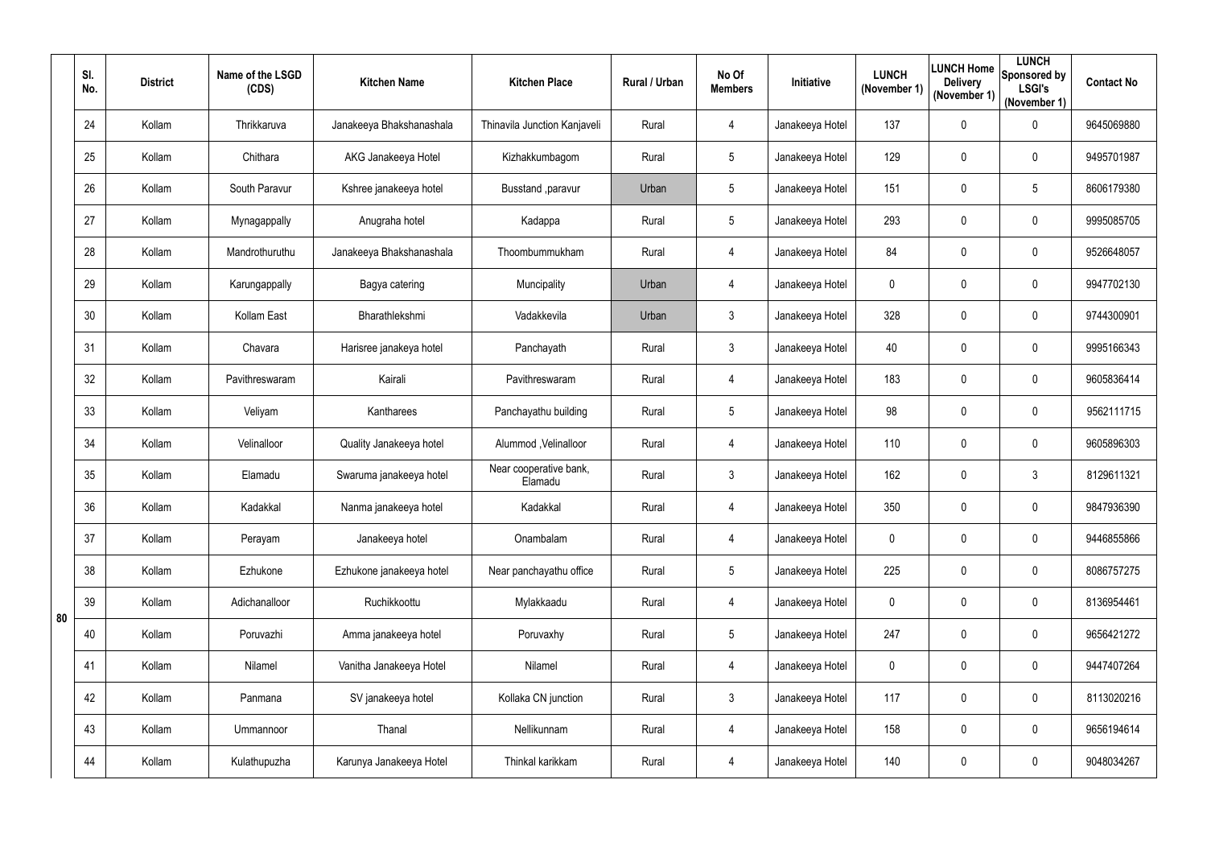|  | Sl. No. | District | Name of the LSGD (CDS) | Kitchen Name | Kitchen Place | Rural / Urban | No Of Members | Initiative | LUNCH (November 1) | LUNCH Home Delivery (November 1) | LUNCH Sponsored by LSGI's (November 1) | Contact No |
|---|---|---|---|---|---|---|---|---|---|---|---|---|
| 80 | 24 | Kollam | Thrikkaruva | Janakeeya Bhakshanashala | Thinavila Junction Kanjaveli | Rural | 4 | Janakeeya Hotel | 137 | 0 | 0 | 9645069880 |
|  | 25 | Kollam | Chithara | AKG Janakeeya Hotel | Kizhakkumbagom | Rural | 5 | Janakeeya Hotel | 129 | 0 | 0 | 9495701987 |
|  | 26 | Kollam | South Paravur | Kshree janakeeya hotel | Busstand ,paravur | Urban | 5 | Janakeeya Hotel | 151 | 0 | 5 | 8606179380 |
|  | 27 | Kollam | Mynagappally | Anugraha hotel | Kadappa | Rural | 5 | Janakeeya Hotel | 293 | 0 | 0 | 9995085705 |
|  | 28 | Kollam | Mandrothuruthu | Janakeeya Bhakshanashala | Thoombummukham | Rural | 4 | Janakeeya Hotel | 84 | 0 | 0 | 9526648057 |
|  | 29 | Kollam | Karungappally | Bagya catering | Muncipality | Urban | 4 | Janakeeya Hotel | 0 | 0 | 0 | 9947702130 |
|  | 30 | Kollam | Kollam East | Bharathlekshmi | Vadakkevila | Urban | 3 | Janakeeya Hotel | 328 | 0 | 0 | 9744300901 |
|  | 31 | Kollam | Chavara | Harisree janakeya hotel | Panchayath | Rural | 3 | Janakeeya Hotel | 40 | 0 | 0 | 9995166343 |
|  | 32 | Kollam | Pavithreswaram | Kairali | Pavithreswaram | Rural | 4 | Janakeeya Hotel | 183 | 0 | 0 | 9605836414 |
|  | 33 | Kollam | Veliyam | Kantharees | Panchayathu building | Rural | 5 | Janakeeya Hotel | 98 | 0 | 0 | 9562111715 |
|  | 34 | Kollam | Velinalloor | Quality Janakeeya hotel | Alummod ,Velinalloor | Rural | 4 | Janakeeya Hotel | 110 | 0 | 0 | 9605896303 |
|  | 35 | Kollam | Elamadu | Swaruma janakeeya hotel | Near cooperative bank, Elamadu | Rural | 3 | Janakeeya Hotel | 162 | 0 | 3 | 8129611321 |
|  | 36 | Kollam | Kadakkal | Nanma janakeeya hotel | Kadakkal | Rural | 4 | Janakeeya Hotel | 350 | 0 | 0 | 9847936390 |
|  | 37 | Kollam | Perayam | Janakeeya hotel | Onambalam | Rural | 4 | Janakeeya Hotel | 0 | 0 | 0 | 9446855866 |
|  | 38 | Kollam | Ezhukone | Ezhukone janakeeya hotel | Near panchayathu office | Rural | 5 | Janakeeya Hotel | 225 | 0 | 0 | 8086757275 |
|  | 39 | Kollam | Adichanalloor | Ruchikkoottu | Mylakkaadu | Rural | 4 | Janakeeya Hotel | 0 | 0 | 0 | 8136954461 |
|  | 40 | Kollam | Poruvazhi | Amma janakeeya hotel | Poruvaxhy | Rural | 5 | Janakeeya Hotel | 247 | 0 | 0 | 9656421272 |
|  | 41 | Kollam | Nilamel | Vanitha Janakeeya Hotel | Nilamel | Rural | 4 | Janakeeya Hotel | 0 | 0 | 0 | 9447407264 |
|  | 42 | Kollam | Panmana | SV janakeeya hotel | Kollaka CN junction | Rural | 3 | Janakeeya Hotel | 117 | 0 | 0 | 8113020216 |
|  | 43 | Kollam | Ummannoor | Thanal | Nellikunnam | Rural | 4 | Janakeeya Hotel | 158 | 0 | 0 | 9656194614 |
|  | 44 | Kollam | Kulathupuzha | Karunya Janakeeya Hotel | Thinkal karikkam | Rural | 4 | Janakeeya Hotel | 140 | 0 | 0 | 9048034267 |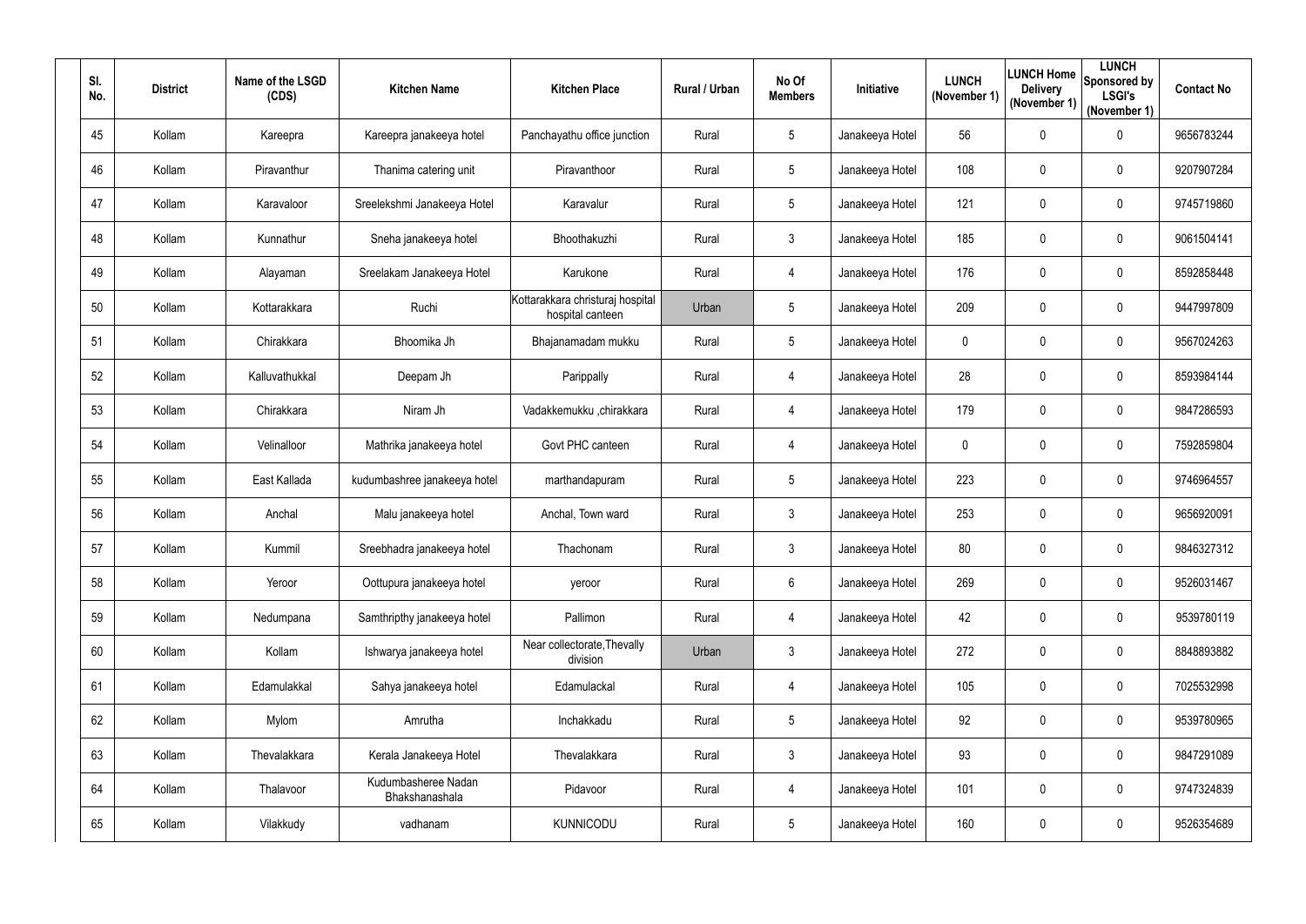| Sl. No. | District | Name of the LSGD (CDS) | Kitchen Name | Kitchen Place | Rural / Urban | No Of Members | Initiative | LUNCH (November 1) | LUNCH Home Delivery (November 1) | LUNCH Sponsored by LSGI's (November 1) | Contact No |
|---|---|---|---|---|---|---|---|---|---|---|---|
| 45 | Kollam | Kareepra | Kareepra janakeeya hotel | Panchayathu office junction | Rural | 5 | Janakeeya Hotel | 56 | 0 | 0 | 9656783244 |
| 46 | Kollam | Piravanthur | Thanima catering unit | Piravanthoor | Rural | 5 | Janakeeya Hotel | 108 | 0 | 0 | 9207907284 |
| 47 | Kollam | Karavaloor | Sreelekshmi Janakeeya Hotel | Karavalur | Rural | 5 | Janakeeya Hotel | 121 | 0 | 0 | 9745719860 |
| 48 | Kollam | Kunnathur | Sneha janakeeya hotel | Bhoothakuzhi | Rural | 3 | Janakeeya Hotel | 185 | 0 | 0 | 9061504141 |
| 49 | Kollam | Alayaman | Sreelakam Janakeeya Hotel | Karukone | Rural | 4 | Janakeeya Hotel | 176 | 0 | 0 | 8592858448 |
| 50 | Kollam | Kottarakkara | Ruchi | Kottarakkara christuraj hospital hospital canteen | Urban | 5 | Janakeeya Hotel | 209 | 0 | 0 | 9447997809 |
| 51 | Kollam | Chirakkara | Bhoomika Jh | Bhajanamadam mukku | Rural | 5 | Janakeeya Hotel | 0 | 0 | 0 | 9567024263 |
| 52 | Kollam | Kalluvathukkal | Deepam Jh | Parippally | Rural | 4 | Janakeeya Hotel | 28 | 0 | 0 | 8593984144 |
| 53 | Kollam | Chirakkara | Niram Jh | Vadakkemukku ,chirakkara | Rural | 4 | Janakeeya Hotel | 179 | 0 | 0 | 9847286593 |
| 54 | Kollam | Velinalloor | Mathrika janakeeya hotel | Govt PHC canteen | Rural | 4 | Janakeeya Hotel | 0 | 0 | 0 | 7592859804 |
| 55 | Kollam | East Kallada | kudumbashree janakeeya hotel | marthandapuram | Rural | 5 | Janakeeya Hotel | 223 | 0 | 0 | 9746964557 |
| 56 | Kollam | Anchal | Malu janakeeya hotel | Anchal, Town ward | Rural | 3 | Janakeeya Hotel | 253 | 0 | 0 | 9656920091 |
| 57 | Kollam | Kummil | Sreebhadra janakeeya hotel | Thachonam | Rural | 3 | Janakeeya Hotel | 80 | 0 | 0 | 9846327312 |
| 58 | Kollam | Yeroor | Oottupura janakeeya hotel | yeroor | Rural | 6 | Janakeeya Hotel | 269 | 0 | 0 | 9526031467 |
| 59 | Kollam | Nedumpana | Samthripthy janakeeya hotel | Pallimon | Rural | 4 | Janakeeya Hotel | 42 | 0 | 0 | 9539780119 |
| 60 | Kollam | Kollam | Ishwarya janakeeya hotel | Near collectorate,Thevally division | Urban | 3 | Janakeeya Hotel | 272 | 0 | 0 | 8848893882 |
| 61 | Kollam | Edamulakkal | Sahya janakeeya hotel | Edamulackal | Rural | 4 | Janakeeya Hotel | 105 | 0 | 0 | 7025532998 |
| 62 | Kollam | Mylom | Amrutha | Inchakkadu | Rural | 5 | Janakeeya Hotel | 92 | 0 | 0 | 9539780965 |
| 63 | Kollam | Thevalakkara | Kerala Janakeeya Hotel | Thevalakkara | Rural | 3 | Janakeeya Hotel | 93 | 0 | 0 | 9847291089 |
| 64 | Kollam | Thalavoor | Kudumbasheree Nadan Bhakshanashala | Pidavoor | Rural | 4 | Janakeeya Hotel | 101 | 0 | 0 | 9747324839 |
| 65 | Kollam | Vilakkudy | vadhanam | KUNNICODU | Rural | 5 | Janakeeya Hotel | 160 | 0 | 0 | 9526354689 |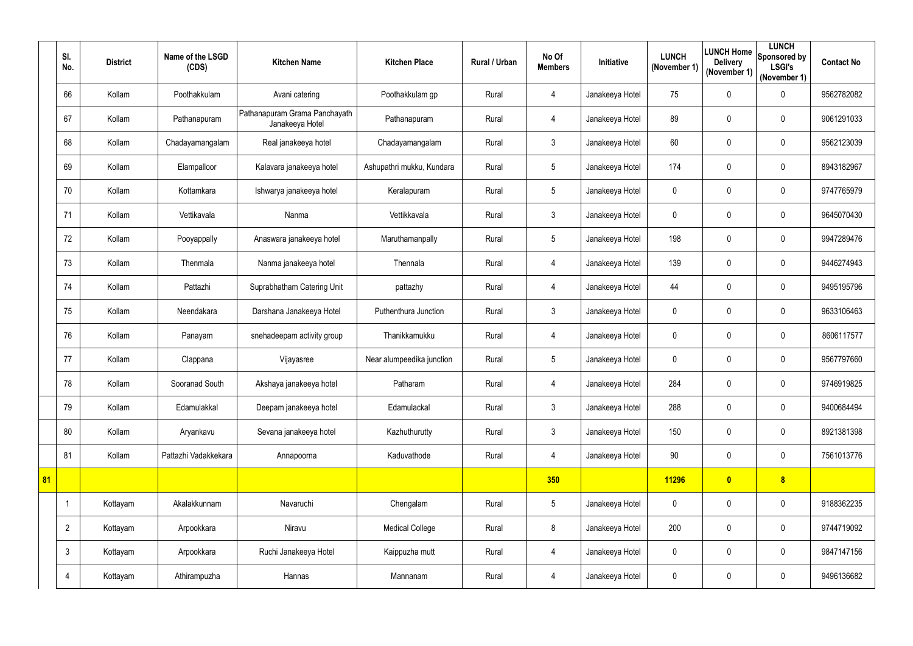| | Sl. No. | District | Name of the LSGD (CDS) | Kitchen Name | Kitchen Place | Rural / Urban | No Of Members | Initiative | LUNCH (November 1) | LUNCH Home Delivery (November 1) | LUNCH Sponsored by LSGI's (November 1) | Contact No |
|---|---|---|---|---|---|---|---|---|---|---|---|---|
| | 66 | Kollam | Poothakkulam | Avani catering | Poothakkulam gp | Rural | 4 | Janakeeya Hotel | 75 | 0 | 0 | 9562782082 |
| | 67 | Kollam | Pathanapuram | Pathanapuram Grama Panchayath Janakeeya Hotel | Pathanapuram | Rural | 4 | Janakeeya Hotel | 89 | 0 | 0 | 9061291033 |
| | 68 | Kollam | Chadayamangalam | Real janakeeya hotel | Chadayamangalam | Rural | 3 | Janakeeya Hotel | 60 | 0 | 0 | 9562123039 |
| | 69 | Kollam | Elampalloor | Kalavara janakeeya hotel | Ashupathri mukku, Kundara | Rural | 5 | Janakeeya Hotel | 174 | 0 | 0 | 8943182967 |
| | 70 | Kollam | Kottamkara | Ishwarya janakeeya hotel | Keralapuram | Rural | 5 | Janakeeya Hotel | 0 | 0 | 0 | 9747765979 |
| | 71 | Kollam | Vettikavala | Nanma | Vettikkavala | Rural | 3 | Janakeeya Hotel | 0 | 0 | 0 | 9645070430 |
| | 72 | Kollam | Pooyappally | Anaswara janakeeya hotel | Maruthamanpally | Rural | 5 | Janakeeya Hotel | 198 | 0 | 0 | 9947289476 |
| | 73 | Kollam | Thenmala | Nanma janakeeya hotel | Thennala | Rural | 4 | Janakeeya Hotel | 139 | 0 | 0 | 9446274943 |
| | 74 | Kollam | Pattazhi | Suprabhatham Catering Unit | pattazhy | Rural | 4 | Janakeeya Hotel | 44 | 0 | 0 | 9495195796 |
| | 75 | Kollam | Neendakara | Darshana Janakeeya Hotel | Puthenthura Junction | Rural | 3 | Janakeeya Hotel | 0 | 0 | 0 | 9633106463 |
| | 76 | Kollam | Panayam | snehadeepam activity group | Thanikkamukku | Rural | 4 | Janakeeya Hotel | 0 | 0 | 0 | 8606117577 |
| | 77 | Kollam | Clappana | Vijayasree | Near alumpeedika junction | Rural | 5 | Janakeeya Hotel | 0 | 0 | 0 | 9567797660 |
| | 78 | Kollam | Sooranad South | Akshaya janakeeya hotel | Patharam | Rural | 4 | Janakeeya Hotel | 284 | 0 | 0 | 9746919825 |
| | 79 | Kollam | Edamulakkal | Deepam janakeeya hotel | Edamulackal | Rural | 3 | Janakeeya Hotel | 288 | 0 | 0 | 9400684494 |
| | 80 | Kollam | Aryankavu | Sevana janakeeya hotel | Kazhuthurutty | Rural | 3 | Janakeeya Hotel | 150 | 0 | 0 | 8921381398 |
| | 81 | Kollam | Pattazhi Vadakkekara | Annapoorna | Kaduvathode | Rural | 4 | Janakeeya Hotel | 90 | 0 | 0 | 7561013776 |
| **81** | | | | | | | **350** | | **11296** | **0** | **8** | |
| | 1 | Kottayam | Akalakkunnam | Navaruchi | Chengalam | Rural | 5 | Janakeeya Hotel | 0 | 0 | 0 | 9188362235 |
| | 2 | Kottayam | Arpookkara | Niravu | Medical College | Rural | 8 | Janakeeya Hotel | 200 | 0 | 0 | 9744719092 |
| | 3 | Kottayam | Arpookkara | Ruchi Janakeeya Hotel | Kaippuzha mutt | Rural | 4 | Janakeeya Hotel | 0 | 0 | 0 | 9847147156 |
| | 4 | Kottayam | Athirampuzha | Hannas | Mannanam | Rural | 4 | Janakeeya Hotel | 0 | 0 | 0 | 9496136682 |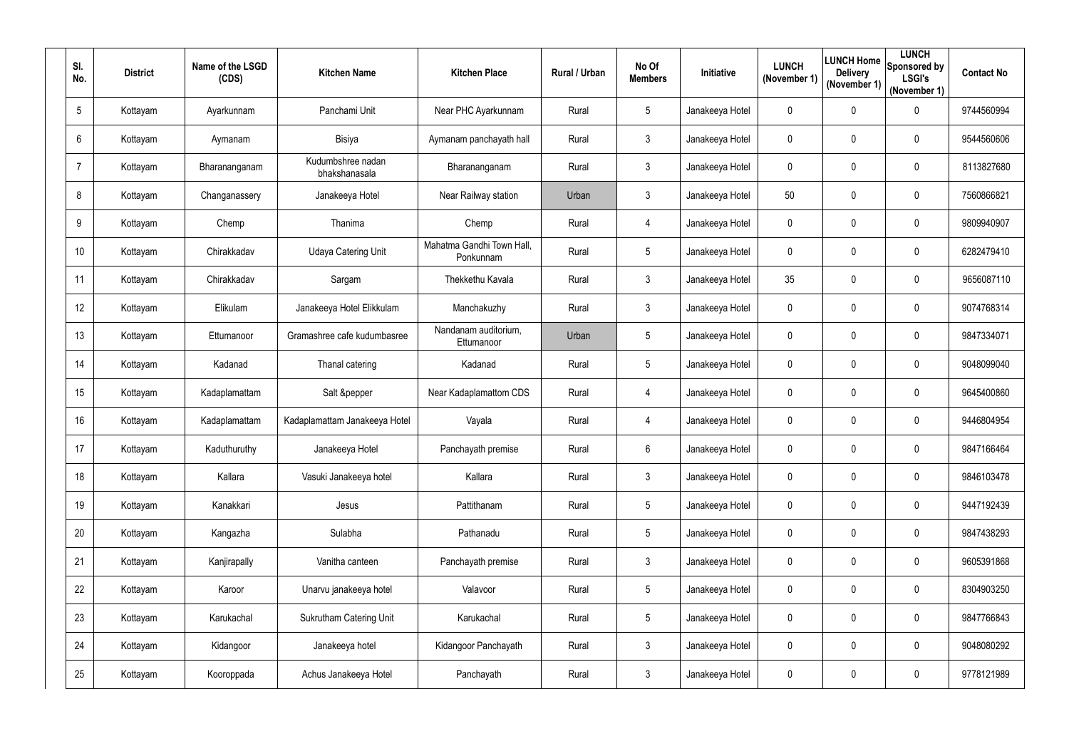| Sl. No. | District | Name of the LSGD (CDS) | Kitchen Name | Kitchen Place | Rural / Urban | No Of Members | Initiative | LUNCH (November 1) | LUNCH Home Delivery (November 1) | LUNCH Sponsored by LSGI's (November 1) | Contact No |
|---|---|---|---|---|---|---|---|---|---|---|---|
| 5 | Kottayam | Ayarkunnam | Panchami Unit | Near PHC Ayarkunnam | Rural | 5 | Janakeeya Hotel | 0 | 0 | 0 | 9744560994 |
| 6 | Kottayam | Aymanam | Bisiya | Aymanam panchayath hall | Rural | 3 | Janakeeya Hotel | 0 | 0 | 0 | 9544560606 |
| 7 | Kottayam | Bharananganam | Kudumbshree nadan bhakshanasala | Bharananganam | Rural | 3 | Janakeeya Hotel | 0 | 0 | 0 | 8113827680 |
| 8 | Kottayam | Changanassery | Janakeeya Hotel | Near Railway station | Urban | 3 | Janakeeya Hotel | 50 | 0 | 0 | 7560866821 |
| 9 | Kottayam | Chemp | Thanima | Chemp | Rural | 4 | Janakeeya Hotel | 0 | 0 | 0 | 9809940907 |
| 10 | Kottayam | Chirakkadav | Udaya Catering Unit | Mahatma Gandhi Town Hall, Ponkunnam | Rural | 5 | Janakeeya Hotel | 0 | 0 | 0 | 6282479410 |
| 11 | Kottayam | Chirakkadav | Sargam | Thekkethu Kavala | Rural | 3 | Janakeeya Hotel | 35 | 0 | 0 | 9656087110 |
| 12 | Kottayam | Elikulam | Janakeeya Hotel Elikkulam | Manchakuzhy | Rural | 3 | Janakeeya Hotel | 0 | 0 | 0 | 9074768314 |
| 13 | Kottayam | Ettumanoor | Gramashree cafe kudumbasree | Nandanam auditorium, Ettumanoor | Urban | 5 | Janakeeya Hotel | 0 | 0 | 0 | 9847334071 |
| 14 | Kottayam | Kadanad | Thanal catering | Kadanad | Rural | 5 | Janakeeya Hotel | 0 | 0 | 0 | 9048099040 |
| 15 | Kottayam | Kadaplamattam | Salt &pepper | Near Kadaplamattom CDS | Rural | 4 | Janakeeya Hotel | 0 | 0 | 0 | 9645400860 |
| 16 | Kottayam | Kadaplamattam | Kadaplamattam Janakeeya Hotel | Vayala | Rural | 4 | Janakeeya Hotel | 0 | 0 | 0 | 9446804954 |
| 17 | Kottayam | Kaduthuruthy | Janakeeya Hotel | Panchayath premise | Rural | 6 | Janakeeya Hotel | 0 | 0 | 0 | 9847166464 |
| 18 | Kottayam | Kallara | Vasuki Janakeeya hotel | Kallara | Rural | 3 | Janakeeya Hotel | 0 | 0 | 0 | 9846103478 |
| 19 | Kottayam | Kanakkari | Jesus | Pattithanam | Rural | 5 | Janakeeya Hotel | 0 | 0 | 0 | 9447192439 |
| 20 | Kottayam | Kangazha | Sulabha | Pathanadu | Rural | 5 | Janakeeya Hotel | 0 | 0 | 0 | 9847438293 |
| 21 | Kottayam | Kanjirapally | Vanitha canteen | Panchayath premise | Rural | 3 | Janakeeya Hotel | 0 | 0 | 0 | 9605391868 |
| 22 | Kottayam | Karoor | Unarvu janakeeya hotel | Valavoor | Rural | 5 | Janakeeya Hotel | 0 | 0 | 0 | 8304903250 |
| 23 | Kottayam | Karukachal | Sukrutham Catering Unit | Karukachal | Rural | 5 | Janakeeya Hotel | 0 | 0 | 0 | 9847766843 |
| 24 | Kottayam | Kidangoor | Janakeeya hotel | Kidangoor Panchayath | Rural | 3 | Janakeeya Hotel | 0 | 0 | 0 | 9048080292 |
| 25 | Kottayam | Kooroppada | Achus Janakeeya Hotel | Panchayath | Rural | 3 | Janakeeya Hotel | 0 | 0 | 0 | 9778121989 |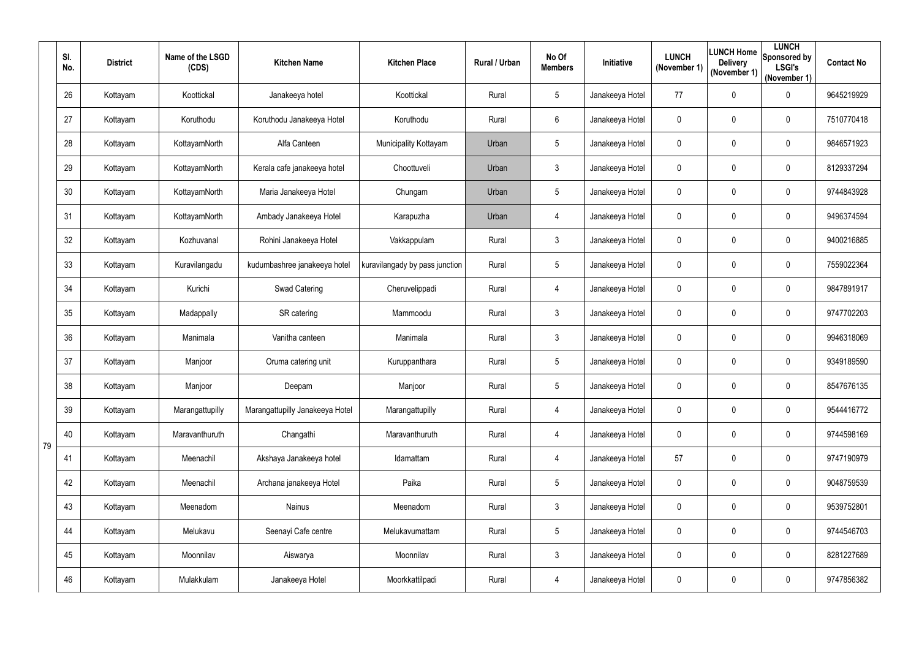|  | Sl. No. | District | Name of the LSGD (CDS) | Kitchen Name | Kitchen Place | Rural / Urban | No Of Members | Initiative | LUNCH (November 1) | LUNCH Home Delivery (November 1) | LUNCH Sponsored by LSGI's (November 1) | Contact No |
|---|---|---|---|---|---|---|---|---|---|---|---|---|
| 79 | 26 | Kottayam | Koottickal | Janakeeya hotel | Koottickal | Rural | 5 | Janakeeya Hotel | 77 | 0 | 0 | 9645219929 |
|  | 27 | Kottayam | Koruthodu | Koruthodu Janakeeya Hotel | Koruthodu | Rural | 6 | Janakeeya Hotel | 0 | 0 | 0 | 7510770418 |
|  | 28 | Kottayam | KottayamNorth | Alfa Canteen | Municipality Kottayam | Urban | 5 | Janakeeya Hotel | 0 | 0 | 0 | 9846571923 |
|  | 29 | Kottayam | KottayamNorth | Kerala cafe janakeeya hotel | Choottuveli | Urban | 3 | Janakeeya Hotel | 0 | 0 | 0 | 8129337294 |
|  | 30 | Kottayam | KottayamNorth | Maria Janakeeya Hotel | Chungam | Urban | 5 | Janakeeya Hotel | 0 | 0 | 0 | 9744843928 |
|  | 31 | Kottayam | KottayamNorth | Ambady Janakeeya Hotel | Karapuzha | Urban | 4 | Janakeeya Hotel | 0 | 0 | 0 | 9496374594 |
|  | 32 | Kottayam | Kozhuvanal | Rohini Janakeeya Hotel | Vakkappulam | Rural | 3 | Janakeeya Hotel | 0 | 0 | 0 | 9400216885 |
|  | 33 | Kottayam | Kuravilangadu | kudumbashree janakeeya hotel | kuravilangady by pass junction | Rural | 5 | Janakeeya Hotel | 0 | 0 | 0 | 7559022364 |
|  | 34 | Kottayam | Kurichi | Swad Catering | Cheruvelippadi | Rural | 4 | Janakeeya Hotel | 0 | 0 | 0 | 9847891917 |
|  | 35 | Kottayam | Madappally | SR catering | Mammoodu | Rural | 3 | Janakeeya Hotel | 0 | 0 | 0 | 9747702203 |
|  | 36 | Kottayam | Manimala | Vanitha canteen | Manimala | Rural | 3 | Janakeeya Hotel | 0 | 0 | 0 | 9946318069 |
|  | 37 | Kottayam | Manjoor | Oruma catering unit | Kuruppanthara | Rural | 5 | Janakeeya Hotel | 0 | 0 | 0 | 9349189590 |
|  | 38 | Kottayam | Manjoor | Deepam | Manjoor | Rural | 5 | Janakeeya Hotel | 0 | 0 | 0 | 8547676135 |
|  | 39 | Kottayam | Marangattupilly | Marangattupilly Janakeeya Hotel | Marangattupilly | Rural | 4 | Janakeeya Hotel | 0 | 0 | 0 | 9544416772 |
|  | 40 | Kottayam | Maravanthuruth | Changathi | Maravanthuruth | Rural | 4 | Janakeeya Hotel | 0 | 0 | 0 | 9744598169 |
|  | 41 | Kottayam | Meenachil | Akshaya Janakeeya hotel | Idamattam | Rural | 4 | Janakeeya Hotel | 57 | 0 | 0 | 9747190979 |
|  | 42 | Kottayam | Meenachil | Archana janakeeya Hotel | Paika | Rural | 5 | Janakeeya Hotel | 0 | 0 | 0 | 9048759539 |
|  | 43 | Kottayam | Meenadom | Nainus | Meenadom | Rural | 3 | Janakeeya Hotel | 0 | 0 | 0 | 9539752801 |
|  | 44 | Kottayam | Melukavu | Seenayi Cafe centre | Melukavumattam | Rural | 5 | Janakeeya Hotel | 0 | 0 | 0 | 9744546703 |
|  | 45 | Kottayam | Moonnilav | Aiswarya | Moonnilav | Rural | 3 | Janakeeya Hotel | 0 | 0 | 0 | 8281227689 |
|  | 46 | Kottayam | Mulakkulam | Janakeeya Hotel | Moorkkattilpadi | Rural | 4 | Janakeeya Hotel | 0 | 0 | 0 | 9747856382 |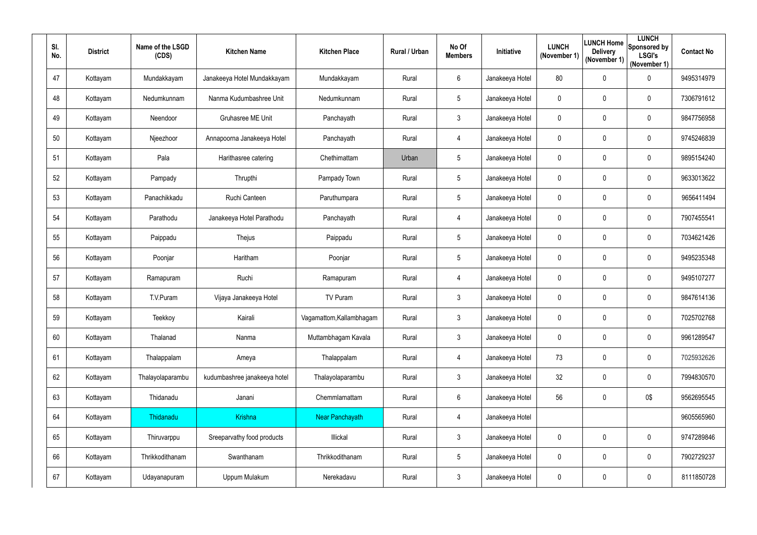| Sl. No. | District | Name of the LSGD (CDS) | Kitchen Name | Kitchen Place | Rural / Urban | No Of Members | Initiative | LUNCH (November 1) | LUNCH Home Delivery (November 1) | LUNCH Sponsored by LSGI's (November 1) | Contact No |
|---|---|---|---|---|---|---|---|---|---|---|---|
| 47 | Kottayam | Mundakkayam | Janakeeya Hotel Mundakkayam | Mundakkayam | Rural | 6 | Janakeeya Hotel | 80 | 0 | 0 | 9495314979 |
| 48 | Kottayam | Nedumkunnam | Nanma Kudumbashree Unit | Nedumkunnam | Rural | 5 | Janakeeya Hotel | 0 | 0 | 0 | 7306791612 |
| 49 | Kottayam | Neendoor | Gruhasree ME Unit | Panchayath | Rural | 3 | Janakeeya Hotel | 0 | 0 | 0 | 9847756958 |
| 50 | Kottayam | Njeezhoor | Annapoorna Janakeeya Hotel | Panchayath | Rural | 4 | Janakeeya Hotel | 0 | 0 | 0 | 9745246839 |
| 51 | Kottayam | Pala | Harithasree catering | Chethimattam | Urban | 5 | Janakeeya Hotel | 0 | 0 | 0 | 9895154240 |
| 52 | Kottayam | Pampady | Thrupthi | Pampady Town | Rural | 5 | Janakeeya Hotel | 0 | 0 | 0 | 9633013622 |
| 53 | Kottayam | Panachikkadu | Ruchi Canteen | Paruthumpara | Rural | 5 | Janakeeya Hotel | 0 | 0 | 0 | 9656411494 |
| 54 | Kottayam | Parathodu | Janakeeya Hotel Parathodu | Panchayath | Rural | 4 | Janakeeya Hotel | 0 | 0 | 0 | 7907455541 |
| 55 | Kottayam | Paippadu | Thejus | Paippadu | Rural | 5 | Janakeeya Hotel | 0 | 0 | 0 | 7034621426 |
| 56 | Kottayam | Poonjar | Haritham | Poonjar | Rural | 5 | Janakeeya Hotel | 0 | 0 | 0 | 9495235348 |
| 57 | Kottayam | Ramapuram | Ruchi | Ramapuram | Rural | 4 | Janakeeya Hotel | 0 | 0 | 0 | 9495107277 |
| 58 | Kottayam | T.V.Puram | Vijaya Janakeeya Hotel | TV Puram | Rural | 3 | Janakeeya Hotel | 0 | 0 | 0 | 9847614136 |
| 59 | Kottayam | Teekkoy | Kairali | Vagamattom,Kallambhagam | Rural | 3 | Janakeeya Hotel | 0 | 0 | 0 | 7025702768 |
| 60 | Kottayam | Thalanad | Nanma | Muttambhagam Kavala | Rural | 3 | Janakeeya Hotel | 0 | 0 | 0 | 9961289547 |
| 61 | Kottayam | Thalappalam | Ameya | Thalappalam | Rural | 4 | Janakeeya Hotel | 73 | 0 | 0 | 7025932626 |
| 62 | Kottayam | Thalayolaparambu | kudumbashree janakeeya hotel | Thalayolaparambu | Rural | 3 | Janakeeya Hotel | 32 | 0 | 0 | 7994830570 |
| 63 | Kottayam | Thidanadu | Janani | Chemmlamattam | Rural | 6 | Janakeeya Hotel | 56 | 0 | 0$ | 9562695545 |
| 64 | Kottayam | Thidanadu | Krishna | Near Panchayath | Rural | 4 | Janakeeya Hotel | | | | 9605565960 |
| 65 | Kottayam | Thiruvarppu | Sreeparvathy food products | Illickal | Rural | 3 | Janakeeya Hotel | 0 | 0 | 0 | 9747289846 |
| 66 | Kottayam | Thrikkodithanam | Swanthanam | Thrikkodithanam | Rural | 5 | Janakeeya Hotel | 0 | 0 | 0 | 7902729237 |
| 67 | Kottayam | Udayanapuram | Uppum Mulakum | Nerekadavu | Rural | 3 | Janakeeya Hotel | 0 | 0 | 0 | 8111850728 |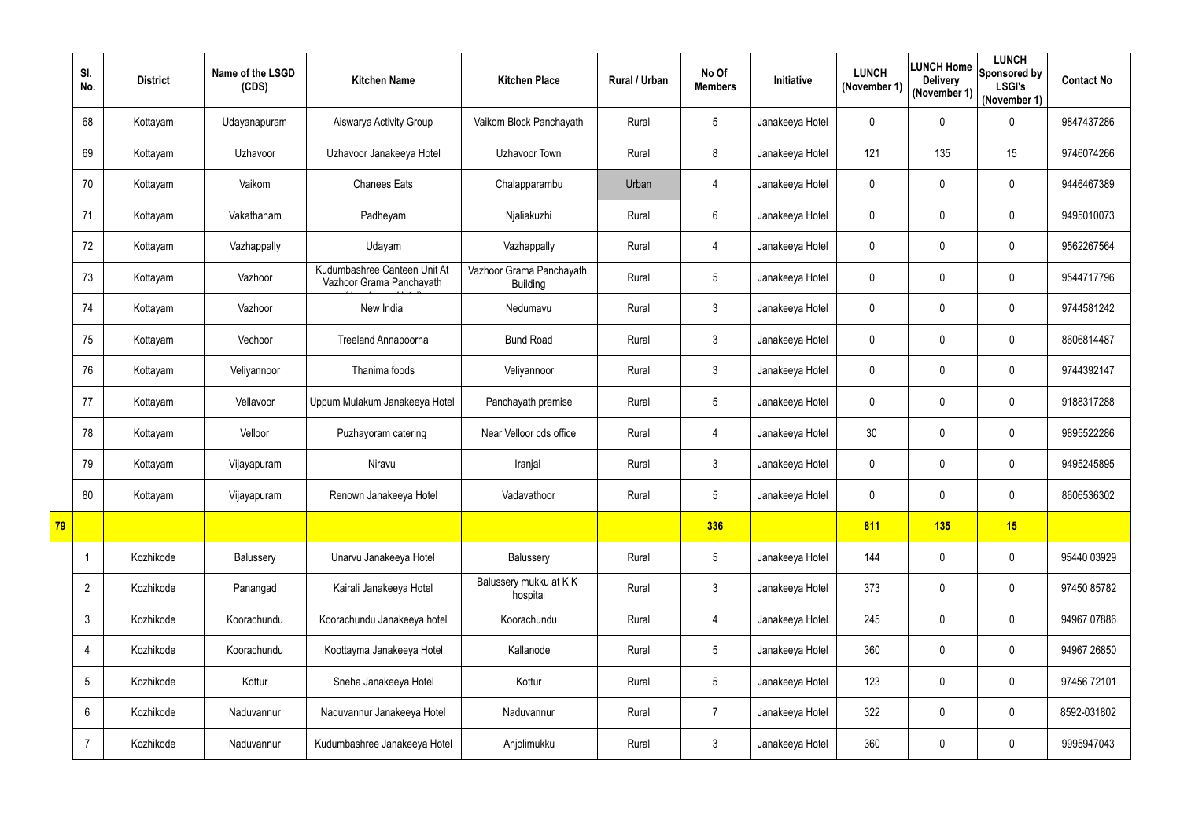| | Sl. No. | District | Name of the LSGD (CDS) | Kitchen Name | Kitchen Place | Rural / Urban | No Of Members | Initiative | LUNCH (November 1) | LUNCH Home Delivery (November 1) | LUNCH Sponsored by LSGI's (November 1) | Contact No |
|---|---|---|---|---|---|---|---|---|---|---|---|---|
| | 68 | Kottayam | Udayanapuram | Aiswarya Activity Group | Vaikom Block Panchayath | Rural | 5 | Janakeeya Hotel | 0 | 0 | 0 | 9847437286 |
| | 69 | Kottayam | Uzhavoor | Uzhavoor Janakeeya Hotel | Uzhavoor Town | Rural | 8 | Janakeeya Hotel | 121 | 135 | 15 | 9746074266 |
| | 70 | Kottayam | Vaikom | Chanees Eats | Chalapparambu | Urban | 4 | Janakeeya Hotel | 0 | 0 | 0 | 9446467389 |
| | 71 | Kottayam | Vakathanam | Padheyam | Njaliakuzhi | Rural | 6 | Janakeeya Hotel | 0 | 0 | 0 | 9495010073 |
| | 72 | Kottayam | Vazhappally | Udayam | Vazhappally | Rural | 4 | Janakeeya Hotel | 0 | 0 | 0 | 9562267564 |
| | 73 | Kottayam | Vazhoor | Kudumbashree Canteen Unit At Vazhoor Grama Panchayath | Vazhoor Grama Panchayath Building | Rural | 5 | Janakeeya Hotel | 0 | 0 | 0 | 9544717796 |
| | 74 | Kottayam | Vazhoor | New India | Nedumavu | Rural | 3 | Janakeeya Hotel | 0 | 0 | 0 | 9744581242 |
| | 75 | Kottayam | Vechoor | Treeland Annapoorna | Bund Road | Rural | 3 | Janakeeya Hotel | 0 | 0 | 0 | 8606814487 |
| | 76 | Kottayam | Veliyannoor | Thanima foods | Veliyannoor | Rural | 3 | Janakeeya Hotel | 0 | 0 | 0 | 9744392147 |
| | 77 | Kottayam | Vellavoor | Uppum Mulakum Janakeeya Hotel | Panchayath premise | Rural | 5 | Janakeeya Hotel | 0 | 0 | 0 | 9188317288 |
| | 78 | Kottayam | Velloor | Puzhayoram catering | Near Velloor cds office | Rural | 4 | Janakeeya Hotel | 30 | 0 | 0 | 9895522286 |
| | 79 | Kottayam | Vijayapuram | Niravu | Iranjal | Rural | 3 | Janakeeya Hotel | 0 | 0 | 0 | 9495245895 |
| | 80 | Kottayam | Vijayapuram | Renown Janakeeya Hotel | Vadavathoor | Rural | 5 | Janakeeya Hotel | 0 | 0 | 0 | 8606536302 |
| **79** | | | | | | | **336** | | **811** | **135** | **15** | |
| | 1 | Kozhikode | Balussery | Unarvu Janakeeya Hotel | Balussery | Rural | 5 | Janakeeya Hotel | 144 | 0 | 0 | 95440 03929 |
| | 2 | Kozhikode | Panangad | Kairali Janakeeya Hotel | Balussery mukku at K K hospital | Rural | 3 | Janakeeya Hotel | 373 | 0 | 0 | 97450 85782 |
| | 3 | Kozhikode | Koorachundu | Koorachundu Janakeeya hotel | Koorachundu | Rural | 4 | Janakeeya Hotel | 245 | 0 | 0 | 94967 07886 |
| | 4 | Kozhikode | Koorachundu | Koottayma Janakeeya Hotel | Kallanode | Rural | 5 | Janakeeya Hotel | 360 | 0 | 0 | 94967 26850 |
| | 5 | Kozhikode | Kottur | Sneha Janakeeya Hotel | Kottur | Rural | 5 | Janakeeya Hotel | 123 | 0 | 0 | 97456 72101 |
| | 6 | Kozhikode | Naduvannur | Naduvannur Janakeeya Hotel | Naduvannur | Rural | 7 | Janakeeya Hotel | 322 | 0 | 0 | 8592-031802 |
| | 7 | Kozhikode | Naduvannur | Kudumbashree Janakeeya Hotel | Anjolimukku | Rural | 3 | Janakeeya Hotel | 360 | 0 | 0 | 9995947043 |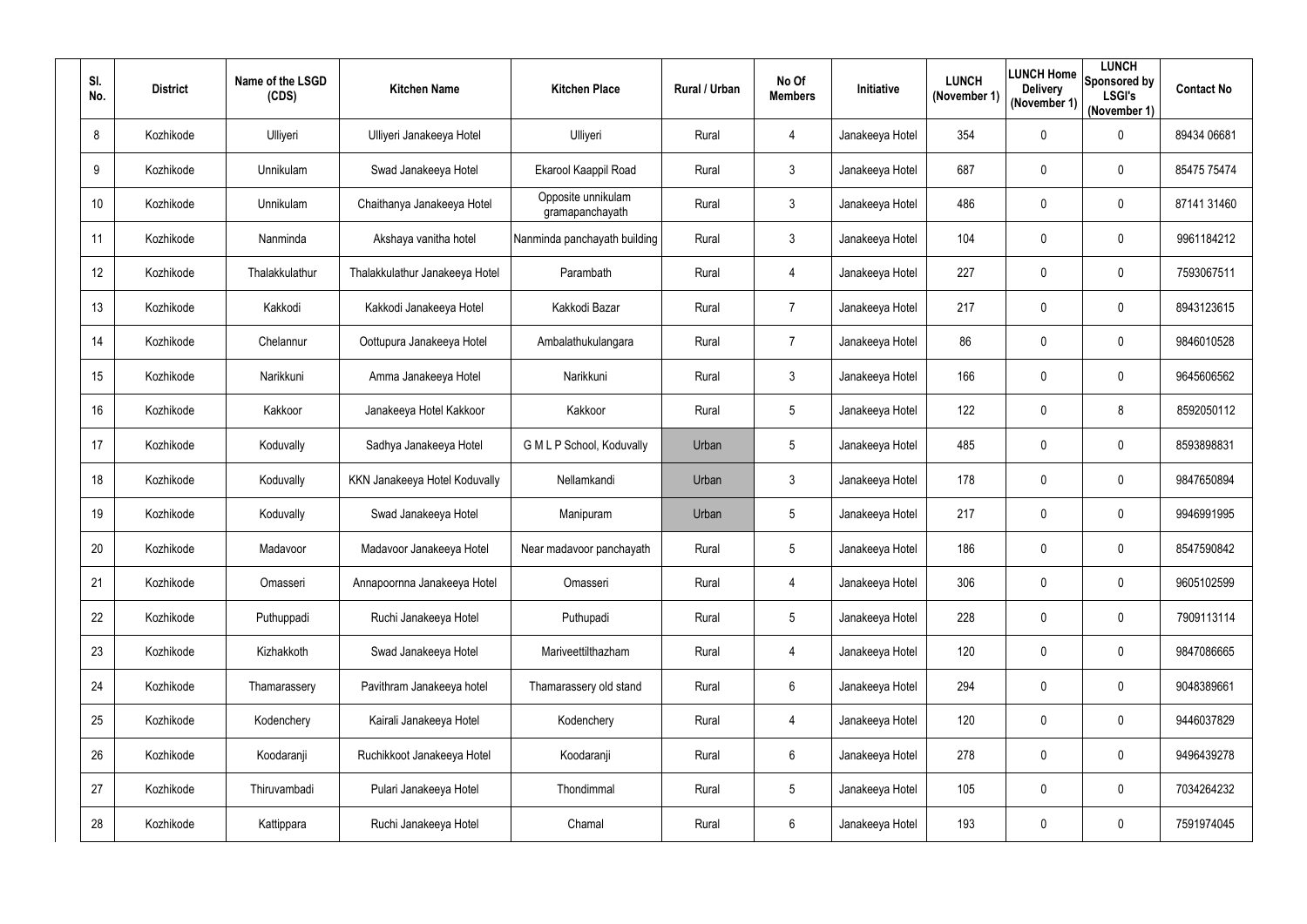| Sl. No. | District | Name of the LSGD (CDS) | Kitchen Name | Kitchen Place | Rural / Urban | No Of Members | Initiative | LUNCH (November 1) | LUNCH Home Delivery (November 1) | LUNCH Sponsored by LSGI's (November 1) | Contact No |
|---|---|---|---|---|---|---|---|---|---|---|---|
| 8 | Kozhikode | Ulliyeri | Ulliyeri Janakeeya Hotel | Ulliyeri | Rural | 4 | Janakeeya Hotel | 354 | 0 | 0 | 89434 06681 |
| 9 | Kozhikode | Unnikulam | Swad Janakeeya Hotel | Ekarool Kaappil Road | Rural | 3 | Janakeeya Hotel | 687 | 0 | 0 | 85475 75474 |
| 10 | Kozhikode | Unnikulam | Chaithanya Janakeeya Hotel | Opposite unnikulam gramapanchayath | Rural | 3 | Janakeeya Hotel | 486 | 0 | 0 | 87141 31460 |
| 11 | Kozhikode | Nanminda | Akshaya vanitha hotel | Nanminda panchayath building | Rural | 3 | Janakeeya Hotel | 104 | 0 | 0 | 9961184212 |
| 12 | Kozhikode | Thalakkulathur | Thalakkulathur Janakeeya Hotel | Parambath | Rural | 4 | Janakeeya Hotel | 227 | 0 | 0 | 7593067511 |
| 13 | Kozhikode | Kakkodi | Kakkodi Janakeeya Hotel | Kakkodi Bazar | Rural | 7 | Janakeeya Hotel | 217 | 0 | 0 | 8943123615 |
| 14 | Kozhikode | Chelannur | Oottupura Janakeeya Hotel | Ambalathukulangara | Rural | 7 | Janakeeya Hotel | 86 | 0 | 0 | 9846010528 |
| 15 | Kozhikode | Narikkuni | Amma Janakeeya Hotel | Narikkuni | Rural | 3 | Janakeeya Hotel | 166 | 0 | 0 | 9645606562 |
| 16 | Kozhikode | Kakkoor | Janakeeya Hotel Kakkoor | Kakkoor | Rural | 5 | Janakeeya Hotel | 122 | 0 | 8 | 8592050112 |
| 17 | Kozhikode | Koduvally | Sadhya Janakeeya Hotel | G M L P School, Koduvally | Urban | 5 | Janakeeya Hotel | 485 | 0 | 0 | 8593898831 |
| 18 | Kozhikode | Koduvally | KKN Janakeeya Hotel Koduvally | Nellamkandi | Urban | 3 | Janakeeya Hotel | 178 | 0 | 0 | 9847650894 |
| 19 | Kozhikode | Koduvally | Swad Janakeeya Hotel | Manipuram | Urban | 5 | Janakeeya Hotel | 217 | 0 | 0 | 9946991995 |
| 20 | Kozhikode | Madavoor | Madavoor Janakeeya Hotel | Near madavoor panchayath | Rural | 5 | Janakeeya Hotel | 186 | 0 | 0 | 8547590842 |
| 21 | Kozhikode | Omasseri | Annapoornna Janakeeya Hotel | Omasseri | Rural | 4 | Janakeeya Hotel | 306 | 0 | 0 | 9605102599 |
| 22 | Kozhikode | Puthuppadi | Ruchi Janakeeya Hotel | Puthupadi | Rural | 5 | Janakeeya Hotel | 228 | 0 | 0 | 7909113114 |
| 23 | Kozhikode | Kizhakkoth | Swad Janakeeya Hotel | Mariveettilthazham | Rural | 4 | Janakeeya Hotel | 120 | 0 | 0 | 9847086665 |
| 24 | Kozhikode | Thamarassery | Pavithram Janakeeya hotel | Thamarassery old stand | Rural | 6 | Janakeeya Hotel | 294 | 0 | 0 | 9048389661 |
| 25 | Kozhikode | Kodenchery | Kairali Janakeeya Hotel | Kodenchery | Rural | 4 | Janakeeya Hotel | 120 | 0 | 0 | 9446037829 |
| 26 | Kozhikode | Koodaranji | Ruchikkoot Janakeeya Hotel | Koodaranji | Rural | 6 | Janakeeya Hotel | 278 | 0 | 0 | 9496439278 |
| 27 | Kozhikode | Thiruvambadi | Pulari Janakeeya Hotel | Thondimmal | Rural | 5 | Janakeeya Hotel | 105 | 0 | 0 | 7034264232 |
| 28 | Kozhikode | Kattippara | Ruchi Janakeeya Hotel | Chamal | Rural | 6 | Janakeeya Hotel | 193 | 0 | 0 | 7591974045 |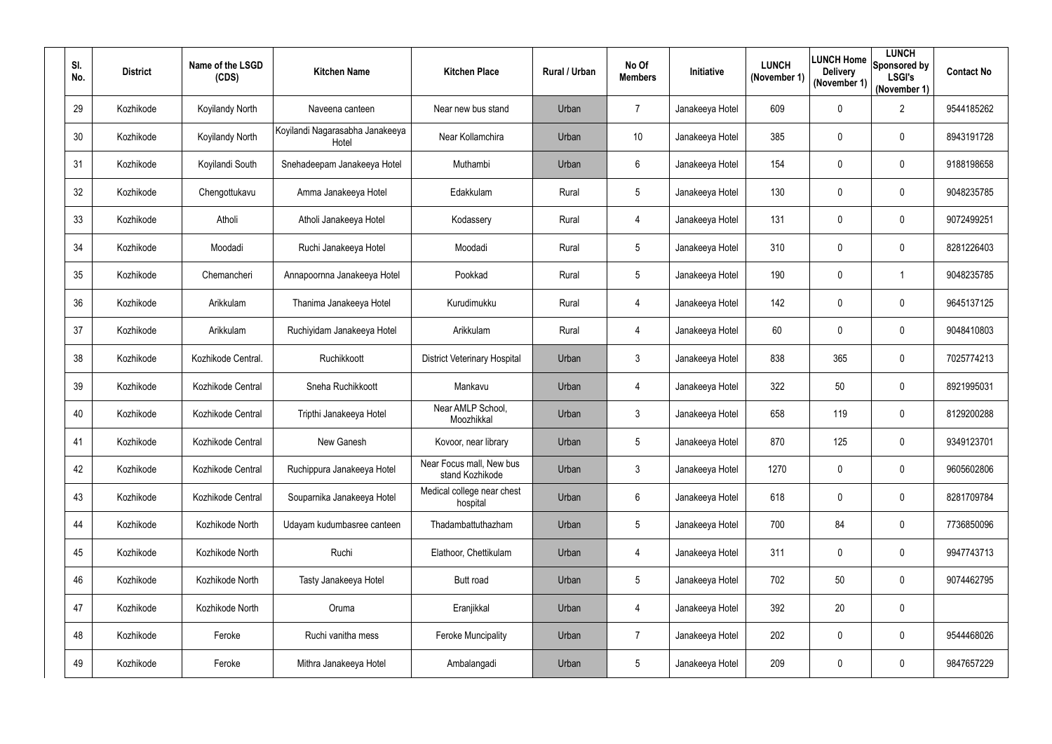| Sl. No. | District | Name of the LSGD (CDS) | Kitchen Name | Kitchen Place | Rural / Urban | No Of Members | Initiative | LUNCH (November 1) | LUNCH Home Delivery (November 1) | LUNCH Sponsored by LSGI's (November 1) | Contact No |
|---|---|---|---|---|---|---|---|---|---|---|---|
| 29 | Kozhikode | Koyilandy North | Naveena canteen | Near new bus stand | Urban | 7 | Janakeeya Hotel | 609 | 0 | 2 | 9544185262 |
| 30 | Kozhikode | Koyilandy North | Koyilandi Nagarasabha Janakeeya Hotel | Near Kollamchira | Urban | 10 | Janakeeya Hotel | 385 | 0 | 0 | 8943191728 |
| 31 | Kozhikode | Koyilandi South | Snehadeepam Janakeeya Hotel | Muthambi | Urban | 6 | Janakeeya Hotel | 154 | 0 | 0 | 9188198658 |
| 32 | Kozhikode | Chengottukavu | Amma Janakeeya Hotel | Edakkulam | Rural | 5 | Janakeeya Hotel | 130 | 0 | 0 | 9048235785 |
| 33 | Kozhikode | Atholi | Atholi Janakeeya Hotel | Kodassery | Rural | 4 | Janakeeya Hotel | 131 | 0 | 0 | 9072499251 |
| 34 | Kozhikode | Moodadi | Ruchi Janakeeya Hotel | Moodadi | Rural | 5 | Janakeeya Hotel | 310 | 0 | 0 | 8281226403 |
| 35 | Kozhikode | Chemancheri | Annapoornna Janakeeya Hotel | Pookkad | Rural | 5 | Janakeeya Hotel | 190 | 0 | 1 | 9048235785 |
| 36 | Kozhikode | Arikkulam | Thanima Janakeeya Hotel | Kurudimukku | Rural | 4 | Janakeeya Hotel | 142 | 0 | 0 | 9645137125 |
| 37 | Kozhikode | Arikkulam | Ruchiyidam Janakeeya Hotel | Arikkulam | Rural | 4 | Janakeeya Hotel | 60 | 0 | 0 | 9048410803 |
| 38 | Kozhikode | Kozhikode Central. | Ruchikkoott | District Veterinary Hospital | Urban | 3 | Janakeeya Hotel | 838 | 365 | 0 | 7025774213 |
| 39 | Kozhikode | Kozhikode Central | Sneha Ruchikkoott | Mankavu | Urban | 4 | Janakeeya Hotel | 322 | 50 | 0 | 8921995031 |
| 40 | Kozhikode | Kozhikode Central | Tripthi Janakeeya Hotel | Near AMLP School, Moozhikkal | Urban | 3 | Janakeeya Hotel | 658 | 119 | 0 | 8129200288 |
| 41 | Kozhikode | Kozhikode Central | New Ganesh | Kovoor, near library | Urban | 5 | Janakeeya Hotel | 870 | 125 | 0 | 9349123701 |
| 42 | Kozhikode | Kozhikode Central | Ruchippura Janakeeya Hotel | Near Focus mall, New bus stand Kozhikode | Urban | 3 | Janakeeya Hotel | 1270 | 0 | 0 | 9605602806 |
| 43 | Kozhikode | Kozhikode Central | Souparnika Janakeeya Hotel | Medical college near chest hospital | Urban | 6 | Janakeeya Hotel | 618 | 0 | 0 | 8281709784 |
| 44 | Kozhikode | Kozhikode North | Udayam kudumbasree canteen | Thadambattuthazham | Urban | 5 | Janakeeya Hotel | 700 | 84 | 0 | 7736850096 |
| 45 | Kozhikode | Kozhikode North | Ruchi | Elathoor, Chettikulam | Urban | 4 | Janakeeya Hotel | 311 | 0 | 0 | 9947743713 |
| 46 | Kozhikode | Kozhikode North | Tasty Janakeeya Hotel | Butt road | Urban | 5 | Janakeeya Hotel | 702 | 50 | 0 | 9074462795 |
| 47 | Kozhikode | Kozhikode North | Oruma | Eranjikkal | Urban | 4 | Janakeeya Hotel | 392 | 20 | 0 | |
| 48 | Kozhikode | Feroke | Ruchi vanitha mess | Feroke Muncipality | Urban | 7 | Janakeeya Hotel | 202 | 0 | 0 | 9544468026 |
| 49 | Kozhikode | Feroke | Mithra Janakeeya Hotel | Ambalangadi | Urban | 5 | Janakeeya Hotel | 209 | 0 | 0 | 9847657229 |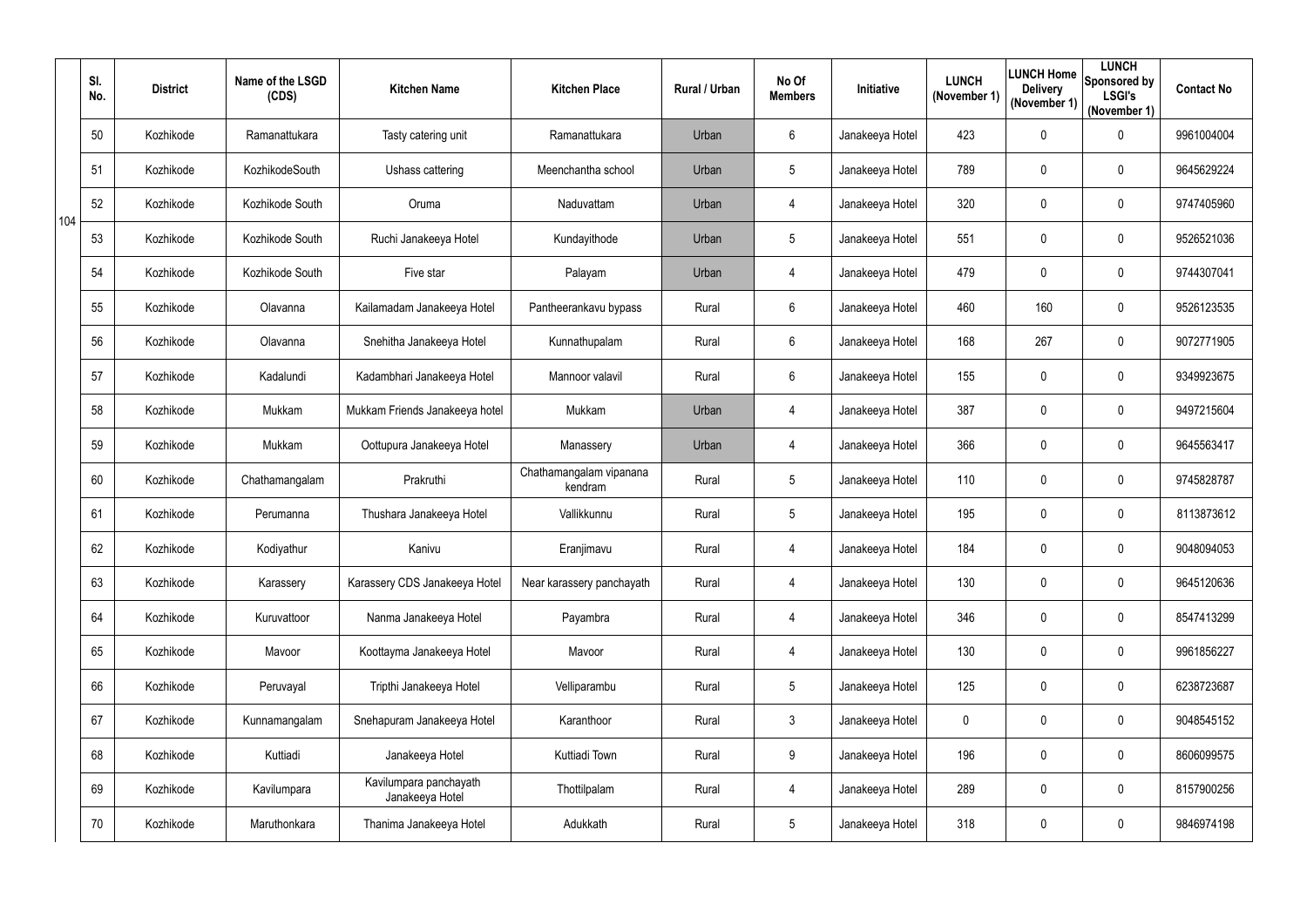| | Sl. No. | District | Name of the LSGD (CDS) | Kitchen Name | Kitchen Place | Rural / Urban | No Of Members | Initiative | LUNCH (November 1) | LUNCH Home Delivery (November 1) | LUNCH Sponsored by LSGI's (November 1) | Contact No |
|---|---|---|---|---|---|---|---|---|---|---|---|---|
| 104 | 50 | Kozhikode | Ramanattukara | Tasty catering unit | Ramanattukara | Urban | 6 | Janakeeya Hotel | 423 | 0 | 0 | 9961004004 |
| | 51 | Kozhikode | KozhikodeSouth | Ushass cattering | Meenchantha school | Urban | 5 | Janakeeya Hotel | 789 | 0 | 0 | 9645629224 |
| | 52 | Kozhikode | Kozhikode South | Oruma | Naduvattam | Urban | 4 | Janakeeya Hotel | 320 | 0 | 0 | 9747405960 |
| | 53 | Kozhikode | Kozhikode South | Ruchi Janakeeya Hotel | Kundayithode | Urban | 5 | Janakeeya Hotel | 551 | 0 | 0 | 9526521036 |
| | 54 | Kozhikode | Kozhikode South | Five star | Palayam | Urban | 4 | Janakeeya Hotel | 479 | 0 | 0 | 9744307041 |
| | 55 | Kozhikode | Olavanna | Kailamadam Janakeeya Hotel | Pantheerankavu bypass | Rural | 6 | Janakeeya Hotel | 460 | 160 | 0 | 9526123535 |
| | 56 | Kozhikode | Olavanna | Snehitha Janakeeya Hotel | Kunnathupalam | Rural | 6 | Janakeeya Hotel | 168 | 267 | 0 | 9072771905 |
| | 57 | Kozhikode | Kadalundi | Kadambhari Janakeeya Hotel | Mannoor valavil | Rural | 6 | Janakeeya Hotel | 155 | 0 | 0 | 9349923675 |
| | 58 | Kozhikode | Mukkam | Mukkam Friends Janakeeya hotel | Mukkam | Urban | 4 | Janakeeya Hotel | 387 | 0 | 0 | 9497215604 |
| | 59 | Kozhikode | Mukkam | Oottupura Janakeeya Hotel | Manassery | Urban | 4 | Janakeeya Hotel | 366 | 0 | 0 | 9645563417 |
| | 60 | Kozhikode | Chathamangalam | Prakruthi | Chathamangalam vipanana kendram | Rural | 5 | Janakeeya Hotel | 110 | 0 | 0 | 9745828787 |
| | 61 | Kozhikode | Perumanna | Thushara Janakeeya Hotel | Vallikkunnu | Rural | 5 | Janakeeya Hotel | 195 | 0 | 0 | 8113873612 |
| | 62 | Kozhikode | Kodiyathur | Kanivu | Eranjimavu | Rural | 4 | Janakeeya Hotel | 184 | 0 | 0 | 9048094053 |
| | 63 | Kozhikode | Karassery | Karassery CDS Janakeeya Hotel | Near karassery panchayath | Rural | 4 | Janakeeya Hotel | 130 | 0 | 0 | 9645120636 |
| | 64 | Kozhikode | Kuruvattoor | Nanma Janakeeya Hotel | Payambra | Rural | 4 | Janakeeya Hotel | 346 | 0 | 0 | 8547413299 |
| | 65 | Kozhikode | Mavoor | Koottayma Janakeeya Hotel | Mavoor | Rural | 4 | Janakeeya Hotel | 130 | 0 | 0 | 9961856227 |
| | 66 | Kozhikode | Peruvayal | Tripthi Janakeeya Hotel | Velliparambu | Rural | 5 | Janakeeya Hotel | 125 | 0 | 0 | 6238723687 |
| | 67 | Kozhikode | Kunnamangalam | Snehapuram Janakeeya Hotel | Karanthoor | Rural | 3 | Janakeeya Hotel | 0 | 0 | 0 | 9048545152 |
| | 68 | Kozhikode | Kuttiadi | Janakeeya Hotel | Kuttiadi Town | Rural | 9 | Janakeeya Hotel | 196 | 0 | 0 | 8606099575 |
| | 69 | Kozhikode | Kavilumpara | Kavilumpara panchayath Janakeeya Hotel | Thottilpalam | Rural | 4 | Janakeeya Hotel | 289 | 0 | 0 | 8157900256 |
| | 70 | Kozhikode | Maruthonkara | Thanima Janakeeya Hotel | Adukkath | Rural | 5 | Janakeeya Hotel | 318 | 0 | 0 | 9846974198 |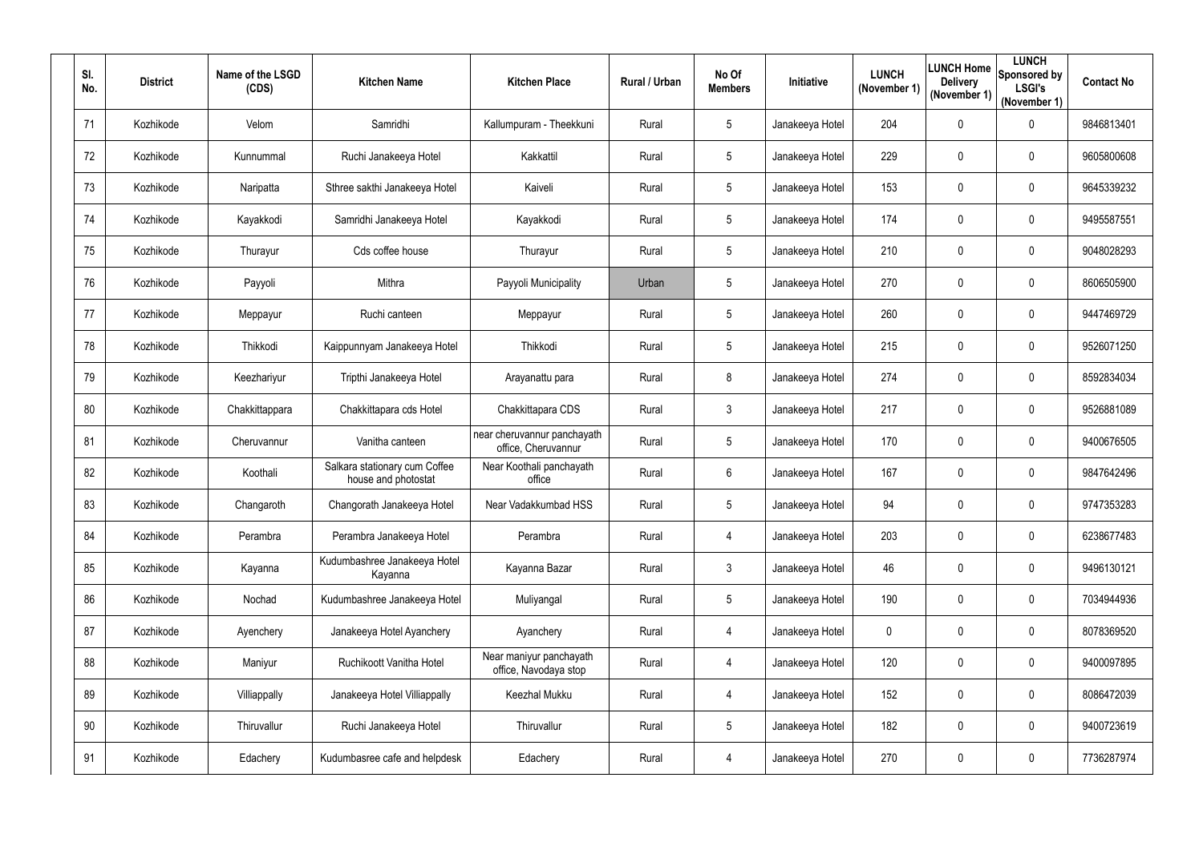| Sl. No. | District | Name of the LSGD (CDS) | Kitchen Name | Kitchen Place | Rural / Urban | No Of Members | Initiative | LUNCH (November 1) | LUNCH Home Delivery (November 1) | LUNCH Sponsored by LSGI's (November 1) | Contact No |
|---|---|---|---|---|---|---|---|---|---|---|---|
| 71 | Kozhikode | Velom | Samridhi | Kallumpuram - Theekkuni | Rural | 5 | Janakeeya Hotel | 204 | 0 | 0 | 9846813401 |
| 72 | Kozhikode | Kunnummal | Ruchi Janakeeya Hotel | Kakkattil | Rural | 5 | Janakeeya Hotel | 229 | 0 | 0 | 9605800608 |
| 73 | Kozhikode | Naripatta | Sthree sakthi Janakeeya Hotel | Kaiveli | Rural | 5 | Janakeeya Hotel | 153 | 0 | 0 | 9645339232 |
| 74 | Kozhikode | Kayakkodi | Samridhi Janakeeya Hotel | Kayakkodi | Rural | 5 | Janakeeya Hotel | 174 | 0 | 0 | 9495587551 |
| 75 | Kozhikode | Thurayur | Cds coffee house | Thurayur | Rural | 5 | Janakeeya Hotel | 210 | 0 | 0 | 9048028293 |
| 76 | Kozhikode | Payyoli | Mithra | Payyoli Municipality | Urban | 5 | Janakeeya Hotel | 270 | 0 | 0 | 8606505900 |
| 77 | Kozhikode | Meppayur | Ruchi canteen | Meppayur | Rural | 5 | Janakeeya Hotel | 260 | 0 | 0 | 9447469729 |
| 78 | Kozhikode | Thikkodi | Kaippunnyam Janakeeya Hotel | Thikkodi | Rural | 5 | Janakeeya Hotel | 215 | 0 | 0 | 9526071250 |
| 79 | Kozhikode | Keezhariyur | Tripthi Janakeeya Hotel | Arayanattu para | Rural | 8 | Janakeeya Hotel | 274 | 0 | 0 | 8592834034 |
| 80 | Kozhikode | Chakkittappara | Chakkittapara cds Hotel | Chakkittapara CDS | Rural | 3 | Janakeeya Hotel | 217 | 0 | 0 | 9526881089 |
| 81 | Kozhikode | Cheruvannur | Vanitha canteen | near cheruvannur panchayath office, Cheruvannur | Rural | 5 | Janakeeya Hotel | 170 | 0 | 0 | 9400676505 |
| 82 | Kozhikode | Koothali | Salkara stationary cum Coffee house and photostat | Near Koothali panchayath office | Rural | 6 | Janakeeya Hotel | 167 | 0 | 0 | 9847642496 |
| 83 | Kozhikode | Changaroth | Changorath Janakeeya Hotel | Near Vadakkumbad HSS | Rural | 5 | Janakeeya Hotel | 94 | 0 | 0 | 9747353283 |
| 84 | Kozhikode | Perambra | Perambra Janakeeya Hotel | Perambra | Rural | 4 | Janakeeya Hotel | 203 | 0 | 0 | 6238677483 |
| 85 | Kozhikode | Kayanna | Kudumbashree Janakeeya Hotel Kayanna | Kayanna Bazar | Rural | 3 | Janakeeya Hotel | 46 | 0 | 0 | 9496130121 |
| 86 | Kozhikode | Nochad | Kudumbashree Janakeeya Hotel | Muliyangal | Rural | 5 | Janakeeya Hotel | 190 | 0 | 0 | 7034944936 |
| 87 | Kozhikode | Ayenchery | Janakeeya Hotel Ayanchery | Ayanchery | Rural | 4 | Janakeeya Hotel | 0 | 0 | 0 | 8078369520 |
| 88 | Kozhikode | Maniyur | Ruchikoott Vanitha Hotel | Near maniyur panchayath office, Navodaya stop | Rural | 4 | Janakeeya Hotel | 120 | 0 | 0 | 9400097895 |
| 89 | Kozhikode | Villiappally | Janakeeya Hotel Villiappally | Keezhal Mukku | Rural | 4 | Janakeeya Hotel | 152 | 0 | 0 | 8086472039 |
| 90 | Kozhikode | Thiruvallur | Ruchi Janakeeya Hotel | Thiruvallur | Rural | 5 | Janakeeya Hotel | 182 | 0 | 0 | 9400723619 |
| 91 | Kozhikode | Edachery | Kudumbasree cafe and helpdesk | Edachery | Rural | 4 | Janakeeya Hotel | 270 | 0 | 0 | 7736287974 |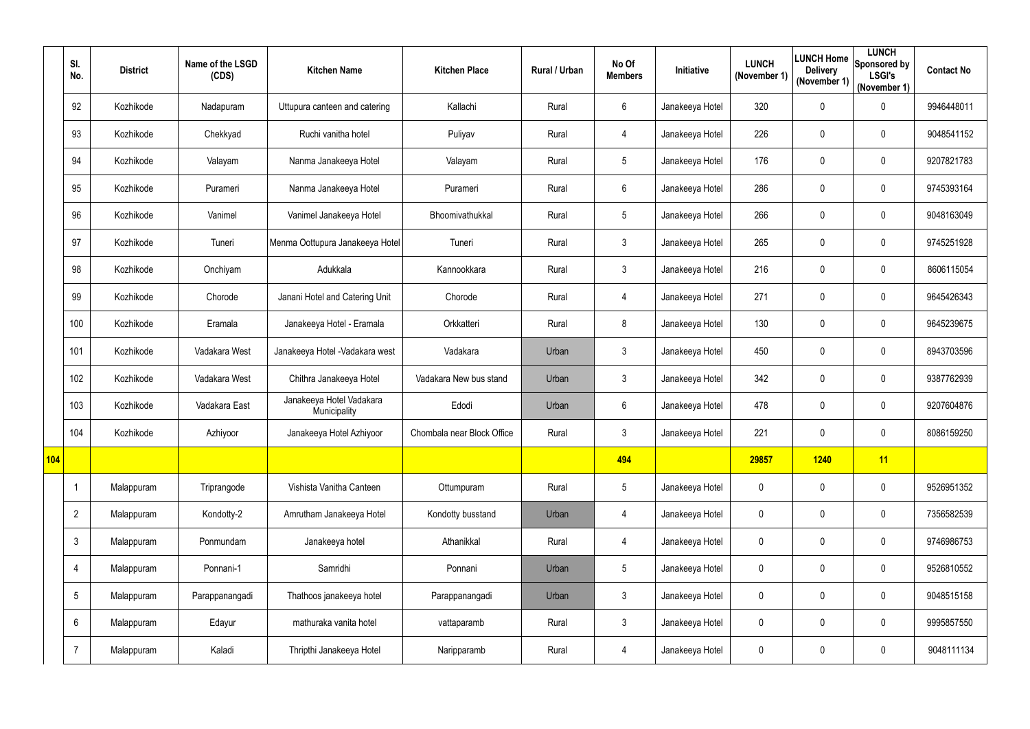| | Sl. No. | District | Name of the LSGD (CDS) | Kitchen Name | Kitchen Place | Rural / Urban | No Of Members | Initiative | LUNCH (November 1) | LUNCH Home Delivery (November 1) | LUNCH Sponsored by LSGI's (November 1) | Contact No |
|---|---|---|---|---|---|---|---|---|---|---|---|---|
| | 92 | Kozhikode | Nadapuram | Uttupura canteen and catering | Kallachi | Rural | 6 | Janakeeya Hotel | 320 | 0 | 0 | 9946448011 |
| | 93 | Kozhikode | Chekkyad | Ruchi vanitha hotel | Puliyav | Rural | 4 | Janakeeya Hotel | 226 | 0 | 0 | 9048541152 |
| | 94 | Kozhikode | Valayam | Nanma Janakeeya Hotel | Valayam | Rural | 5 | Janakeeya Hotel | 176 | 0 | 0 | 9207821783 |
| | 95 | Kozhikode | Purameri | Nanma Janakeeya Hotel | Purameri | Rural | 6 | Janakeeya Hotel | 286 | 0 | 0 | 9745393164 |
| | 96 | Kozhikode | Vanimel | Vanimel Janakeeya Hotel | Bhoomivathukkal | Rural | 5 | Janakeeya Hotel | 266 | 0 | 0 | 9048163049 |
| | 97 | Kozhikode | Tuneri | Menma Oottupura Janakeeya Hotel | Tuneri | Rural | 3 | Janakeeya Hotel | 265 | 0 | 0 | 9745251928 |
| | 98 | Kozhikode | Onchiyam | Adukkala | Kannookkara | Rural | 3 | Janakeeya Hotel | 216 | 0 | 0 | 8606115054 |
| | 99 | Kozhikode | Chorode | Janani Hotel and Catering Unit | Chorode | Rural | 4 | Janakeeya Hotel | 271 | 0 | 0 | 9645426343 |
| | 100 | Kozhikode | Eramala | Janakeeya Hotel - Eramala | Orkkatteri | Rural | 8 | Janakeeya Hotel | 130 | 0 | 0 | 9645239675 |
| | 101 | Kozhikode | Vadakara West | Janakeeya Hotel -Vadakara west | Vadakara | Urban | 3 | Janakeeya Hotel | 450 | 0 | 0 | 8943703596 |
| | 102 | Kozhikode | Vadakara West | Chithra Janakeeya Hotel | Vadakara New bus stand | Urban | 3 | Janakeeya Hotel | 342 | 0 | 0 | 9387762939 |
| | 103 | Kozhikode | Vadakara East | Janakeeya Hotel Vadakara Municipality | Edodi | Urban | 6 | Janakeeya Hotel | 478 | 0 | 0 | 9207604876 |
| | 104 | Kozhikode | Azhiyoor | Janakeeya Hotel Azhiyoor | Chombala near Block Office | Rural | 3 | Janakeeya Hotel | 221 | 0 | 0 | 8086159250 |
| **104** | | | | | | | **494** | | **29857** | **1240** | **11** | |
| | 1 | Malappuram | Triprangode | Vishista Vanitha Canteen | Ottumpuram | Rural | 5 | Janakeeya Hotel | 0 | 0 | 0 | 9526951352 |
| | 2 | Malappuram | Kondotty-2 | Amrutham Janakeeya Hotel | Kondotty busstand | Urban | 4 | Janakeeya Hotel | 0 | 0 | 0 | 7356582539 |
| | 3 | Malappuram | Ponmundam | Janakeeya hotel | Athanikkal | Rural | 4 | Janakeeya Hotel | 0 | 0 | 0 | 9746986753 |
| | 4 | Malappuram | Ponnani-1 | Samridhi | Ponnani | Urban | 5 | Janakeeya Hotel | 0 | 0 | 0 | 9526810552 |
| | 5 | Malappuram | Parappanangadi | Thathoos janakeeya hotel | Parappanangadi | Urban | 3 | Janakeeya Hotel | 0 | 0 | 0 | 9048515158 |
| | 6 | Malappuram | Edayur | mathuraka vanita hotel | vattaparamb | Rural | 3 | Janakeeya Hotel | 0 | 0 | 0 | 9995857550 |
| | 7 | Malappuram | Kaladi | Thripthi Janakeeya Hotel | Naripparamb | Rural | 4 | Janakeeya Hotel | 0 | 0 | 0 | 9048111134 |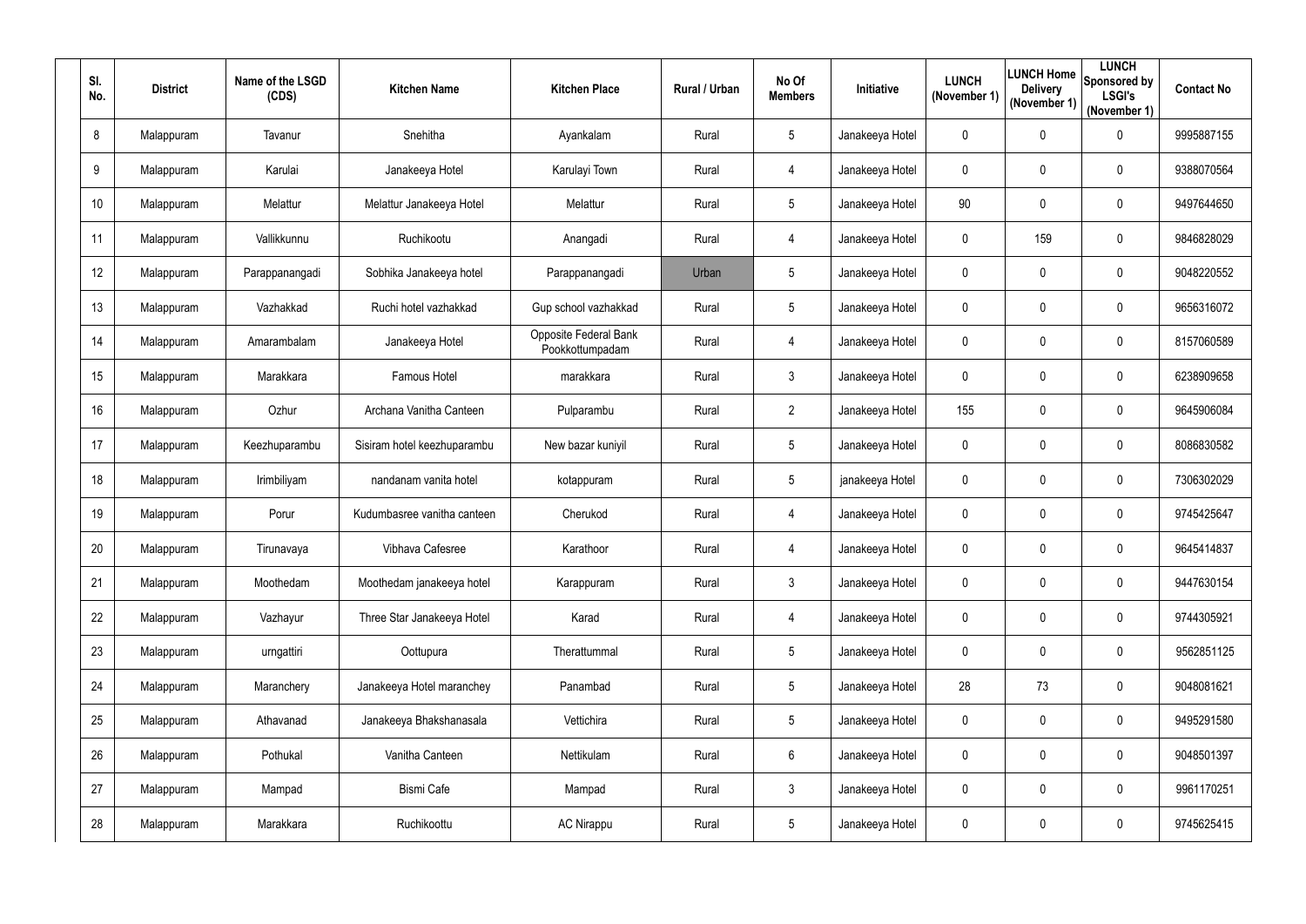| Sl. No. | District | Name of the LSGD (CDS) | Kitchen Name | Kitchen Place | Rural / Urban | No Of Members | Initiative | LUNCH (November 1) | LUNCH Home Delivery (November 1) | LUNCH Sponsored by LSGI's (November 1) | Contact No |
|---|---|---|---|---|---|---|---|---|---|---|---|
| 8 | Malappuram | Tavanur | Snehitha | Ayankalam | Rural | 5 | Janakeeya Hotel | 0 | 0 | 0 | 9995887155 |
| 9 | Malappuram | Karulai | Janakeeya Hotel | Karulayi Town | Rural | 4 | Janakeeya Hotel | 0 | 0 | 0 | 9388070564 |
| 10 | Malappuram | Melattur | Melattur Janakeeya Hotel | Melattur | Rural | 5 | Janakeeya Hotel | 90 | 0 | 0 | 9497644650 |
| 11 | Malappuram | Vallikkunnu | Ruchikootu | Anangadi | Rural | 4 | Janakeeya Hotel | 0 | 159 | 0 | 9846828029 |
| 12 | Malappuram | Parappanangadi | Sobhika Janakeeya hotel | Parappanangadi | Urban | 5 | Janakeeya Hotel | 0 | 0 | 0 | 9048220552 |
| 13 | Malappuram | Vazhakkad | Ruchi hotel vazhakkad | Gup school vazhakkad | Rural | 5 | Janakeeya Hotel | 0 | 0 | 0 | 9656316072 |
| 14 | Malappuram | Amarambalam | Janakeeya Hotel | Opposite Federal Bank Pookkottumpadam | Rural | 4 | Janakeeya Hotel | 0 | 0 | 0 | 8157060589 |
| 15 | Malappuram | Marakkara | Famous Hotel | marakkara | Rural | 3 | Janakeeya Hotel | 0 | 0 | 0 | 6238909658 |
| 16 | Malappuram | Ozhur | Archana Vanitha Canteen | Pulparambu | Rural | 2 | Janakeeya Hotel | 155 | 0 | 0 | 9645906084 |
| 17 | Malappuram | Keezhuparambu | Sisiram hotel keezhuparambu | New bazar kuniyil | Rural | 5 | Janakeeya Hotel | 0 | 0 | 0 | 8086830582 |
| 18 | Malappuram | Irimbiliyam | nandanam vanita hotel | kotappuram | Rural | 5 | janakeeya Hotel | 0 | 0 | 0 | 7306302029 |
| 19 | Malappuram | Porur | Kudumbasree vanitha canteen | Cherukod | Rural | 4 | Janakeeya Hotel | 0 | 0 | 0 | 9745425647 |
| 20 | Malappuram | Tirunavaya | Vibhava Cafesree | Karathoor | Rural | 4 | Janakeeya Hotel | 0 | 0 | 0 | 9645414837 |
| 21 | Malappuram | Moothedam | Moothedam janakeeya hotel | Karappuram | Rural | 3 | Janakeeya Hotel | 0 | 0 | 0 | 9447630154 |
| 22 | Malappuram | Vazhayur | Three Star Janakeeya Hotel | Karad | Rural | 4 | Janakeeya Hotel | 0 | 0 | 0 | 9744305921 |
| 23 | Malappuram | urngattiri | Oottupura | Therattummal | Rural | 5 | Janakeeya Hotel | 0 | 0 | 0 | 9562851125 |
| 24 | Malappuram | Maranchery | Janakeeya Hotel maranchey | Panambad | Rural | 5 | Janakeeya Hotel | 28 | 73 | 0 | 9048081621 |
| 25 | Malappuram | Athavanad | Janakeeya Bhakshanasala | Vettichira | Rural | 5 | Janakeeya Hotel | 0 | 0 | 0 | 9495291580 |
| 26 | Malappuram | Pothukal | Vanitha Canteen | Nettikulam | Rural | 6 | Janakeeya Hotel | 0 | 0 | 0 | 9048501397 |
| 27 | Malappuram | Mampad | Bismi Cafe | Mampad | Rural | 3 | Janakeeya Hotel | 0 | 0 | 0 | 9961170251 |
| 28 | Malappuram | Marakkara | Ruchikoottu | AC Nirappu | Rural | 5 | Janakeeya Hotel | 0 | 0 | 0 | 9745625415 |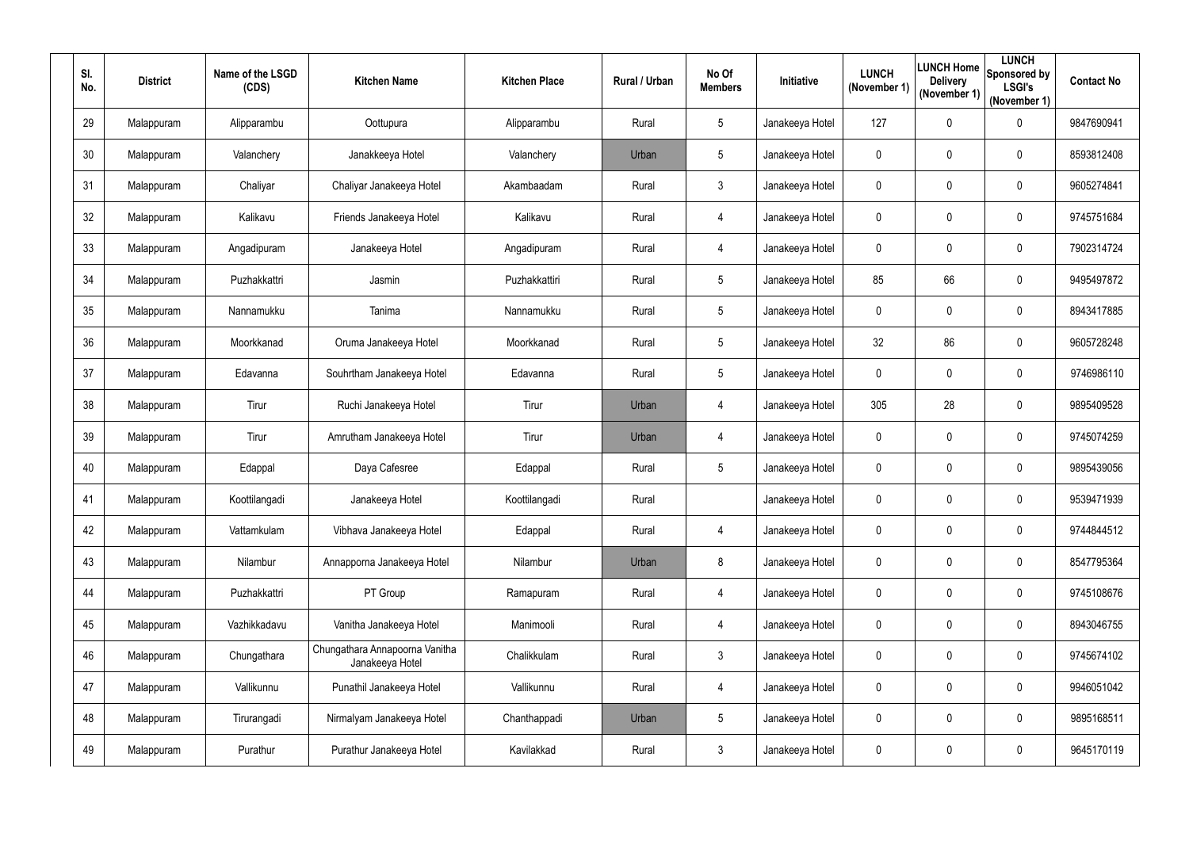| Sl. No. | District | Name of the LSGD (CDS) | Kitchen Name | Kitchen Place | Rural / Urban | No Of Members | Initiative | LUNCH (November 1) | LUNCH Home Delivery (November 1) | LUNCH Sponsored by LSGI's (November 1) | Contact No |
|---|---|---|---|---|---|---|---|---|---|---|---|
| 29 | Malappuram | Alipparambu | Oottupura | Alipparambu | Rural | 5 | Janakeeya Hotel | 127 | 0 | 0 | 9847690941 |
| 30 | Malappuram | Valanchery | Janakkeeya Hotel | Valanchery | Urban | 5 | Janakeeya Hotel | 0 | 0 | 0 | 8593812408 |
| 31 | Malappuram | Chaliyar | Chaliyar Janakeeya Hotel | Akambaadam | Rural | 3 | Janakeeya Hotel | 0 | 0 | 0 | 9605274841 |
| 32 | Malappuram | Kalikavu | Friends Janakeeya Hotel | Kalikavu | Rural | 4 | Janakeeya Hotel | 0 | 0 | 0 | 9745751684 |
| 33 | Malappuram | Angadipuram | Janakeeya Hotel | Angadipuram | Rural | 4 | Janakeeya Hotel | 0 | 0 | 0 | 7902314724 |
| 34 | Malappuram | Puzhakkattri | Jasmin | Puzhakkattiri | Rural | 5 | Janakeeya Hotel | 85 | 66 | 0 | 9495497872 |
| 35 | Malappuram | Nannamukku | Tanima | Nannamukku | Rural | 5 | Janakeeya Hotel | 0 | 0 | 0 | 8943417885 |
| 36 | Malappuram | Moorkkanad | Oruma Janakeeya Hotel | Moorkkanad | Rural | 5 | Janakeeya Hotel | 32 | 86 | 0 | 9605728248 |
| 37 | Malappuram | Edavanna | Souhrtham Janakeeya Hotel | Edavanna | Rural | 5 | Janakeeya Hotel | 0 | 0 | 0 | 9746986110 |
| 38 | Malappuram | Tirur | Ruchi Janakeeya Hotel | Tirur | Urban | 4 | Janakeeya Hotel | 305 | 28 | 0 | 9895409528 |
| 39 | Malappuram | Tirur | Amrutham Janakeeya Hotel | Tirur | Urban | 4 | Janakeeya Hotel | 0 | 0 | 0 | 9745074259 |
| 40 | Malappuram | Edappal | Daya Cafesree | Edappal | Rural | 5 | Janakeeya Hotel | 0 | 0 | 0 | 9895439056 |
| 41 | Malappuram | Koottilangadi | Janakeeya Hotel | Koottilangadi | Rural | | Janakeeya Hotel | 0 | 0 | 0 | 9539471939 |
| 42 | Malappuram | Vattamkulam | Vibhava Janakeeya Hotel | Edappal | Rural | 4 | Janakeeya Hotel | 0 | 0 | 0 | 9744844512 |
| 43 | Malappuram | Nilambur | Annapporna Janakeeya Hotel | Nilambur | Urban | 8 | Janakeeya Hotel | 0 | 0 | 0 | 8547795364 |
| 44 | Malappuram | Puzhakkattri | PT Group | Ramapuram | Rural | 4 | Janakeeya Hotel | 0 | 0 | 0 | 9745108676 |
| 45 | Malappuram | Vazhikkadavu | Vanitha Janakeeya Hotel | Manimooli | Rural | 4 | Janakeeya Hotel | 0 | 0 | 0 | 8943046755 |
| 46 | Malappuram | Chungathara | Chungathara Annapoorna Vanitha Janakeeya Hotel | Chalikkulam | Rural | 3 | Janakeeya Hotel | 0 | 0 | 0 | 9745674102 |
| 47 | Malappuram | Vallikunnu | Punathil Janakeeya Hotel | Vallikunnu | Rural | 4 | Janakeeya Hotel | 0 | 0 | 0 | 9946051042 |
| 48 | Malappuram | Tirurangadi | Nirmalyam Janakeeya Hotel | Chanthappadi | Urban | 5 | Janakeeya Hotel | 0 | 0 | 0 | 9895168511 |
| 49 | Malappuram | Purathur | Purathur Janakeeya Hotel | Kavilakkad | Rural | 3 | Janakeeya Hotel | 0 | 0 | 0 | 9645170119 |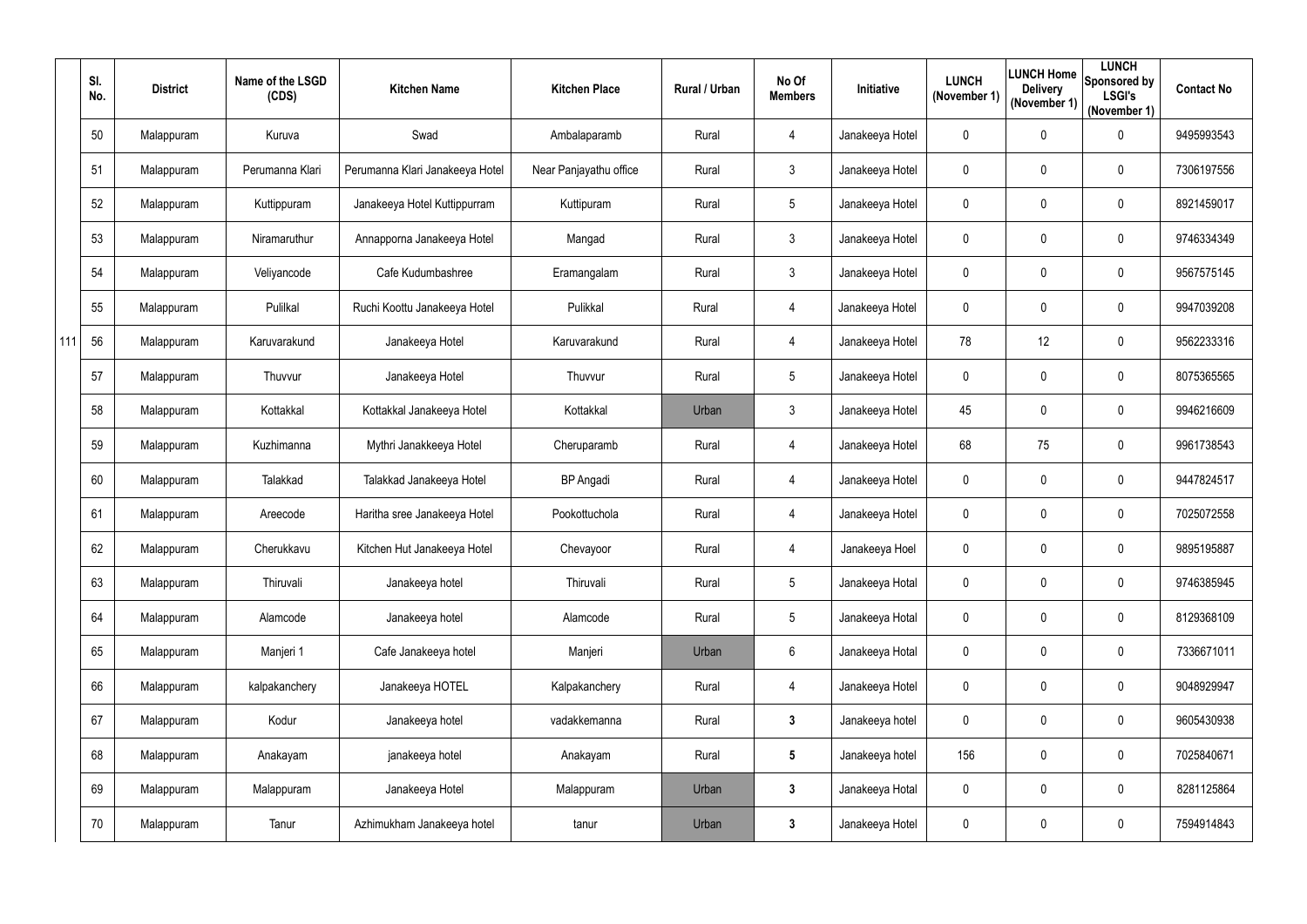| | Sl. No. | District | Name of the LSGD (CDS) | Kitchen Name | Kitchen Place | Rural / Urban | No Of Members | Initiative | LUNCH (November 1) | LUNCH Home Delivery (November 1) | LUNCH Sponsored by LSGI's (November 1) | Contact No |
|---|---|---|---|---|---|---|---|---|---|---|---|---|
| | 50 | Malappuram | Kuruva | Swad | Ambalaparamb | Rural | 4 | Janakeeya Hotel | 0 | 0 | 0 | 9495993543 |
| | 51 | Malappuram | Perumanna Klari | Perumanna Klari Janakeeya Hotel | Near Panjayathu office | Rural | 3 | Janakeeya Hotel | 0 | 0 | 0 | 7306197556 |
| | 52 | Malappuram | Kuttippuram | Janakeeya Hotel Kuttippurram | Kuttipuram | Rural | 5 | Janakeeya Hotel | 0 | 0 | 0 | 8921459017 |
| | 53 | Malappuram | Niramaruthur | Annapporna Janakeeya Hotel | Mangad | Rural | 3 | Janakeeya Hotel | 0 | 0 | 0 | 9746334349 |
| | 54 | Malappuram | Veliyancode | Cafe Kudumbashree | Eramangalam | Rural | 3 | Janakeeya Hotel | 0 | 0 | 0 | 9567575145 |
| | 55 | Malappuram | Pulilkal | Ruchi Koottu Janakeeya Hotel | Pulikkal | Rural | 4 | Janakeeya Hotel | 0 | 0 | 0 | 9947039208 |
| 111 | 56 | Malappuram | Karuvarakund | Janakeeya Hotel | Karuvarakund | Rural | 4 | Janakeeya Hotel | 78 | 12 | 0 | 9562233316 |
| | 57 | Malappuram | Thuvvur | Janakeeya Hotel | Thuvvur | Rural | 5 | Janakeeya Hotel | 0 | 0 | 0 | 8075365565 |
| | 58 | Malappuram | Kottakkal | Kottakkal Janakeeya Hotel | Kottakkal | Urban | 3 | Janakeeya Hotel | 45 | 0 | 0 | 9946216609 |
| | 59 | Malappuram | Kuzhimanna | Mythri Janakkeeya Hotel | Cheruparamb | Rural | 4 | Janakeeya Hotel | 68 | 75 | 0 | 9961738543 |
| | 60 | Malappuram | Talakkad | Talakkad Janakeeya Hotel | BP Angadi | Rural | 4 | Janakeeya Hotel | 0 | 0 | 0 | 9447824517 |
| | 61 | Malappuram | Areecode | Haritha sree Janakeeya Hotel | Pookottuchola | Rural | 4 | Janakeeya Hotel | 0 | 0 | 0 | 7025072558 |
| | 62 | Malappuram | Cherukkavu | Kitchen Hut Janakeeya Hotel | Chevayoor | Rural | 4 | Janakeeya Hoel | 0 | 0 | 0 | 9895195887 |
| | 63 | Malappuram | Thiruvali | Janakeeya hotel | Thiruvali | Rural | 5 | Janakeeya Hotal | 0 | 0 | 0 | 9746385945 |
| | 64 | Malappuram | Alamcode | Janakeeya hotel | Alamcode | Rural | 5 | Janakeeya Hotal | 0 | 0 | 0 | 8129368109 |
| | 65 | Malappuram | Manjeri 1 | Cafe Janakeeya hotel | Manjeri | Urban | 6 | Janakeeya Hotal | 0 | 0 | 0 | 7336671011 |
| | 66 | Malappuram | kalpakanchery | Janakeeya HOTEL | Kalpakanchery | Rural | 4 | Janakeeya Hotel | 0 | 0 | 0 | 9048929947 |
| | 67 | Malappuram | Kodur | Janakeeya hotel | vadakkemanna | Rural | **3** | Janakeeya hotel | 0 | 0 | 0 | 9605430938 |
| | 68 | Malappuram | Anakayam | janakeeya hotel | Anakayam | Rural | **5** | Janakeeya hotel | 156 | 0 | 0 | 7025840671 |
| | 69 | Malappuram | Malappuram | Janakeeya Hotel | Malappuram | Urban | **3** | Janakeeya Hotal | 0 | 0 | 0 | 8281125864 |
| | 70 | Malappuram | Tanur | Azhimukham Janakeeya hotel | tanur | Urban | **3** | Janakeeya Hotel | 0 | 0 | 0 | 7594914843 |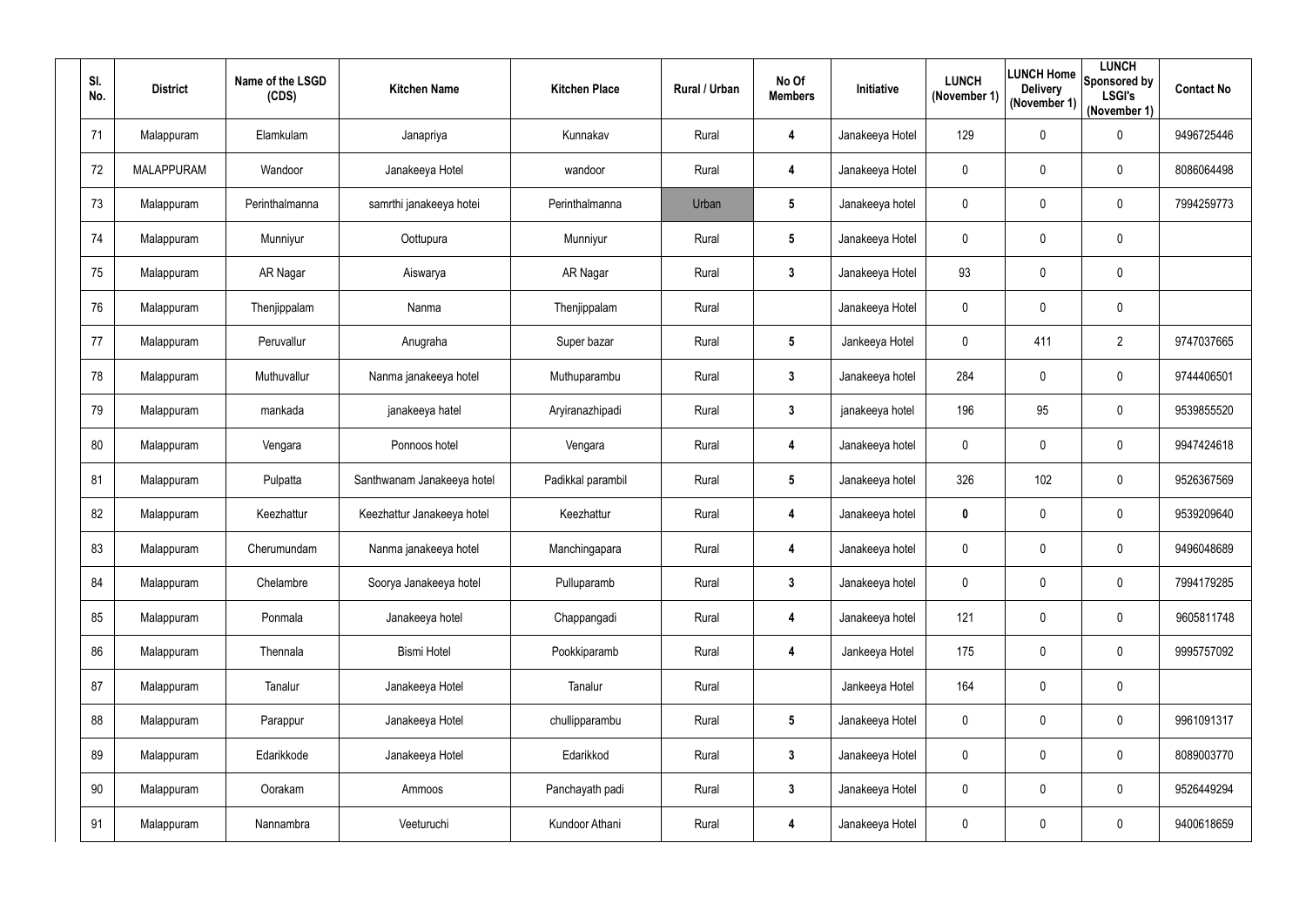| Sl. No. | District | Name of the LSGD (CDS) | Kitchen Name | Kitchen Place | Rural / Urban | No Of Members | Initiative | LUNCH (November 1) | LUNCH Home Delivery (November 1) | LUNCH Sponsored by LSGI's (November 1) | Contact No |
|---|---|---|---|---|---|---|---|---|---|---|---|
| 71 | Malappuram | Elamkulam | Janapriya | Kunnakav | Rural | 4 | Janakeeya Hotel | 129 | 0 | 0 | 9496725446 |
| 72 | MALAPPURAM | Wandoor | Janakeeya Hotel | wandoor | Rural | 4 | Janakeeya Hotel | 0 | 0 | 0 | 8086064498 |
| 73 | Malappuram | Perinthalmanna | samrthi janakeeya hotei | Perinthalmanna | Urban | 5 | Janakeeya hotel | 0 | 0 | 0 | 7994259773 |
| 74 | Malappuram | Munniyur | Oottupura | Munniyur | Rural | 5 | Janakeeya Hotel | 0 | 0 | 0 | |
| 75 | Malappuram | AR Nagar | Aiswarya | AR Nagar | Rural | 3 | Janakeeya Hotel | 93 | 0 | 0 | |
| 76 | Malappuram | Thenjippalam | Nanma | Thenjippalam | Rural | | Janakeeya Hotel | 0 | 0 | 0 | |
| 77 | Malappuram | Peruvallur | Anugraha | Super bazar | Rural | 5 | Jankeeya Hotel | 0 | 411 | 2 | 9747037665 |
| 78 | Malappuram | Muthuvallur | Nanma janakeeya hotel | Muthuparambu | Rural | 3 | Janakeeya hotel | 284 | 0 | 0 | 9744406501 |
| 79 | Malappuram | mankada | janakeeya hatel | Aryiranazhipadi | Rural | 3 | janakeeya hotel | 196 | 95 | 0 | 9539855520 |
| 80 | Malappuram | Vengara | Ponnoos hotel | Vengara | Rural | 4 | Janakeeya hotel | 0 | 0 | 0 | 9947424618 |
| 81 | Malappuram | Pulpatta | Santhwanam Janakeeya hotel | Padikkal parambil | Rural | 5 | Janakeeya hotel | 326 | 102 | 0 | 9526367569 |
| 82 | Malappuram | Keezhattur | Keezhattur Janakeeya hotel | Keezhattur | Rural | 4 | Janakeeya hotel | 0 | 0 | 0 | 9539209640 |
| 83 | Malappuram | Cherumundam | Nanma janakeeya hotel | Manchingapara | Rural | 4 | Janakeeya hotel | 0 | 0 | 0 | 9496048689 |
| 84 | Malappuram | Chelambre | Soorya Janakeeya hotel | Pulluparamb | Rural | 3 | Janakeeya hotel | 0 | 0 | 0 | 7994179285 |
| 85 | Malappuram | Ponmala | Janakeeya hotel | Chappangadi | Rural | 4 | Janakeeya hotel | 121 | 0 | 0 | 9605811748 |
| 86 | Malappuram | Thennala | Bismi Hotel | Pookkiparamb | Rural | 4 | Jankeeya Hotel | 175 | 0 | 0 | 9995757092 |
| 87 | Malappuram | Tanalur | Janakeeya Hotel | Tanalur | Rural | | Jankeeya Hotel | 164 | 0 | 0 | |
| 88 | Malappuram | Parappur | Janakeeya Hotel | chullipparambu | Rural | 5 | Janakeeya Hotel | 0 | 0 | 0 | 9961091317 |
| 89 | Malappuram | Edarikkode | Janakeeya Hotel | Edarikkod | Rural | 3 | Janakeeya Hotel | 0 | 0 | 0 | 8089003770 |
| 90 | Malappuram | Oorakam | Ammoos | Panchayath padi | Rural | 3 | Janakeeya Hotel | 0 | 0 | 0 | 9526449294 |
| 91 | Malappuram | Nannambra | Veeturuchi | Kundoor Athani | Rural | 4 | Janakeeya Hotel | 0 | 0 | 0 | 9400618659 |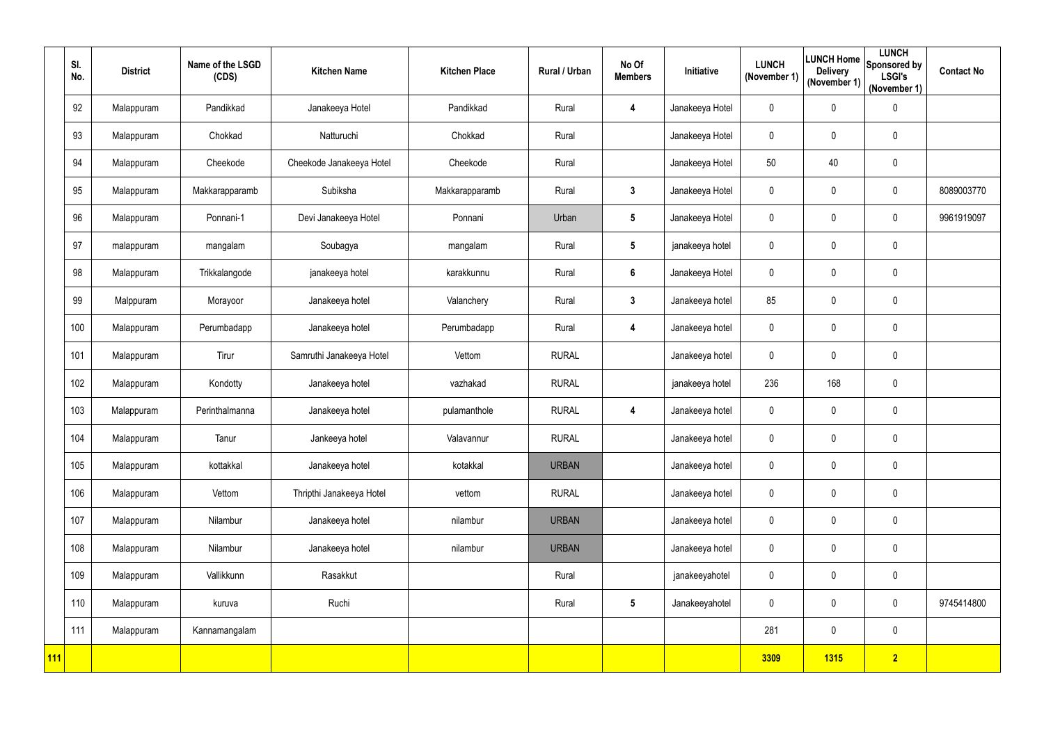| | Sl. No. | District | Name of the LSGD (CDS) | Kitchen Name | Kitchen Place | Rural / Urban | No Of Members | Initiative | LUNCH (November 1) | LUNCH Home Delivery (November 1) | LUNCH Sponsored by LSGI's (November 1) | Contact No |
|---|---|---|---|---|---|---|---|---|---|---|---|---|
| | 92 | Malappuram | Pandikkad | Janakeeya Hotel | Pandikkad | Rural | 4 | Janakeeya Hotel | 0 | 0 | 0 | |
| | 93 | Malappuram | Chokkad | Natturuchi | Chokkad | Rural | | Janakeeya Hotel | 0 | 0 | 0 | |
| | 94 | Malappuram | Cheekode | Cheekode Janakeeya Hotel | Cheekode | Rural | | Janakeeya Hotel | 50 | 40 | 0 | |
| | 95 | Malappuram | Makkarapparamb | Subiksha | Makkarapparamb | Rural | 3 | Janakeeya Hotel | 0 | 0 | 0 | 8089003770 |
| | 96 | Malappuram | Ponnani-1 | Devi Janakeeya Hotel | Ponnani | Urban | 5 | Janakeeya Hotel | 0 | 0 | 0 | 9961919097 |
| | 97 | malappuram | mangalam | Soubagya | mangalam | Rural | 5 | janakeeya hotel | 0 | 0 | 0 | |
| | 98 | Malappuram | Trikkalangode | janakeeya hotel | karakkunnu | Rural | 6 | Janakeeya Hotel | 0 | 0 | 0 | |
| | 99 | Malppuram | Morayoor | Janakeeya hotel | Valanchery | Rural | 3 | Janakeeya hotel | 85 | 0 | 0 | |
| | 100 | Malappuram | Perumbadapp | Janakeeya hotel | Perumbadapp | Rural | 4 | Janakeeya hotel | 0 | 0 | 0 | |
| | 101 | Malappuram | Tirur | Samruthi Janakeeya Hotel | Vettom | RURAL | | Janakeeya hotel | 0 | 0 | 0 | |
| | 102 | Malappuram | Kondotty | Janakeeya hotel | vazhakad | RURAL | | janakeeya hotel | 236 | 168 | 0 | |
| | 103 | Malappuram | Perinthalmanna | Janakeeya hotel | pulamanthole | RURAL | 4 | Janakeeya hotel | 0 | 0 | 0 | |
| | 104 | Malappuram | Tanur | Jankeeya hotel | Valavannur | RURAL | | Janakeeya hotel | 0 | 0 | 0 | |
| | 105 | Malappuram | kottakkal | Janakeeya hotel | kotakkal | URBAN | | Janakeeya hotel | 0 | 0 | 0 | |
| | 106 | Malappuram | Vettom | Thripthi Janakeeya Hotel | vettom | RURAL | | Janakeeya hotel | 0 | 0 | 0 | |
| | 107 | Malappuram | Nilambur | Janakeeya hotel | nilambur | URBAN | | Janakeeya hotel | 0 | 0 | 0 | |
| | 108 | Malappuram | Nilambur | Janakeeya hotel | nilambur | URBAN | | Janakeeya hotel | 0 | 0 | 0 | |
| | 109 | Malappuram | Vallikkunn | Rasakkut | | Rural | | janakeeyahotel | 0 | 0 | 0 | |
| | 110 | Malappuram | kuruva | Ruchi | | Rural | 5 | Janakeeyahotel | 0 | 0 | 0 | 9745414800 |
| | 111 | Malappuram | Kannamangalam | | | | | | 281 | 0 | 0 | |
| **111** | | | | | | | | | **3309** | **1315** | **2** | |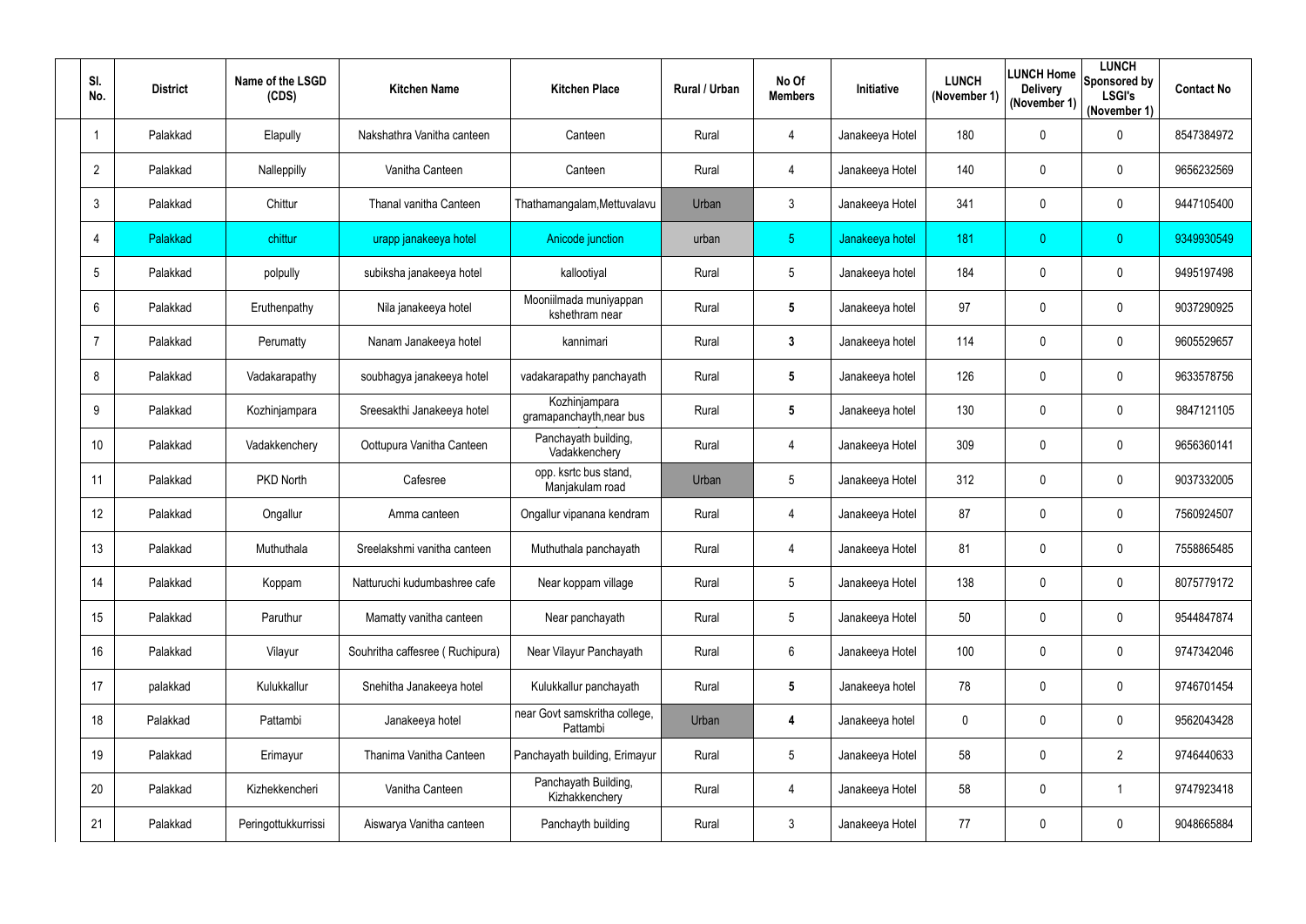| Sl. No. | District | Name of the LSGD (CDS) | Kitchen Name | Kitchen Place | Rural / Urban | No Of Members | Initiative | LUNCH (November 1) | LUNCH Home Delivery (November 1) | LUNCH Sponsored by LSGI's (November 1) | Contact No |
|---|---|---|---|---|---|---|---|---|---|---|---|
| 1 | Palakkad | Elapully | Nakshathra Vanitha canteen | Canteen | Rural | 4 | Janakeeya Hotel | 180 | 0 | 0 | 8547384972 |
| 2 | Palakkad | Nalleppilly | Vanitha Canteen | Canteen | Rural | 4 | Janakeeya Hotel | 140 | 0 | 0 | 9656232569 |
| 3 | Palakkad | Chittur | Thanal vanitha Canteen | Thathamangalam,Mettuvalavu | Urban | 3 | Janakeeya Hotel | 341 | 0 | 0 | 9447105400 |
| 4 | Palakkad | chittur | urapp janakeeya hotel | Anicode junction | urban | 5 | Janakeeya hotel | 181 | 0 | 0 | 9349930549 |
| 5 | Palakkad | polpully | subiksha janakeeya hotel | kallootiyal | Rural | 5 | Janakeeya hotel | 184 | 0 | 0 | 9495197498 |
| 6 | Palakkad | Eruthenpathy | Nila janakeeya hotel | Mooniilmada muniyappan kshethram near | Rural | 5 | Janakeeya hotel | 97 | 0 | 0 | 9037290925 |
| 7 | Palakkad | Perumatty | Nanam Janakeeya hotel | kannimari | Rural | 3 | Janakeeya hotel | 114 | 0 | 0 | 9605529657 |
| 8 | Palakkad | Vadakarapathy | soubhagya janakeeya hotel | vadakarapathy panchayath | Rural | 5 | Janakeeya hotel | 126 | 0 | 0 | 9633578756 |
| 9 | Palakkad | Kozhinjampara | Sreesakthi Janakeeya hotel | Kozhinjampara gramapanchayath,near bus | Rural | 5 | Janakeeya hotel | 130 | 0 | 0 | 9847121105 |
| 10 | Palakkad | Vadakkenchery | Oottupura Vanitha Canteen | Panchayath building, Vadakkenchery | Rural | 4 | Janakeeya Hotel | 309 | 0 | 0 | 9656360141 |
| 11 | Palakkad | PKD North | Cafesree | opp. ksrtc bus stand, Manjakulam road | Urban | 5 | Janakeeya Hotel | 312 | 0 | 0 | 9037332005 |
| 12 | Palakkad | Ongallur | Amma canteen | Ongallur vipanana kendram | Rural | 4 | Janakeeya Hotel | 87 | 0 | 0 | 7560924507 |
| 13 | Palakkad | Muthuthala | Sreelakshmi vanitha canteen | Muthuthala panchayath | Rural | 4 | Janakeeya Hotel | 81 | 0 | 0 | 7558865485 |
| 14 | Palakkad | Koppam | Natturuchi kudumbashree cafe | Near koppam village | Rural | 5 | Janakeeya Hotel | 138 | 0 | 0 | 8075779172 |
| 15 | Palakkad | Paruthur | Mamatty vanitha canteen | Near panchayath | Rural | 5 | Janakeeya Hotel | 50 | 0 | 0 | 9544847874 |
| 16 | Palakkad | Vilayur | Souhritha caffesree ( Ruchipura) | Near Vilayur Panchayath | Rural | 6 | Janakeeya Hotel | 100 | 0 | 0 | 9747342046 |
| 17 | palakkad | Kulukkallur | Snehitha Janakeeya hotel | Kulukkallur panchayath | Rural | 5 | Janakeeya hotel | 78 | 0 | 0 | 9746701454 |
| 18 | Palakkad | Pattambi | Janakeeya hotel | near Govt samskritha college, Pattambi | Urban | 4 | Janakeeya hotel | 0 | 0 | 0 | 9562043428 |
| 19 | Palakkad | Erimayur | Thanima Vanitha Canteen | Panchayath building, Erimayur | Rural | 5 | Janakeeya Hotel | 58 | 0 | 2 | 9746440633 |
| 20 | Palakkad | Kizhekkencheri | Vanitha Canteen | Panchayath Building, Kizhakkenchery | Rural | 4 | Janakeeya Hotel | 58 | 0 | 1 | 9747923418 |
| 21 | Palakkad | Peringottukkurrissi | Aiswarya Vanitha canteen | Panchayth building | Rural | 3 | Janakeeya Hotel | 77 | 0 | 0 | 9048665884 |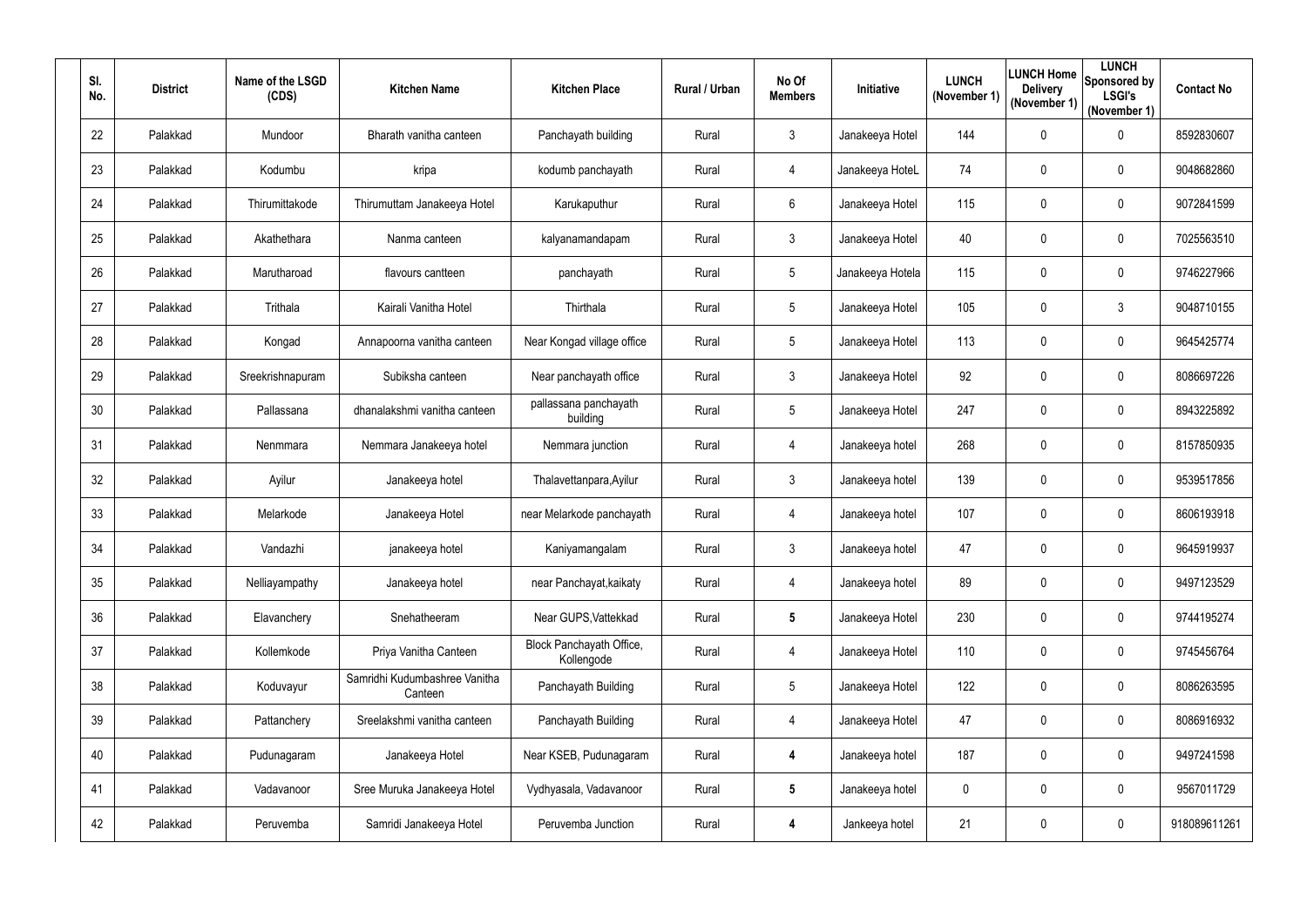| Sl. No. | District | Name of the LSGD (CDS) | Kitchen Name | Kitchen Place | Rural / Urban | No Of Members | Initiative | LUNCH (November 1) | LUNCH Home Delivery (November 1) | LUNCH Sponsored by LSGI's (November 1) | Contact No |
|---|---|---|---|---|---|---|---|---|---|---|---|
| 22 | Palakkad | Mundoor | Bharath vanitha canteen | Panchayath building | Rural | 3 | Janakeeya Hotel | 144 | 0 | 0 | 8592830607 |
| 23 | Palakkad | Kodumbu | kripa | kodumb panchayath | Rural | 4 | Janakeeya HoteL | 74 | 0 | 0 | 9048682860 |
| 24 | Palakkad | Thirumittakode | Thirumuttam Janakeeya Hotel | Karukaputhur | Rural | 6 | Janakeeya Hotel | 115 | 0 | 0 | 9072841599 |
| 25 | Palakkad | Akathethara | Nanma canteen | kalyanamandapam | Rural | 3 | Janakeeya Hotel | 40 | 0 | 0 | 7025563510 |
| 26 | Palakkad | Marutharoad | flavours cantteen | panchayath | Rural | 5 | Janakeeya Hotela | 115 | 0 | 0 | 9746227966 |
| 27 | Palakkad | Trithala | Kairali Vanitha Hotel | Thirthala | Rural | 5 | Janakeeya Hotel | 105 | 0 | 3 | 9048710155 |
| 28 | Palakkad | Kongad | Annapoorna vanitha canteen | Near Kongad village office | Rural | 5 | Janakeeya Hotel | 113 | 0 | 0 | 9645425774 |
| 29 | Palakkad | Sreekrishnapuram | Subiksha canteen | Near panchayath office | Rural | 3 | Janakeeya Hotel | 92 | 0 | 0 | 8086697226 |
| 30 | Palakkad | Pallassana | dhanalakshmi vanitha canteen | pallassana panchayath building | Rural | 5 | Janakeeya Hotel | 247 | 0 | 0 | 8943225892 |
| 31 | Palakkad | Nenmmara | Nemmara Janakeeya hotel | Nemmara junction | Rural | 4 | Janakeeya hotel | 268 | 0 | 0 | 8157850935 |
| 32 | Palakkad | Ayilur | Janakeeya hotel | Thalavettanpara,Ayilur | Rural | 3 | Janakeeya hotel | 139 | 0 | 0 | 9539517856 |
| 33 | Palakkad | Melarkode | Janakeeya Hotel | near Melarkode panchayath | Rural | 4 | Janakeeya hotel | 107 | 0 | 0 | 8606193918 |
| 34 | Palakkad | Vandazhi | janakeeya hotel | Kaniyamangalam | Rural | 3 | Janakeeya hotel | 47 | 0 | 0 | 9645919937 |
| 35 | Palakkad | Nelliayampathy | Janakeeya hotel | near Panchayat,kaikaty | Rural | 4 | Janakeeya hotel | 89 | 0 | 0 | 9497123529 |
| 36 | Palakkad | Elavanchery | Snehatheeram | Near GUPS,Vattekkad | Rural | **5** | Janakeeya Hotel | 230 | 0 | 0 | 9744195274 |
| 37 | Palakkad | Kollemkode | Priya Vanitha Canteen | Block Panchayath Office, Kollengode | Rural | 4 | Janakeeya Hotel | 110 | 0 | 0 | 9745456764 |
| 38 | Palakkad | Koduvayur | Samridhi Kudumbashree Vanitha Canteen | Panchayath Building | Rural | 5 | Janakeeya Hotel | 122 | 0 | 0 | 8086263595 |
| 39 | Palakkad | Pattanchery | Sreelakshmi vanitha canteen | Panchayath Building | Rural | 4 | Janakeeya Hotel | 47 | 0 | 0 | 8086916932 |
| 40 | Palakkad | Pudunagaram | Janakeeya Hotel | Near KSEB, Pudunagaram | Rural | **4** | Janakeeya hotel | 187 | 0 | 0 | 9497241598 |
| 41 | Palakkad | Vadavanoor | Sree Muruka Janakeeya Hotel | Vydhyasala, Vadavanoor | Rural | **5** | Janakeeya hotel | 0 | 0 | 0 | 9567011729 |
| 42 | Palakkad | Peruvemba | Samridi Janakeeya Hotel | Peruvemba Junction | Rural | **4** | Jankeeya hotel | 21 | 0 | 0 | 918089611261 |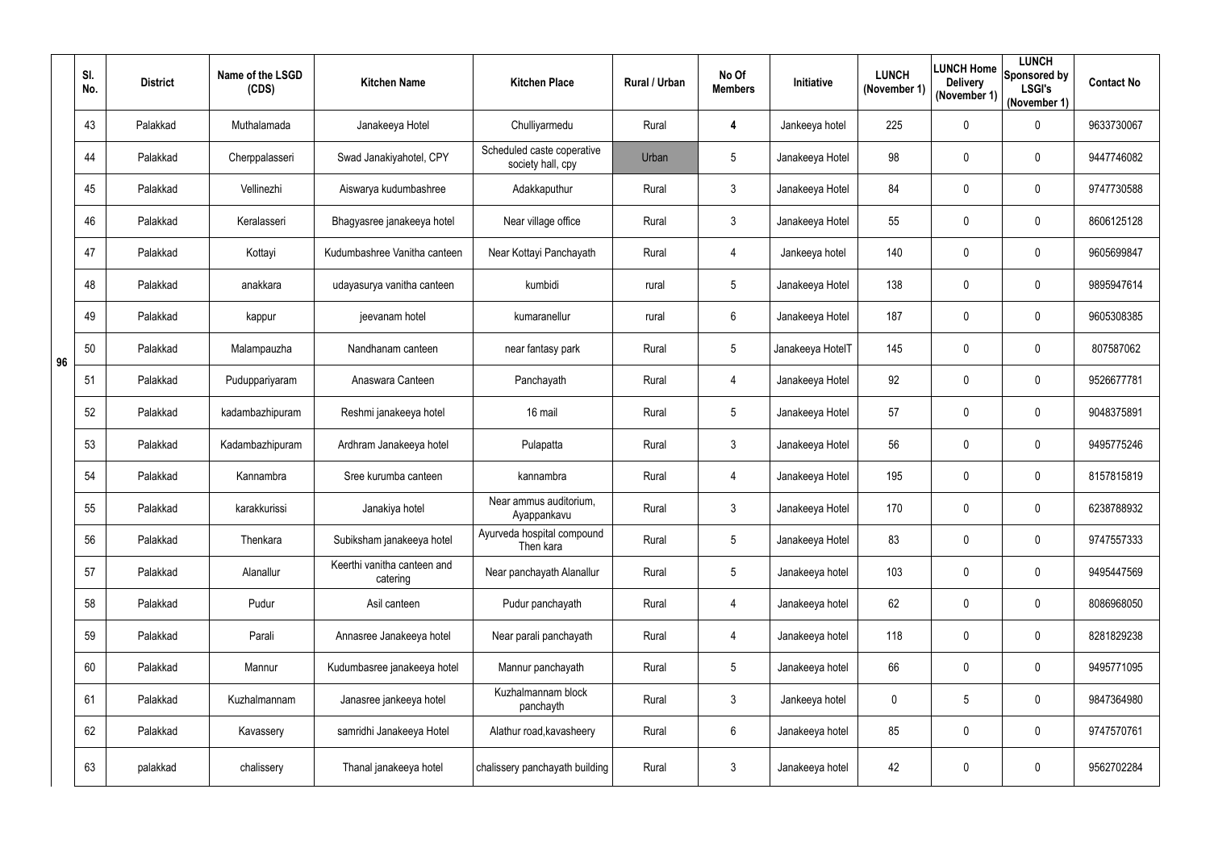|  | Sl. No. | District | Name of the LSGD (CDS) | Kitchen Name | Kitchen Place | Rural / Urban | No Of Members | Initiative | LUNCH (November 1) | LUNCH Home Delivery (November 1) | LUNCH Sponsored by LSGI's (November 1) | Contact No |
|---|---|---|---|---|---|---|---|---|---|---|---|---|
| 96 | 43 | Palakkad | Muthalamada | Janakeeya Hotel | Chulliyarmedu | Rural | 4 | Jankeeya hotel | 225 | 0 | 0 | 9633730067 |
|  | 44 | Palakkad | Cherppalasseri | Swad Janakiyahotel, CPY | Scheduled caste coperative society hall, cpy | Urban | 5 | Janakeeya Hotel | 98 | 0 | 0 | 9447746082 |
|  | 45 | Palakkad | Vellinezhi | Aiswarya kudumbashree | Adakkaputhur | Rural | 3 | Janakeeya Hotel | 84 | 0 | 0 | 9747730588 |
|  | 46 | Palakkad | Keralasseri | Bhagyasree janakeeya hotel | Near village office | Rural | 3 | Janakeeya Hotel | 55 | 0 | 0 | 8606125128 |
|  | 47 | Palakkad | Kottayi | Kudumbashree Vanitha canteen | Near Kottayi Panchayath | Rural | 4 | Jankeeya hotel | 140 | 0 | 0 | 9605699847 |
|  | 48 | Palakkad | anakkara | udayasurya vanitha canteen | kumbidi | rural | 5 | Janakeeya Hotel | 138 | 0 | 0 | 9895947614 |
|  | 49 | Palakkad | kappur | jeevanam hotel | kumaranellur | rural | 6 | Janakeeya Hotel | 187 | 0 | 0 | 9605308385 |
|  | 50 | Palakkad | Malampauzha | Nandhanam canteen | near fantasy park | Rural | 5 | Janakeeya HotelT | 145 | 0 | 0 | 807587062 |
|  | 51 | Palakkad | Puduppariyaram | Anaswara Canteen | Panchayath | Rural | 4 | Janakeeya Hotel | 92 | 0 | 0 | 9526677781 |
|  | 52 | Palakkad | kadambazhipuram | Reshmi janakeeya hotel | 16 mail | Rural | 5 | Janakeeya Hotel | 57 | 0 | 0 | 9048375891 |
|  | 53 | Palakkad | Kadambazhipuram | Ardhram Janakeeya hotel | Pulapatta | Rural | 3 | Janakeeya Hotel | 56 | 0 | 0 | 9495775246 |
|  | 54 | Palakkad | Kannambra | Sree kurumba canteen | kannambra | Rural | 4 | Janakeeya Hotel | 195 | 0 | 0 | 8157815819 |
|  | 55 | Palakkad | karakkurissi | Janakiya hotel | Near ammus auditorium, Ayappankavu | Rural | 3 | Janakeeya Hotel | 170 | 0 | 0 | 6238788932 |
|  | 56 | Palakkad | Thenkara | Subiksham janakeeya hotel | Ayurveda hospital compound Then kara | Rural | 5 | Janakeeya Hotel | 83 | 0 | 0 | 9747557333 |
|  | 57 | Palakkad | Alanallur | Keerthi vanitha canteen and catering | Near panchayath Alanallur | Rural | 5 | Janakeeya hotel | 103 | 0 | 0 | 9495447569 |
|  | 58 | Palakkad | Pudur | Asil canteen | Pudur panchayath | Rural | 4 | Janakeeya hotel | 62 | 0 | 0 | 8086968050 |
|  | 59 | Palakkad | Parali | Annasree Janakeeya hotel | Near parali panchayath | Rural | 4 | Janakeeya hotel | 118 | 0 | 0 | 8281829238 |
|  | 60 | Palakkad | Mannur | Kudumbasree janakeeya hotel | Mannur panchayath | Rural | 5 | Janakeeya hotel | 66 | 0 | 0 | 9495771095 |
|  | 61 | Palakkad | Kuzhalmannam | Janasree jankeeya hotel | Kuzhalmannam block panchayth | Rural | 3 | Jankeeya hotel | 0 | 5 | 0 | 9847364980 |
|  | 62 | Palakkad | Kavassery | samridhi Janakeeya Hotel | Alathur road,kavasheery | Rural | 6 | Janakeeya hotel | 85 | 0 | 0 | 9747570761 |
|  | 63 | palakkad | chalissery | Thanal janakeeya hotel | chalissery panchayath building | Rural | 3 | Janakeeya hotel | 42 | 0 | 0 | 9562702284 |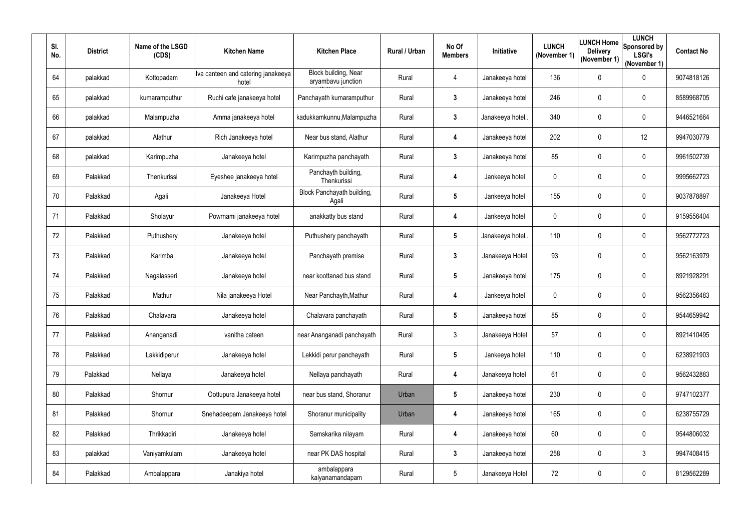| Sl. No. | District | Name of the LSGD (CDS) | Kitchen Name | Kitchen Place | Rural / Urban | No Of Members | Initiative | LUNCH (November 1) | LUNCH Home Delivery (November 1) | LUNCH Sponsored by LSGI's (November 1) | Contact No |
|---|---|---|---|---|---|---|---|---|---|---|---|
| 64 | palakkad | Kottopadam | Iva canteen and catering janakeeya hotel | Block building, Near aryambavu junction | Rural | 4 | Janakeeya hotel | 136 | 0 | 0 | 9074818126 |
| 65 | palakkad | kumaramputhur | Ruchi cafe janakeeya hotel | Panchayath kumaramputhur | Rural | 3 | Janakeeya hotel | 246 | 0 | 0 | 8589968705 |
| 66 | palakkad | Malampuzha | Amma janakeeya hotel | kadukkamkunnu,Malampuzha | Rural | 3 | Janakeeya hotel.. | 340 | 0 | 0 | 9446521664 |
| 67 | palakkad | Alathur | Rich Janakeeya hotel | Near bus stand, Alathur | Rural | 4 | Janakeeya hotel | 202 | 0 | 12 | 9947030779 |
| 68 | palakkad | Karimpuzha | Janakeeya hotel | Karimpuzha panchayath | Rural | 3 | Janakeeya hotel | 85 | 0 | 0 | 9961502739 |
| 69 | Palakkad | Thenkurissi | Eyeshee janakeeya hotel | Panchayth building, Thenkurissi | Rural | 4 | Jankeeya hotel | 0 | 0 | 0 | 9995662723 |
| 70 | Palakkad | Agali | Janakeeya Hotel | Block Panchayath building, Agali | Rural | 5 | Jankeeya hotel | 155 | 0 | 0 | 9037878897 |
| 71 | Palakkad | Sholayur | Powrnami janakeeya hotel | anakkatty bus stand | Rural | 4 | Jankeeya hotel | 0 | 0 | 0 | 9159556404 |
| 72 | Palakkad | Puthushery | Janakeeya hotel | Puthushery panchayath | Rural | 5 | Janakeeya hotel.. | 110 | 0 | 0 | 9562772723 |
| 73 | Palakkad | Karimba | Janakeeya hotel | Panchayath premise | Rural | 3 | Janakeeya Hotel | 93 | 0 | 0 | 9562163979 |
| 74 | Palakkad | Nagalasseri | Janakeeya hotel | near koottanad bus stand | Rural | 5 | Janakeeya hotel | 175 | 0 | 0 | 8921928291 |
| 75 | Palakkad | Mathur | Nila janakeeya Hotel | Near Panchayth,Mathur | Rural | 4 | Jankeeya hotel | 0 | 0 | 0 | 9562356483 |
| 76 | Palakkad | Chalavara | Janakeeya hotel | Chalavara panchayath | Rural | 5 | Janakeeya hotel | 85 | 0 | 0 | 9544659942 |
| 77 | Palakkad | Ananganadi | vanitha cateen | near Ananganadi panchayath | Rural | 3 | Janakeeya Hotel | 57 | 0 | 0 | 8921410495 |
| 78 | Palakkad | Lakkidiperur | Janakeeya hotel | Lekkidi perur panchayath | Rural | 5 | Jankeeya hotel | 110 | 0 | 0 | 6238921903 |
| 79 | Palakkad | Nellaya | Janakeeya hotel | Nellaya panchayath | Rural | 4 | Janakeeya hotel | 61 | 0 | 0 | 9562432883 |
| 80 | Palakkad | Shornur | Oottupura Janakeeya hotel | near bus stand, Shoranur | Urban | 5 | Janakeeya hotel | 230 | 0 | 0 | 9747102377 |
| 81 | Palakkad | Shornur | Snehadeepam Janakeeya hotel | Shoranur municipality | Urban | 4 | Janakeeya hotel | 165 | 0 | 0 | 6238755729 |
| 82 | Palakkad | Thrikkadiri | Janakeeya hotel | Samskarika nilayam | Rural | 4 | Janakeeya hotel | 60 | 0 | 0 | 9544806032 |
| 83 | palakkad | Vaniyamkulam | Janakeeya hotel | near PK DAS hospital | Rural | 3 | Janakeeya hotel | 258 | 0 | 3 | 9947408415 |
| 84 | Palakkad | Ambalappara | Janakiya hotel | ambalappara kalyanamandapam | Rural | 5 | Janakeeya Hotel | 72 | 0 | 0 | 8129562289 |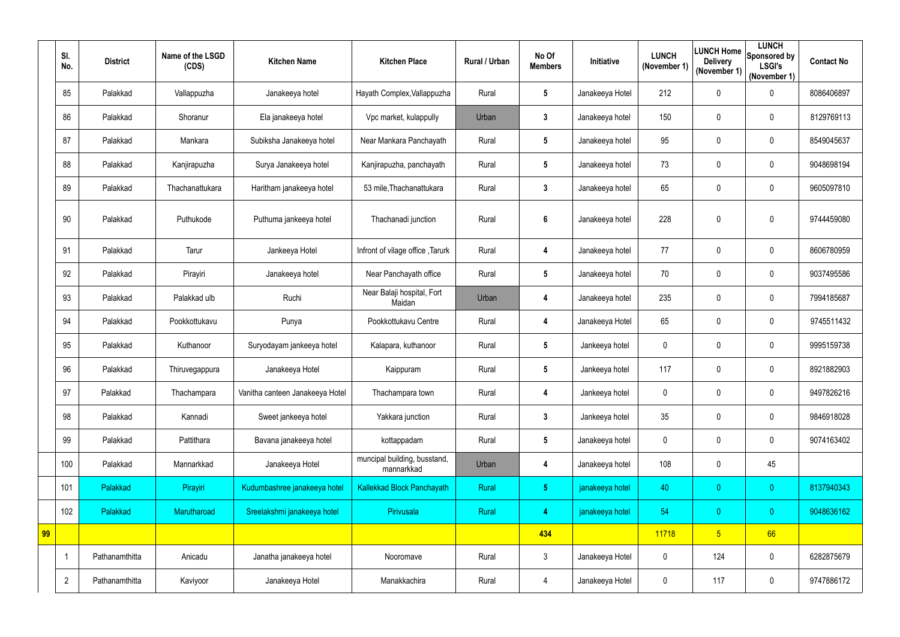| | Sl. No. | District | Name of the LSGD (CDS) | Kitchen Name | Kitchen Place | Rural / Urban | No Of Members | Initiative | LUNCH (November 1) | LUNCH Home Delivery (November 1) | LUNCH Sponsored by LSGI's (November 1) | Contact No |
|---|---|---|---|---|---|---|---|---|---|---|---|---|
| | 85 | Palakkad | Vallappuzha | Janakeeya hotel | Hayath Complex,Vallappuzha | Rural | 5 | Janakeeya Hotel | 212 | 0 | 0 | 8086406897 |
| | 86 | Palakkad | Shoranur | Ela janakeeya hotel | Vpc market, kulappully | Urban | 3 | Janakeeya hotel | 150 | 0 | 0 | 8129769113 |
| | 87 | Palakkad | Mankara | Subiksha Janakeeya hotel | Near Mankara Panchayath | Rural | 5 | Janakeeya hotel | 95 | 0 | 0 | 8549045637 |
| | 88 | Palakkad | Kanjirapuzha | Surya Janakeeya hotel | Kanjirapuzha, panchayath | Rural | 5 | Janakeeya hotel | 73 | 0 | 0 | 9048698194 |
| | 89 | Palakkad | Thachanattukara | Haritham janakeeya hotel | 53 mile,Thachanattukara | Rural | 3 | Janakeeya hotel | 65 | 0 | 0 | 9605097810 |
| | 90 | Palakkad | Puthukode | Puthuma jankeeya hotel | Thachanadi junction | Rural | 6 | Janakeeya hotel | 228 | 0 | 0 | 9744459080 |
| | 91 | Palakkad | Tarur | Jankeeya Hotel | Infront of vilage office ,Tarurk | Rural | 4 | Janakeeya hotel | 77 | 0 | 0 | 8606780959 |
| | 92 | Palakkad | Pirayiri | Janakeeya hotel | Near Panchayath office | Rural | 5 | Janakeeya hotel | 70 | 0 | 0 | 9037495586 |
| | 93 | Palakkad | Palakkad ulb | Ruchi | Near Balaji hospital, Fort Maidan | Urban | 4 | Janakeeya hotel | 235 | 0 | 0 | 7994185687 |
| | 94 | Palakkad | Pookkottukavu | Punya | Pookkottukavu Centre | Rural | 4 | Janakeeya Hotel | 65 | 0 | 0 | 9745511432 |
| | 95 | Palakkad | Kuthanoor | Suryodayam jankeeya hotel | Kalapara, kuthanoor | Rural | 5 | Jankeeya hotel | 0 | 0 | 0 | 9995159738 |
| | 96 | Palakkad | Thiruvegappura | Janakeeya Hotel | Kaippuram | Rural | 5 | Jankeeya hotel | 117 | 0 | 0 | 8921882903 |
| | 97 | Palakkad | Thachampara | Vanitha canteen Janakeeya Hotel | Thachampara town | Rural | 4 | Jankeeya hotel | 0 | 0 | 0 | 9497826216 |
| | 98 | Palakkad | Kannadi | Sweet jankeeya hotel | Yakkara junction | Rural | 3 | Jankeeya hotel | 35 | 0 | 0 | 9846918028 |
| | 99 | Palakkad | Pattithara | Bavana janakeeya hotel | kottappadam | Rural | 5 | Janakeeya hotel | 0 | 0 | 0 | 9074163402 |
| | 100 | Palakkad | Mannarkkad | Janakeeya Hotel | muncipal building, busstand, mannarkkad | Urban | 4 | Janakeeya hotel | 108 | 0 | 45 | |
| | 101 | Palakkad | Pirayiri | Kudumbashree janakeeya hotel | Kallekkad Block Panchayath | Rural | 5 | janakeeya hotel | 40 | 0 | 0 | 8137940343 |
| | 102 | Palakkad | Marutharoad | Sreelakshmi janakeeya hotel | Pirivusala | Rural | 4 | janakeeya hotel | 54 | 0 | 0 | 9048636162 |
| 99 | | | | | | | 434 | | 11718 | 5 | 66 | |
| | 1 | Pathanamthitta | Anicadu | Janatha janakeeya hotel | Nooromave | Rural | 3 | Janakeeya Hotel | 0 | 124 | 0 | 6282875679 |
| | 2 | Pathanamthitta | Kaviyoor | Janakeeya Hotel | Manakkachira | Rural | 4 | Janakeeya Hotel | 0 | 117 | 0 | 9747886172 |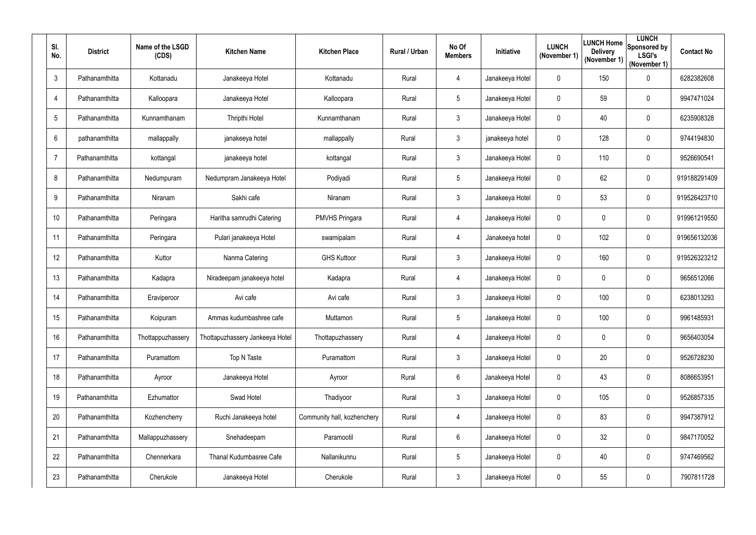| Sl. No. | District | Name of the LSGD (CDS) | Kitchen Name | Kitchen Place | Rural / Urban | No Of Members | Initiative | LUNCH (November 1) | LUNCH Home Delivery (November 1) | LUNCH Sponsored by LSGI's (November 1) | Contact No |
|---|---|---|---|---|---|---|---|---|---|---|---|
| 3 | Pathanamthitta | Kottanadu | Janakeeya Hotel | Kottanadu | Rural | 4 | Janakeeya Hotel | 0 | 150 | 0 | 6282382608 |
| 4 | Pathanamthitta | Kalloopara | Janakeeya Hotel | Kalloopara | Rural | 5 | Janakeeya Hotel | 0 | 59 | 0 | 9947471024 |
| 5 | Pathanamthitta | Kunnamthanam | Thripthi Hotel | Kunnamthanam | Rural | 3 | Janakeeya Hotel | 0 | 40 | 0 | 6235908328 |
| 6 | pathanamthitta | mallappally | janakeeya hotel | mallappally | Rural | 3 | janakeeya hotel | 0 | 128 | 0 | 9744194830 |
| 7 | Pathanamthitta | kottangal | janakeeya hotel | kottangal | Rural | 3 | Janakeeya Hotel | 0 | 110 | 0 | 9526690541 |
| 8 | Pathanamthitta | Nedumpuram | Nedumpram Janakeeya Hotel | Podiyadi | Rural | 5 | Janakeeya Hotel | 0 | 62 | 0 | 919188291409 |
| 9 | Pathanamthitta | Niranam | Sakhi cafe | Niranam | Rural | 3 | Janakeeya Hotel | 0 | 53 | 0 | 919526423710 |
| 10 | Pathanamthitta | Peringara | Haritha samrudhi Catering | PMVHS Pringara | Rural | 4 | Janakeeya Hotel | 0 | 0 | 0 | 919961219550 |
| 11 | Pathanamthitta | Peringara | Pulari janakeeya Hotel | swamipalam | Rural | 4 | Janakeeya hotel | 0 | 102 | 0 | 919656132036 |
| 12 | Pathanamthitta | Kuttor | Nanma Catering | GHS Kuttoor | Rural | 3 | Janakeeya Hotel | 0 | 160 | 0 | 919526323212 |
| 13 | Pathanamthitta | Kadapra | Niradeepam janakeeya hotel | Kadapra | Rural | 4 | Janakeeya Hotel | 0 | 0 | 0 | 9656512066 |
| 14 | Pathanamthitta | Eraviperoor | Avi cafe | Avi cafe | Rural | 3 | Janakeeya Hotel | 0 | 100 | 0 | 6238013293 |
| 15 | Pathanamthitta | Koipuram | Ammas kudumbashree cafe | Muttamon | Rural | 5 | Janakeeya Hotel | 0 | 100 | 0 | 9961485931 |
| 16 | Pathanamthitta | Thottappuzhassery | Thottapuzhassery Jankeeya Hotel | Thottapuzhassery | Rural | 4 | Janakeeya Hotel | 0 | 0 | 0 | 9656403054 |
| 17 | Pathanamthitta | Puramattom | Top N Taste | Puramattom | Rural | 3 | Janakeeya Hotel | 0 | 20 | 0 | 9526728230 |
| 18 | Pathanamthitta | Ayroor | Janakeeya Hotel | Ayroor | Rural | 6 | Janakeeya Hotel | 0 | 43 | 0 | 8086653951 |
| 19 | Pathanamthitta | Ezhumattor | Swad Hotel | Thadiyoor | Rural | 3 | Janakeeya Hotel | 0 | 105 | 0 | 9526857335 |
| 20 | Pathanamthitta | Kozhencherry | Ruchi Janakeeya hotel | Community hall, kozhenchery | Rural | 4 | Janakeeya Hotel | 0 | 83 | 0 | 9947387912 |
| 21 | Pathanamthitta | Mallappuzhassery | Snehadeepam | Paramootil | Rural | 6 | Janakeeya Hotel | 0 | 32 | 0 | 9847170052 |
| 22 | Pathanamthitta | Chennerkara | Thanal Kudumbasree Cafe | Nallanikunnu | Rural | 5 | Janakeeya Hotel | 0 | 40 | 0 | 9747469562 |
| 23 | Pathanamthitta | Cherukole | Janakeeya Hotel | Cherukole | Rural | 3 | Janakeeya Hotel | 0 | 55 | 0 | 7907811728 |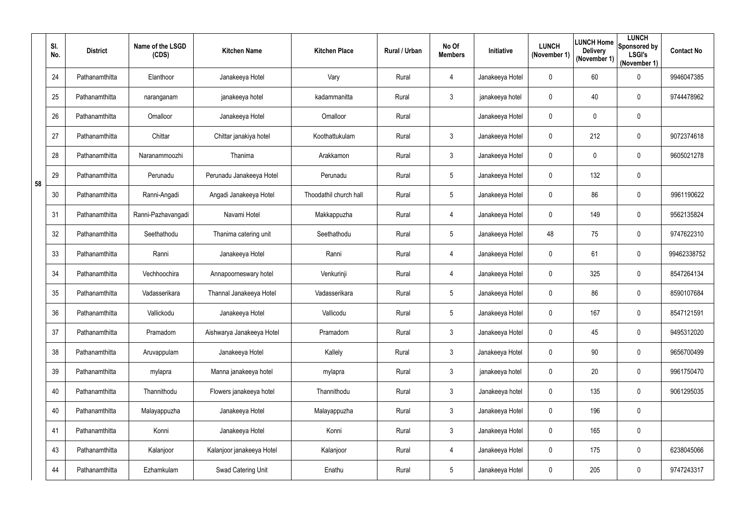| | Sl. No. | District | Name of the LSGD (CDS) | Kitchen Name | Kitchen Place | Rural / Urban | No Of Members | Initiative | LUNCH (November 1) | LUNCH Home Delivery (November 1) | LUNCH Sponsored by LSGI's (November 1) | Contact No |
|---|---|---|---|---|---|---|---|---|---|---|---|---|
| 58 | 24 | Pathanamthitta | Elanthoor | Janakeeya Hotel | Vary | Rural | 4 | Janakeeya Hotel | 0 | 60 | 0 | 9946047385 |
| | 25 | Pathanamthitta | naranganam | janakeeya hotel | kadammanitta | Rural | 3 | janakeeya hotel | 0 | 40 | 0 | 9744478962 |
| | 26 | Pathanamthitta | Omalloor | Janakeeya Hotel | Omalloor | Rural | | Janakeeya Hotel | 0 | 0 | 0 | |
| | 27 | Pathanamthitta | Chittar | Chittar janakiya hotel | Koothattukulam | Rural | 3 | Janakeeya Hotel | 0 | 212 | 0 | 9072374618 |
| | 28 | Pathanamthitta | Naranammoozhi | Thanima | Arakkamon | Rural | 3 | Janakeeya Hotel | 0 | 0 | 0 | 9605021278 |
| | 29 | Pathanamthitta | Perunadu | Perunadu Janakeeya Hotel | Perunadu | Rural | 5 | Janakeeya Hotel | 0 | 132 | 0 | |
| | 30 | Pathanamthitta | Ranni-Angadi | Angadi Janakeeya Hotel | Thoodathil church hall | Rural | 5 | Janakeeya Hotel | 0 | 86 | 0 | 9961190622 |
| | 31 | Pathanamthitta | Ranni-Pazhavangadi | Navami Hotel | Makkappuzha | Rural | 4 | Janakeeya Hotel | 0 | 149 | 0 | 9562135824 |
| | 32 | Pathanamthitta | Seethathodu | Thanima catering unit | Seethathodu | Rural | 5 | Janakeeya Hotel | 48 | 75 | 0 | 9747622310 |
| | 33 | Pathanamthitta | Ranni | Janakeeya Hotel | Ranni | Rural | 4 | Janakeeya Hotel | 0 | 61 | 0 | 99462338752 |
| | 34 | Pathanamthitta | Vechhoochira | Annapoorneswary hotel | Venkurinji | Rural | 4 | Janakeeya Hotel | 0 | 325 | 0 | 8547264134 |
| | 35 | Pathanamthitta | Vadasserikara | Thannal Janakeeya Hotel | Vadasserikara | Rural | 5 | Janakeeya Hotel | 0 | 86 | 0 | 8590107684 |
| | 36 | Pathanamthitta | Vallickodu | Janakeeya Hotel | Vallicodu | Rural | 5 | Janakeeya Hotel | 0 | 167 | 0 | 8547121591 |
| | 37 | Pathanamthitta | Pramadom | Aishwarya Janakeeya Hotel | Pramadom | Rural | 3 | Janakeeya Hotel | 0 | 45 | 0 | 9495312020 |
| | 38 | Pathanamthitta | Aruvappulam | Janakeeya Hotel | Kallely | Rural | 3 | Janakeeya Hotel | 0 | 90 | 0 | 9656700499 |
| | 39 | Pathanamthitta | mylapra | Manna janakeeya hotel | mylapra | Rural | 3 | janakeeya hotel | 0 | 20 | 0 | 9961750470 |
| | 40 | Pathanamthitta | Thannithodu | Flowers janakeeya hotel | Thannithodu | Rural | 3 | Janakeeya hotel | 0 | 135 | 0 | 9061295035 |
| | 40 | Pathanamthitta | Malayappuzha | Janakeeya Hotel | Malayappuzha | Rural | 3 | Janakeeya Hotel | 0 | 196 | 0 | |
| | 41 | Pathanamthitta | Konni | Janakeeya Hotel | Konni | Rural | 3 | Janakeeya Hotel | 0 | 165 | 0 | |
| | 43 | Pathanamthitta | Kalanjoor | Kalanjoor janakeeya Hotel | Kalanjoor | Rural | 4 | Janakeeya Hotel | 0 | 175 | 0 | 6238045066 |
| | 44 | Pathanamthitta | Ezhamkulam | Swad Catering Unit | Enathu | Rural | 5 | Janakeeya Hotel | 0 | 205 | 0 | 9747243317 |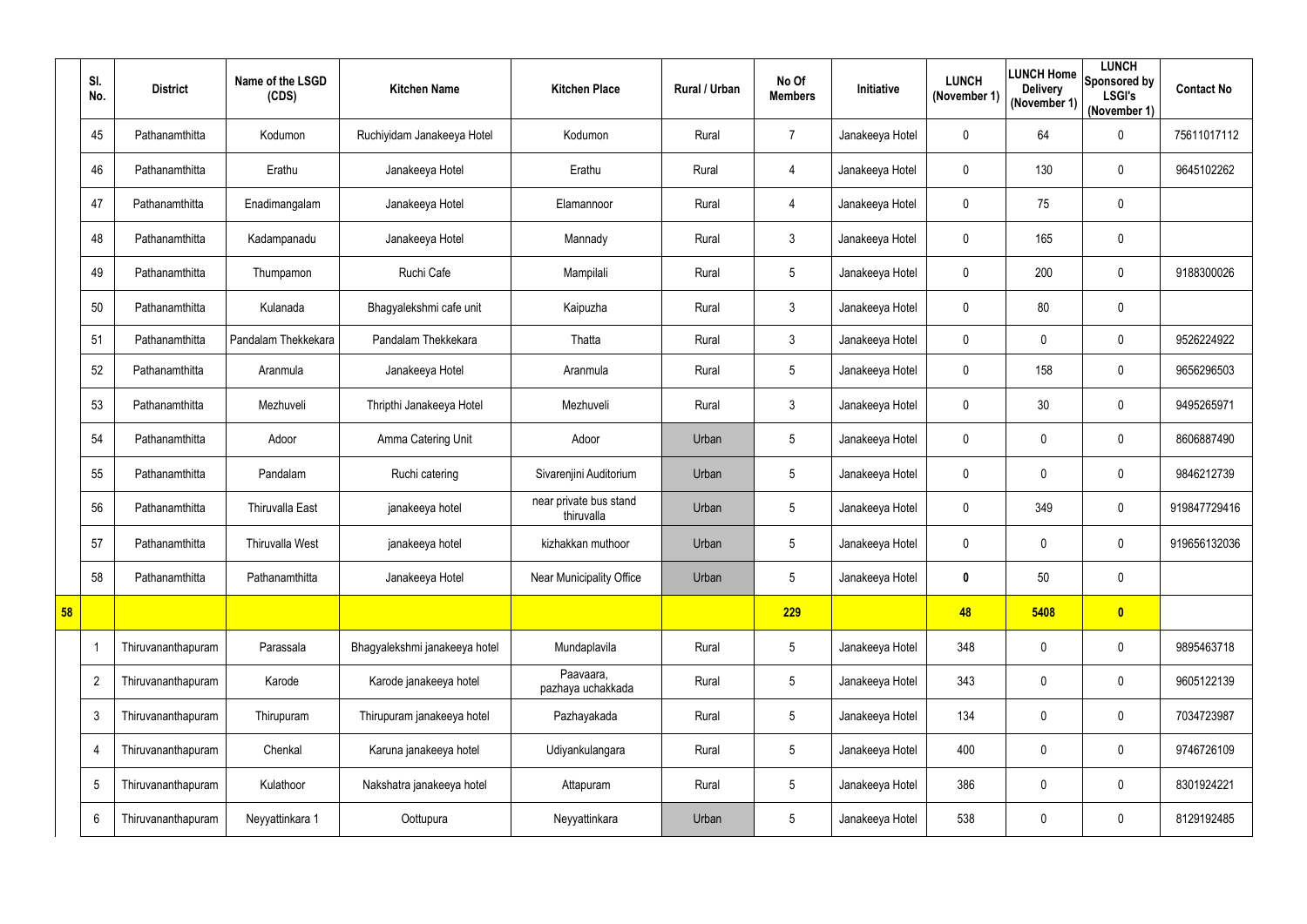| | Sl. No. | District | Name of the LSGD (CDS) | Kitchen Name | Kitchen Place | Rural / Urban | No Of Members | Initiative | LUNCH (November 1) | LUNCH Home Delivery (November 1) | LUNCH Sponsored by LSGI's (November 1) | Contact No |
|---|---|---|---|---|---|---|---|---|---|---|---|---|
| | 45 | Pathanamthitta | Kodumon | Ruchiyidam Janakeeya Hotel | Kodumon | Rural | 7 | Janakeeya Hotel | 0 | 64 | 0 | 75611017112 |
| | 46 | Pathanamthitta | Erathu | Janakeeya Hotel | Erathu | Rural | 4 | Janakeeya Hotel | 0 | 130 | 0 | 9645102262 |
| | 47 | Pathanamthitta | Enadimangalam | Janakeeya Hotel | Elamannoor | Rural | 4 | Janakeeya Hotel | 0 | 75 | 0 | |
| | 48 | Pathanamthitta | Kadampanadu | Janakeeya Hotel | Mannady | Rural | 3 | Janakeeya Hotel | 0 | 165 | 0 | |
| | 49 | Pathanamthitta | Thumpamon | Ruchi Cafe | Mampilali | Rural | 5 | Janakeeya Hotel | 0 | 200 | 0 | 9188300026 |
| | 50 | Pathanamthitta | Kulanada | Bhagyalekshmi cafe unit | Kaipuzha | Rural | 3 | Janakeeya Hotel | 0 | 80 | 0 | |
| | 51 | Pathanamthitta | Pandalam Thekkekara | Pandalam Thekkekara | Thatta | Rural | 3 | Janakeeya Hotel | 0 | 0 | 0 | 9526224922 |
| | 52 | Pathanamthitta | Aranmula | Janakeeya Hotel | Aranmula | Rural | 5 | Janakeeya Hotel | 0 | 158 | 0 | 9656296503 |
| | 53 | Pathanamthitta | Mezhuveli | Thripthi Janakeeya Hotel | Mezhuveli | Rural | 3 | Janakeeya Hotel | 0 | 30 | 0 | 9495265971 |
| | 54 | Pathanamthitta | Adoor | Amma Catering Unit | Adoor | Urban | 5 | Janakeeya Hotel | 0 | 0 | 0 | 8606887490 |
| | 55 | Pathanamthitta | Pandalam | Ruchi catering | Sivarenjini Auditorium | Urban | 5 | Janakeeya Hotel | 0 | 0 | 0 | 9846212739 |
| | 56 | Pathanamthitta | Thiruvalla East | janakeeya hotel | near private bus stand thiruvalla | Urban | 5 | Janakeeya Hotel | 0 | 349 | 0 | 919847729416 |
| | 57 | Pathanamthitta | Thiruvalla West | janakeeya hotel | kizhakkan muthoor | Urban | 5 | Janakeeya Hotel | 0 | 0 | 0 | 919656132036 |
| | 58 | Pathanamthitta | Pathanamthitta | Janakeeya Hotel | Near Municipality Office | Urban | 5 | Janakeeya Hotel | 0 | 50 | 0 | |
| 58 | | | | | | | 229 | | 48 | 5408 | 0 | |
| | 1 | Thiruvananthapuram | Parassala | Bhagyalekshmi janakeeya hotel | Mundaplavila | Rural | 5 | Janakeeya Hotel | 348 | 0 | 0 | 9895463718 |
| | 2 | Thiruvananthapuram | Karode | Karode janakeeya hotel | Paavaara, pazhaya uchakkada | Rural | 5 | Janakeeya Hotel | 343 | 0 | 0 | 9605122139 |
| | 3 | Thiruvananthapuram | Thirupuram | Thirupuram janakeeya hotel | Pazhayakada | Rural | 5 | Janakeeya Hotel | 134 | 0 | 0 | 7034723987 |
| | 4 | Thiruvananthapuram | Chenkal | Karuna janakeeya hotel | Udiyankulangara | Rural | 5 | Janakeeya Hotel | 400 | 0 | 0 | 9746726109 |
| | 5 | Thiruvananthapuram | Kulathoor | Nakshatra janakeeya hotel | Attapuram | Rural | 5 | Janakeeya Hotel | 386 | 0 | 0 | 8301924221 |
| | 6 | Thiruvananthapuram | Neyyattinkara 1 | Oottupura | Neyyattinkara | Urban | 5 | Janakeeya Hotel | 538 | 0 | 0 | 8129192485 |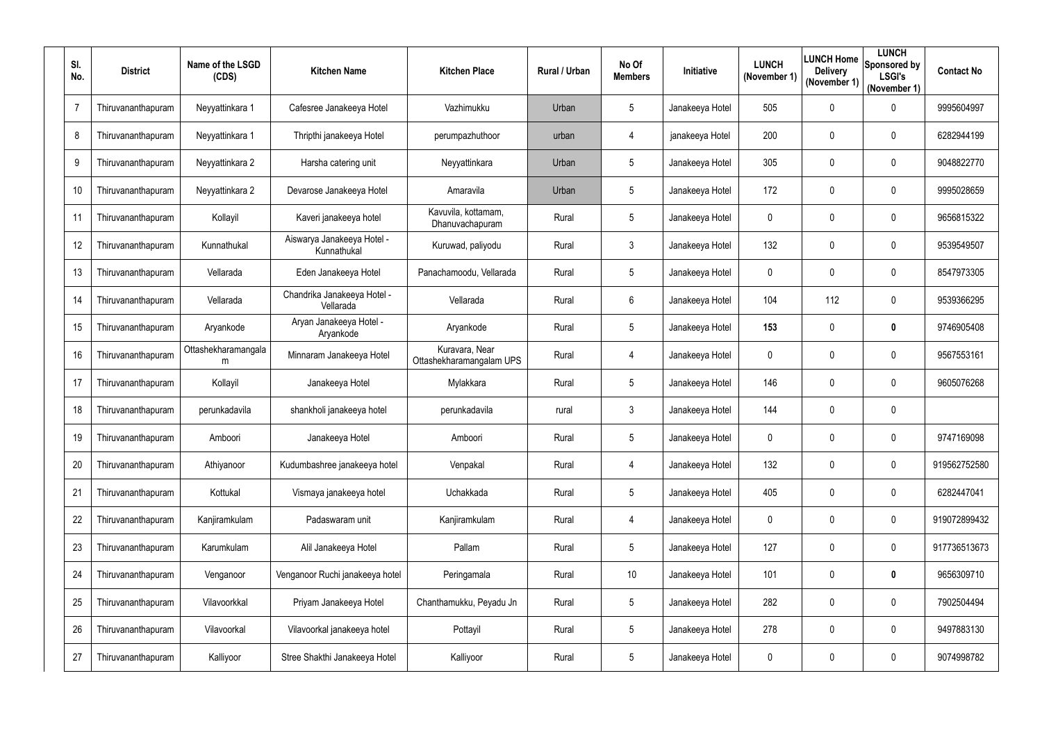| Sl. No. | District | Name of the LSGD (CDS) | Kitchen Name | Kitchen Place | Rural / Urban | No Of Members | Initiative | LUNCH (November 1) | LUNCH Home Delivery (November 1) | LUNCH Sponsored by LSGI's (November 1) | Contact No |
|---|---|---|---|---|---|---|---|---|---|---|---|
| 7 | Thiruvananthapuram | Neyyattinkara 1 | Cafesree Janakeeya Hotel | Vazhimukku | Urban | 5 | Janakeeya Hotel | 505 | 0 | 0 | 9995604997 |
| 8 | Thiruvananthapuram | Neyyattinkara 1 | Thripthi janakeeya Hotel | perumpazhuthoor | urban | 4 | janakeeya Hotel | 200 | 0 | 0 | 6282944199 |
| 9 | Thiruvananthapuram | Neyyattinkara 2 | Harsha catering unit | Neyyattinkara | Urban | 5 | Janakeeya Hotel | 305 | 0 | 0 | 9048822770 |
| 10 | Thiruvananthapuram | Neyyattinkara 2 | Devarose Janakeeya Hotel | Amaravila | Urban | 5 | Janakeeya Hotel | 172 | 0 | 0 | 9995028659 |
| 11 | Thiruvananthapuram | Kollayil | Kaveri janakeeya hotel | Kavuvila, kottamam, Dhanuvachapuram | Rural | 5 | Janakeeya Hotel | 0 | 0 | 0 | 9656815322 |
| 12 | Thiruvananthapuram | Kunnathukal | Aiswarya Janakeeya Hotel - Kunnathukal | Kuruwad, paliyodu | Rural | 3 | Janakeeya Hotel | 132 | 0 | 0 | 9539549507 |
| 13 | Thiruvananthapuram | Vellarada | Eden Janakeeya Hotel | Panachamoodu, Vellarada | Rural | 5 | Janakeeya Hotel | 0 | 0 | 0 | 8547973305 |
| 14 | Thiruvananthapuram | Vellarada | Chandrika Janakeeya Hotel - Vellarada | Vellarada | Rural | 6 | Janakeeya Hotel | 104 | 112 | 0 | 9539366295 |
| 15 | Thiruvananthapuram | Aryankode | Aryan Janakeeya Hotel - Aryankode | Aryankode | Rural | 5 | Janakeeya Hotel | **153** | 0 | **0** | 9746905408 |
| 16 | Thiruvananthapuram | Ottashekharamangalam | Minnaram Janakeeya Hotel | Kuravara, Near Ottashekharamangalam UPS | Rural | 4 | Janakeeya Hotel | 0 | 0 | 0 | 9567553161 |
| 17 | Thiruvananthapuram | Kollayil | Janakeeya Hotel | Mylakkara | Rural | 5 | Janakeeya Hotel | 146 | 0 | 0 | 9605076268 |
| 18 | Thiruvananthapuram | perunkadavila | shankholi janakeeya hotel | perunkadavila | rural | 3 | Janakeeya Hotel | 144 | 0 | 0 | |
| 19 | Thiruvananthapuram | Amboori | Janakeeya Hotel | Amboori | Rural | 5 | Janakeeya Hotel | 0 | 0 | 0 | 9747169098 |
| 20 | Thiruvananthapuram | Athiyanoor | Kudumbashree janakeeya hotel | Venpakal | Rural | 4 | Janakeeya Hotel | 132 | 0 | 0 | 919562752580 |
| 21 | Thiruvananthapuram | Kottukal | Vismaya janakeeya hotel | Uchakkada | Rural | 5 | Janakeeya Hotel | 405 | 0 | 0 | 6282447041 |
| 22 | Thiruvananthapuram | Kanjiramkulam | Padaswaram unit | Kanjiramkulam | Rural | 4 | Janakeeya Hotel | 0 | 0 | 0 | 919072899432 |
| 23 | Thiruvananthapuram | Karumkulam | Alil Janakeeya Hotel | Pallam | Rural | 5 | Janakeeya Hotel | 127 | 0 | 0 | 917736513673 |
| 24 | Thiruvananthapuram | Venganoor | Venganoor Ruchi janakeeya hotel | Peringamala | Rural | 10 | Janakeeya Hotel | 101 | 0 | **0** | 9656309710 |
| 25 | Thiruvananthapuram | Vilavoorkkal | Priyam Janakeeya Hotel | Chanthamukku, Peyadu Jn | Rural | 5 | Janakeeya Hotel | 282 | 0 | 0 | 7902504494 |
| 26 | Thiruvananthapuram | Vilavoorkal | Vilavoorkal janakeeya hotel | Pottayil | Rural | 5 | Janakeeya Hotel | 278 | 0 | 0 | 9497883130 |
| 27 | Thiruvananthapuram | Kalliyoor | Stree Shakthi Janakeeya Hotel | Kalliyoor | Rural | 5 | Janakeeya Hotel | 0 | 0 | 0 | 9074998782 |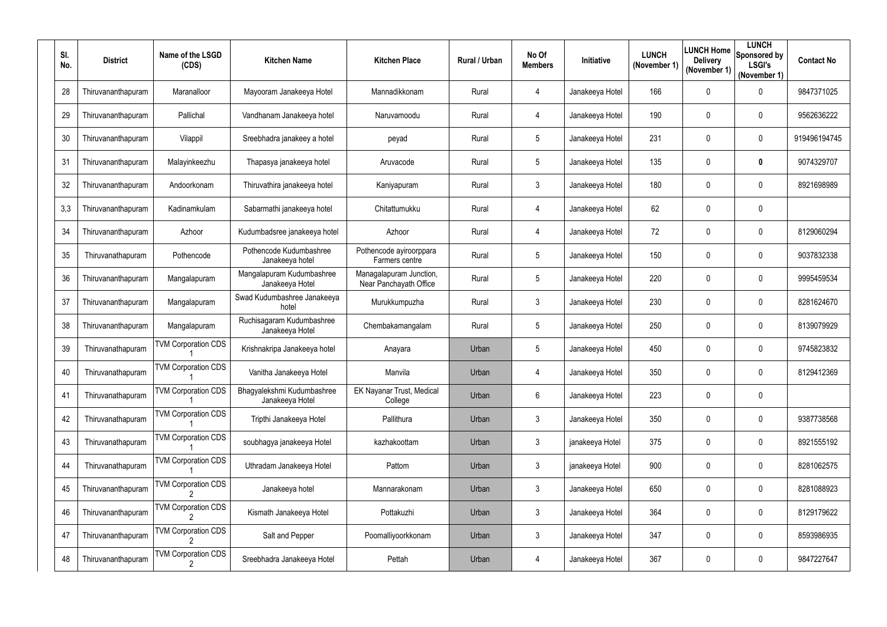| Sl. No. | District | Name of the LSGD (CDS) | Kitchen Name | Kitchen Place | Rural / Urban | No Of Members | Initiative | LUNCH (November 1) | LUNCH Home Delivery (November 1) | LUNCH Sponsored by LSGI's (November 1) | Contact No |
|---|---|---|---|---|---|---|---|---|---|---|---|
| 28 | Thiruvananthapuram | Maranalloor | Mayooram Janakeeya Hotel | Mannadikkonam | Rural | 4 | Janakeeya Hotel | 166 | 0 | 0 | 9847371025 |
| 29 | Thiruvananthapuram | Pallichal | Vandhanam Janakeeya hotel | Naruvamoodu | Rural | 4 | Janakeeya Hotel | 190 | 0 | 0 | 9562636222 |
| 30 | Thiruvananthapuram | Vilappil | Sreebhadra janakeey a hotel | peyad | Rural | 5 | Janakeeya Hotel | 231 | 0 | 0 | 919496194745 |
| 31 | Thiruvananthapuram | Malayinkeezhu | Thapasya janakeeya hotel | Aruvacode | Rural | 5 | Janakeeya Hotel | 135 | 0 | **0** | 9074329707 |
| 32 | Thiruvananthapuram | Andoorkonam | Thiruvathira janakeeya hotel | Kaniyapuram | Rural | 3 | Janakeeya Hotel | 180 | 0 | 0 | 8921698989 |
| 3,3 | Thiruvananthapuram | Kadinamkulam | Sabarmathi janakeeya hotel | Chitattumukku | Rural | 4 | Janakeeya Hotel | 62 | 0 | 0 | |
| 34 | Thiruvananthapuram | Azhoor | Kudumbadsree janakeeya hotel | Azhoor | Rural | 4 | Janakeeya Hotel | 72 | 0 | 0 | 8129060294 |
| 35 | Thiruvanathapuram | Pothencode | Pothencode Kudumbashree Janakeeya hotel | Pothencode ayiroorppara Farmers centre | Rural | 5 | Janakeeya Hotel | 150 | 0 | 0 | 9037832338 |
| 36 | Thiruvananthapuram | Mangalapuram | Mangalapuram Kudumbashree Janakeeya Hotel | Managalapuram Junction, Near Panchayath Office | Rural | 5 | Janakeeya Hotel | 220 | 0 | 0 | 9995459534 |
| 37 | Thiruvananthapuram | Mangalapuram | Swad Kudumbashree Janakeeya hotel | Murukkumpuzha | Rural | 3 | Janakeeya Hotel | 230 | 0 | 0 | 8281624670 |
| 38 | Thiruvananthapuram | Mangalapuram | Ruchisagaram Kudumbashree Janakeeya Hotel | Chembakamangalam | Rural | 5 | Janakeeya Hotel | 250 | 0 | 0 | 8139079929 |
| 39 | Thiruvanathapuram | TVM Corporation CDS 1 | Krishnakripa Janakeeya hotel | Anayara | Urban | 5 | Janakeeya Hotel | 450 | 0 | 0 | 9745823832 |
| 40 | Thiruvanathapuram | TVM Corporation CDS 1 | Vanitha Janakeeya Hotel | Manvila | Urban | 4 | Janakeeya Hotel | 350 | 0 | 0 | 8129412369 |
| 41 | Thiruvanathapuram | TVM Corporation CDS 1 | Bhagyalekshmi Kudumbashree Janakeeya Hotel | EK Nayanar Trust, Medical College | Urban | 6 | Janakeeya Hotel | 223 | 0 | 0 | |
| 42 | Thiruvanathapuram | TVM Corporation CDS 1 | Tripthi Janakeeya Hotel | Pallithura | Urban | 3 | Janakeeya Hotel | 350 | 0 | 0 | 9387738568 |
| 43 | Thiruvanathapuram | TVM Corporation CDS 1 | soubhagya janakeeya Hotel | kazhakoottam | Urban | 3 | janakeeya Hotel | 375 | 0 | 0 | 8921555192 |
| 44 | Thiruvanathapuram | TVM Corporation CDS 1 | Uthradam Janakeeya Hotel | Pattom | Urban | 3 | janakeeya Hotel | 900 | 0 | 0 | 8281062575 |
| 45 | Thiruvananthapuram | TVM Corporation CDS 2 | Janakeeya hotel | Mannarakonam | Urban | 3 | Janakeeya Hotel | 650 | 0 | 0 | 8281088923 |
| 46 | Thiruvananthapuram | TVM Corporation CDS 2 | Kismath Janakeeya Hotel | Pottakuzhi | Urban | 3 | Janakeeya Hotel | 364 | 0 | 0 | 8129179622 |
| 47 | Thiruvananthapuram | TVM Corporation CDS 2 | Salt and Pepper | Poomalliyoorkkonam | Urban | 3 | Janakeeya Hotel | 347 | 0 | 0 | 8593986935 |
| 48 | Thiruvananthapuram | TVM Corporation CDS 2 | Sreebhadra Janakeeya Hotel | Pettah | Urban | 4 | Janakeeya Hotel | 367 | 0 | 0 | 9847227647 |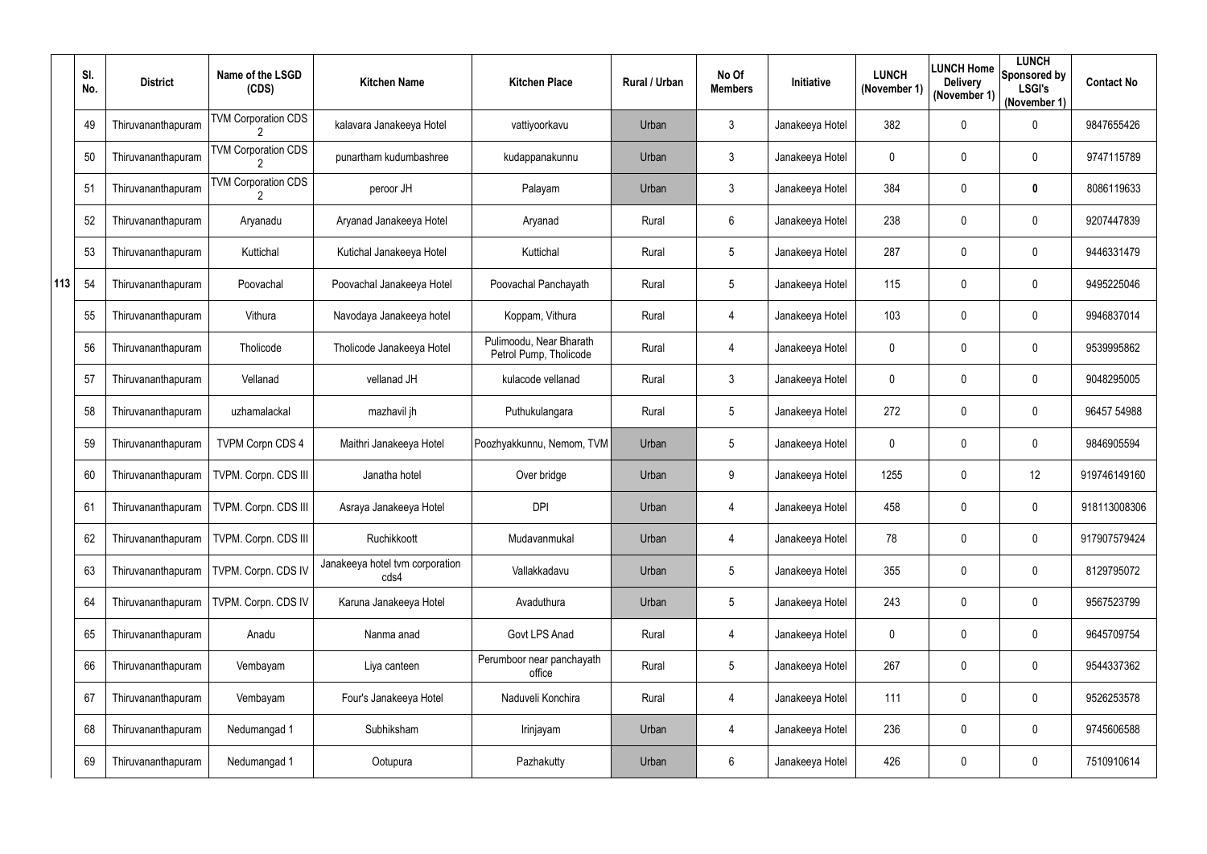| | Sl. No. | District | Name of the LSGD (CDS) | Kitchen Name | Kitchen Place | Rural / Urban | No Of Members | Initiative | LUNCH (November 1) | LUNCH Home Delivery (November 1) | LUNCH Sponsored by LSGI's (November 1) | Contact No |
|---|---|---|---|---|---|---|---|---|---|---|---|---|
| | 49 | Thiruvananthapuram | TVM Corporation CDS 2 | kalavara Janakeeya Hotel | vattiyoorkavu | Urban | 3 | Janakeeya Hotel | 382 | 0 | 0 | 9847655426 |
| | 50 | Thiruvananthapuram | TVM Corporation CDS 2 | punartham kudumbashree | kudappanakunnu | Urban | 3 | Janakeeya Hotel | 0 | 0 | 0 | 9747115789 |
| | 51 | Thiruvananthapuram | TVM Corporation CDS 2 | peroor JH | Palayam | Urban | 3 | Janakeeya Hotel | 384 | 0 | **0** | 8086119633 |
| | 52 | Thiruvananthapuram | Aryanadu | Aryanad Janakeeya Hotel | Aryanad | Rural | 6 | Janakeeya Hotel | 238 | 0 | 0 | 9207447839 |
| | 53 | Thiruvananthapuram | Kuttichal | Kutichal Janakeeya Hotel | Kuttichal | Rural | 5 | Janakeeya Hotel | 287 | 0 | 0 | 9446331479 |
| 113 | 54 | Thiruvananthapuram | Poovachal | Poovachal Janakeeya Hotel | Poovachal Panchayath | Rural | 5 | Janakeeya Hotel | 115 | 0 | 0 | 9495225046 |
| | 55 | Thiruvananthapuram | Vithura | Navodaya Janakeeya hotel | Koppam, Vithura | Rural | 4 | Janakeeya Hotel | 103 | 0 | 0 | 9946837014 |
| | 56 | Thiruvananthapuram | Tholicode | Tholicode Janakeeya Hotel | Pulimoodu, Near Bharath Petrol Pump, Tholicode | Rural | 4 | Janakeeya Hotel | 0 | 0 | 0 | 9539995862 |
| | 57 | Thiruvananthapuram | Vellanad | vellanad JH | kulacode vellanad | Rural | 3 | Janakeeya Hotel | 0 | 0 | 0 | 9048295005 |
| | 58 | Thiruvananthapuram | uzhamalackal | mazhavil jh | Puthukulangara | Rural | 5 | Janakeeya Hotel | 272 | 0 | 0 | 96457 54988 |
| | 59 | Thiruvananthapuram | TVPM Corpn CDS 4 | Maithri Janakeeya Hotel | Poozhyakkunnu, Nemom, TVM | Urban | 5 | Janakeeya Hotel | 0 | 0 | 0 | 9846905594 |
| | 60 | Thiruvananthapuram | TVPM. Corpn. CDS III | Janatha hotel | Over bridge | Urban | 9 | Janakeeya Hotel | 1255 | 0 | 12 | 919746149160 |
| | 61 | Thiruvananthapuram | TVPM. Corpn. CDS III | Asraya Janakeeya Hotel | DPI | Urban | 4 | Janakeeya Hotel | 458 | 0 | 0 | 918113008306 |
| | 62 | Thiruvananthapuram | TVPM. Corpn. CDS III | Ruchikkoott | Mudavanmukal | Urban | 4 | Janakeeya Hotel | 78 | 0 | 0 | 917907579424 |
| | 63 | Thiruvananthapuram | TVPM. Corpn. CDS IV | Janakeeya hotel tvm corporation cds4 | Vallakkadavu | Urban | 5 | Janakeeya Hotel | 355 | 0 | 0 | 8129795072 |
| | 64 | Thiruvananthapuram | TVPM. Corpn. CDS IV | Karuna Janakeeya Hotel | Avaduthura | Urban | 5 | Janakeeya Hotel | 243 | 0 | 0 | 9567523799 |
| | 65 | Thiruvananthapuram | Anadu | Nanma anad | Govt LPS Anad | Rural | 4 | Janakeeya Hotel | 0 | 0 | 0 | 9645709754 |
| | 66 | Thiruvananthapuram | Vembayam | Liya canteen | Perumboor near panchayath office | Rural | 5 | Janakeeya Hotel | 267 | 0 | 0 | 9544337362 |
| | 67 | Thiruvananthapuram | Vembayam | Four's Janakeeya Hotel | Naduveli Konchira | Rural | 4 | Janakeeya Hotel | 111 | 0 | 0 | 9526253578 |
| | 68 | Thiruvananthapuram | Nedumangad 1 | Subhiksham | Irinjayam | Urban | 4 | Janakeeya Hotel | 236 | 0 | 0 | 9745606588 |
| | 69 | Thiruvananthapuram | Nedumangad 1 | Ootupura | Pazhakutty | Urban | 6 | Janakeeya Hotel | 426 | 0 | 0 | 7510910614 |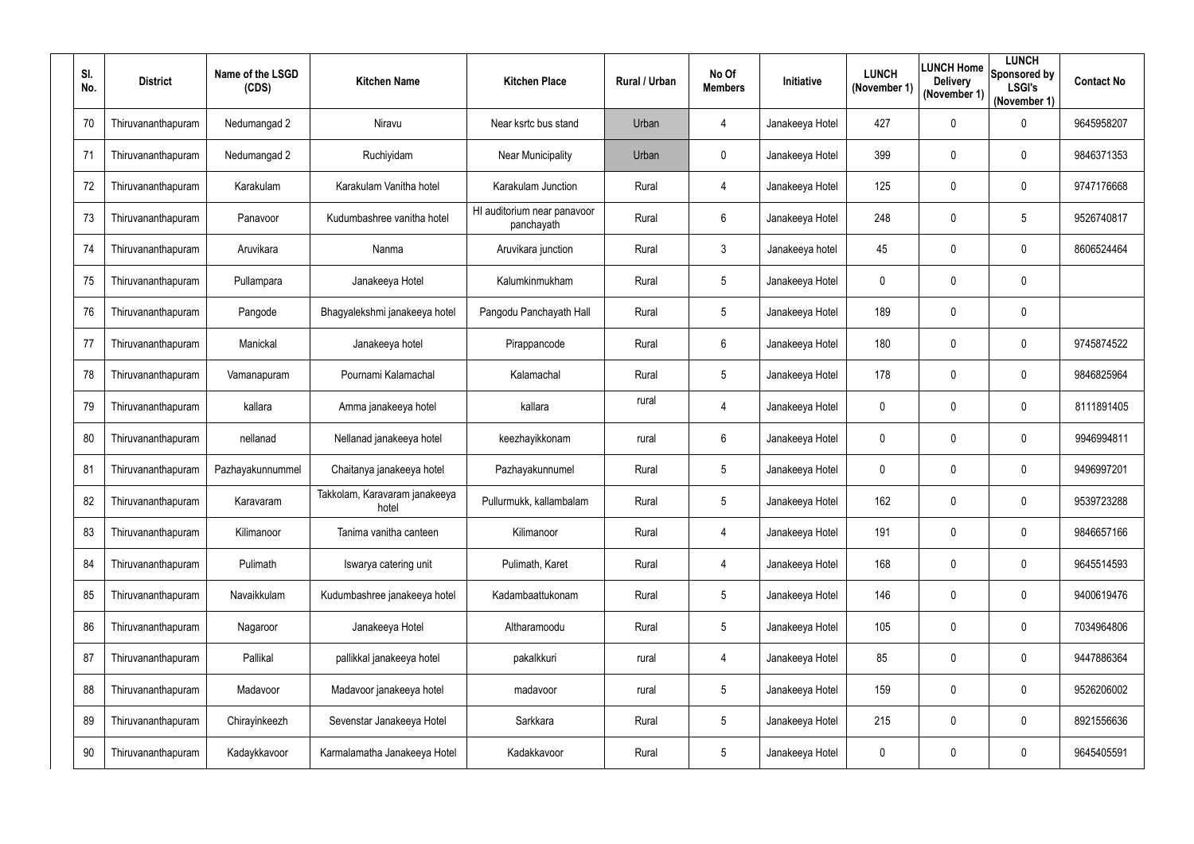| Sl. No. | District | Name of the LSGD (CDS) | Kitchen Name | Kitchen Place | Rural / Urban | No Of Members | Initiative | LUNCH (November 1) | LUNCH Home Delivery (November 1) | LUNCH Sponsored by LSGI's (November 1) | Contact No |
|---|---|---|---|---|---|---|---|---|---|---|---|
| 70 | Thiruvananthapuram | Nedumangad 2 | Niravu | Near ksrtc bus stand | Urban | 4 | Janakeeya Hotel | 427 | 0 | 0 | 9645958207 |
| 71 | Thiruvananthapuram | Nedumangad 2 | Ruchiyidam | Near Municipality | Urban | 0 | Janakeeya Hotel | 399 | 0 | 0 | 9846371353 |
| 72 | Thiruvananthapuram | Karakulam | Karakulam Vanitha hotel | Karakulam Junction | Rural | 4 | Janakeeya Hotel | 125 | 0 | 0 | 9747176668 |
| 73 | Thiruvananthapuram | Panavoor | Kudumbashree vanitha hotel | Hl auditorium near panavoor panchayath | Rural | 6 | Janakeeya Hotel | 248 | 0 | 5 | 9526740817 |
| 74 | Thiruvananthapuram | Aruvikara | Nanma | Aruvikara junction | Rural | 3 | Janakeeya hotel | 45 | 0 | 0 | 8606524464 |
| 75 | Thiruvananthapuram | Pullampara | Janakeeya Hotel | Kalumkinmukham | Rural | 5 | Janakeeya Hotel | 0 | 0 | 0 | |
| 76 | Thiruvananthapuram | Pangode | Bhagyalekshmi janakeeya hotel | Pangodu Panchayath Hall | Rural | 5 | Janakeeya Hotel | 189 | 0 | 0 | |
| 77 | Thiruvananthapuram | Manickal | Janakeeya hotel | Pirappancode | Rural | 6 | Janakeeya Hotel | 180 | 0 | 0 | 9745874522 |
| 78 | Thiruvananthapuram | Vamanapuram | Pournami Kalamachal | Kalamachal | Rural | 5 | Janakeeya Hotel | 178 | 0 | 0 | 9846825964 |
| 79 | Thiruvananthapuram | kallara | Amma janakeeya hotel | kallara | rural | 4 | Janakeeya Hotel | 0 | 0 | 0 | 8111891405 |
| 80 | Thiruvananthapuram | nellanad | Nellanad janakeeya hotel | keezhayikkonam | rural | 6 | Janakeeya Hotel | 0 | 0 | 0 | 9946994811 |
| 81 | Thiruvananthapuram | Pazhayakunnummel | Chaitanya janakeeya hotel | Pazhayakunnumel | Rural | 5 | Janakeeya Hotel | 0 | 0 | 0 | 9496997201 |
| 82 | Thiruvananthapuram | Karavaram | Takkolam, Karavaram janakeeya hotel | Pullurmukk, kallambalam | Rural | 5 | Janakeeya Hotel | 162 | 0 | 0 | 9539723288 |
| 83 | Thiruvananthapuram | Kilimanoor | Tanima vanitha canteen | Kilimanoor | Rural | 4 | Janakeeya Hotel | 191 | 0 | 0 | 9846657166 |
| 84 | Thiruvananthapuram | Pulimath | Iswarya catering unit | Pulimath, Karet | Rural | 4 | Janakeeya Hotel | 168 | 0 | 0 | 9645514593 |
| 85 | Thiruvananthapuram | Navaikkulam | Kudumbashree janakeeya hotel | Kadambaattukonam | Rural | 5 | Janakeeya Hotel | 146 | 0 | 0 | 9400619476 |
| 86 | Thiruvananthapuram | Nagaroor | Janakeeya Hotel | Altharamoodu | Rural | 5 | Janakeeya Hotel | 105 | 0 | 0 | 7034964806 |
| 87 | Thiruvananthapuram | Pallikal | pallikkal janakeeya hotel | pakalkkuri | rural | 4 | Janakeeya Hotel | 85 | 0 | 0 | 9447886364 |
| 88 | Thiruvananthapuram | Madavoor | Madavoor janakeeya hotel | madavoor | rural | 5 | Janakeeya Hotel | 159 | 0 | 0 | 9526206002 |
| 89 | Thiruvananthapuram | Chirayinkeezh | Sevenstar Janakeeya Hotel | Sarkkara | Rural | 5 | Janakeeya Hotel | 215 | 0 | 0 | 8921556636 |
| 90 | Thiruvananthapuram | Kadaykkavoor | Karmalamatha Janakeeya Hotel | Kadakkavoor | Rural | 5 | Janakeeya Hotel | 0 | 0 | 0 | 9645405591 |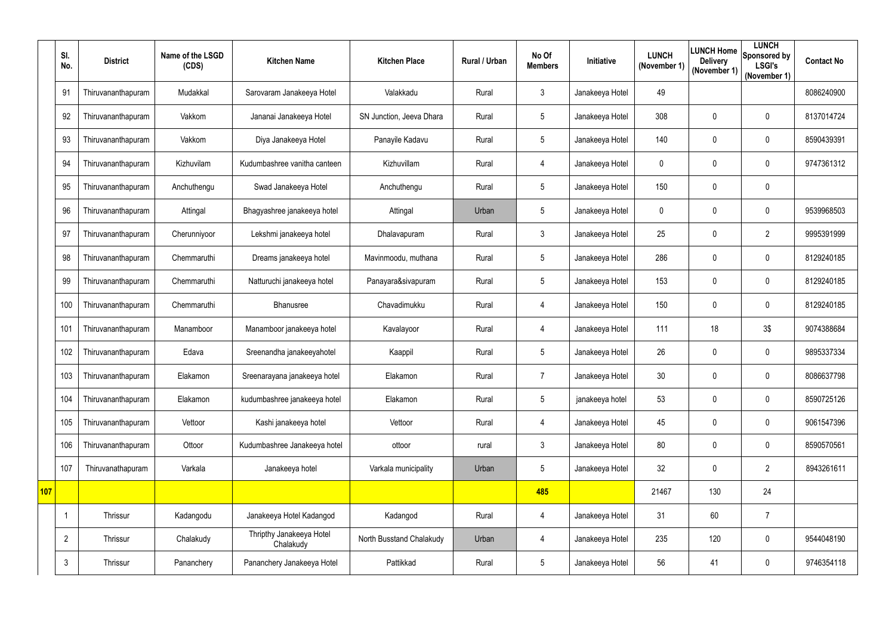| | Sl. No. | District | Name of the LSGD (CDS) | Kitchen Name | Kitchen Place | Rural / Urban | No Of Members | Initiative | LUNCH (November 1) | LUNCH Home Delivery (November 1) | LUNCH Sponsored by LSGI's (November 1) | Contact No |
|---|---|---|---|---|---|---|---|---|---|---|---|---|
| | 91 | Thiruvananthapuram | Mudakkal | Sarovaram Janakeeya Hotel | Valakkadu | Rural | 3 | Janakeeya Hotel | 49 | | | 8086240900 |
| | 92 | Thiruvananthapuram | Vakkom | Jananai Janakeeya Hotel | SN Junction, Jeeva Dhara | Rural | 5 | Janakeeya Hotel | 308 | 0 | 0 | 8137014724 |
| | 93 | Thiruvananthapuram | Vakkom | Diya Janakeeya Hotel | Panayile Kadavu | Rural | 5 | Janakeeya Hotel | 140 | 0 | 0 | 8590439391 |
| | 94 | Thiruvananthapuram | Kizhuvilam | Kudumbashree vanitha canteen | Kizhuvillam | Rural | 4 | Janakeeya Hotel | 0 | 0 | 0 | 9747361312 |
| | 95 | Thiruvananthapuram | Anchuthengu | Swad Janakeeya Hotel | Anchuthengu | Rural | 5 | Janakeeya Hotel | 150 | 0 | 0 | |
| | 96 | Thiruvananthapuram | Attingal | Bhagyashree janakeeya hotel | Attingal | Urban | 5 | Janakeeya Hotel | 0 | 0 | 0 | 9539968503 |
| | 97 | Thiruvananthapuram | Cherunniyoor | Lekshmi janakeeya hotel | Dhalavapuram | Rural | 3 | Janakeeya Hotel | 25 | 0 | 2 | 9995391999 |
| | 98 | Thiruvananthapuram | Chemmaruthi | Dreams janakeeya hotel | Mavinmoodu, muthana | Rural | 5 | Janakeeya Hotel | 286 | 0 | 0 | 8129240185 |
| | 99 | Thiruvananthapuram | Chemmaruthi | Natturuchi janakeeya hotel | Panayara&sivapuram | Rural | 5 | Janakeeya Hotel | 153 | 0 | 0 | 8129240185 |
| | 100 | Thiruvananthapuram | Chemmaruthi | Bhanusree | Chavadimukku | Rural | 4 | Janakeeya Hotel | 150 | 0 | 0 | 8129240185 |
| | 101 | Thiruvananthapuram | Manamboor | Manamboor janakeeya hotel | Kavalayoor | Rural | 4 | Janakeeya Hotel | 111 | 18 | 3$ | 9074388684 |
| | 102 | Thiruvananthapuram | Edava | Sreenandha janakeeyahotel | Kaappil | Rural | 5 | Janakeeya Hotel | 26 | 0 | 0 | 9895337334 |
| | 103 | Thiruvananthapuram | Elakamon | Sreenarayana janakeeya hotel | Elakamon | Rural | 7 | Janakeeya Hotel | 30 | 0 | 0 | 8086637798 |
| | 104 | Thiruvananthapuram | Elakamon | kudumbashree janakeeya hotel | Elakamon | Rural | 5 | janakeeya hotel | 53 | 0 | 0 | 8590725126 |
| | 105 | Thiruvananthapuram | Vettoor | Kashi janakeeya hotel | Vettoor | Rural | 4 | Janakeeya Hotel | 45 | 0 | 0 | 9061547396 |
| | 106 | Thiruvananthapuram | Ottoor | Kudumbashree Janakeeya hotel | ottoor | rural | 3 | Janakeeya Hotel | 80 | 0 | 0 | 8590570561 |
| | 107 | Thiruvanathapuram | Varkala | Janakeeya hotel | Varkala municipality | Urban | 5 | Janakeeya Hotel | 32 | 0 | 2 | 8943261611 |
| 107 | | | | | | | 485 | | 21467 | 130 | 24 | |
| | 1 | Thrissur | Kadangodu | Janakeeya Hotel Kadangod | Kadangod | Rural | 4 | Janakeeya Hotel | 31 | 60 | 7 | |
| | 2 | Thrissur | Chalakudy | Thripthy Janakeeya Hotel Chalakudy | North Busstand Chalakudy | Urban | 4 | Janakeeya Hotel | 235 | 120 | 0 | 9544048190 |
| | 3 | Thrissur | Pananchery | Pananchery Janakeeya Hotel | Pattikkad | Rural | 5 | Janakeeya Hotel | 56 | 41 | 0 | 9746354118 |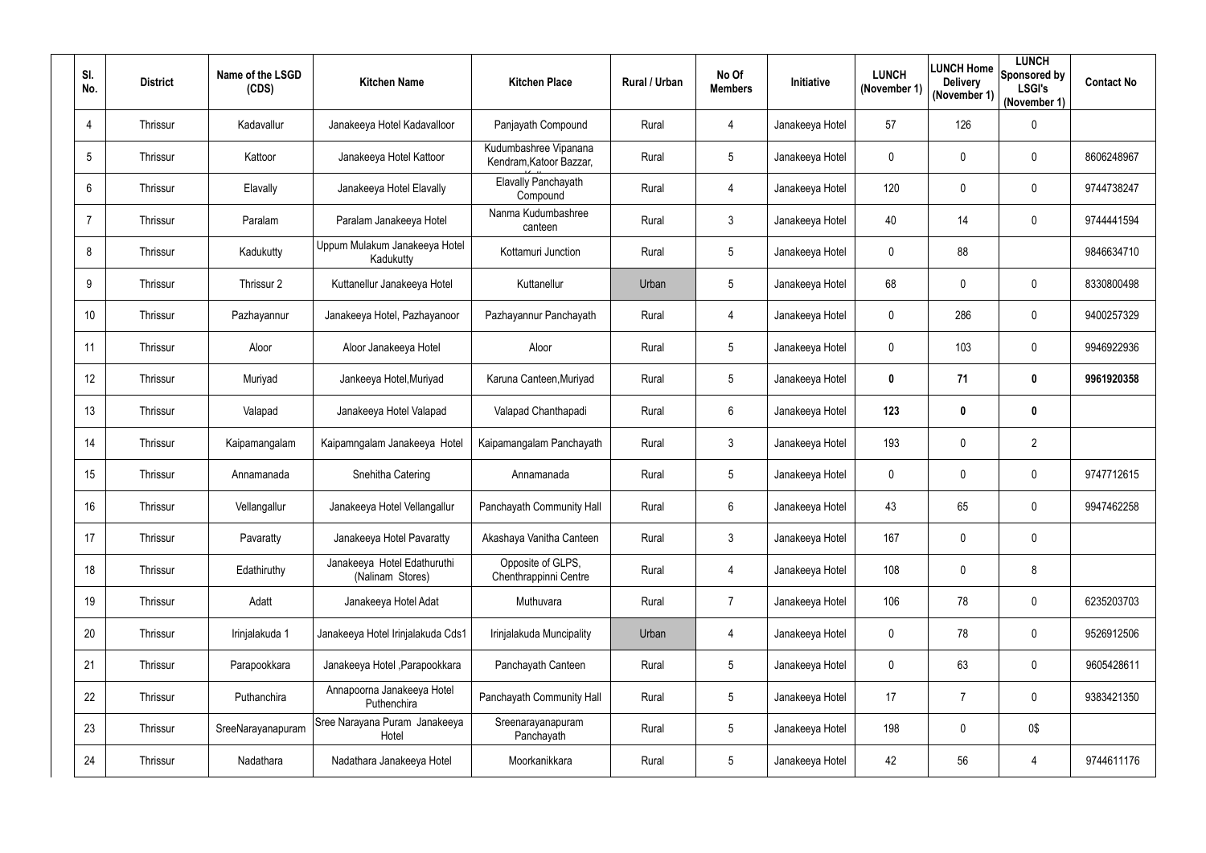| Sl. No. | District | Name of the LSGD (CDS) | Kitchen Name | Kitchen Place | Rural / Urban | No Of Members | Initiative | LUNCH (November 1) | LUNCH Home Delivery (November 1) | LUNCH Sponsored by LSGI's (November 1) | Contact No |
|---|---|---|---|---|---|---|---|---|---|---|---|
| 4 | Thrissur | Kadavallur | Janakeeya Hotel Kadavalloor | Panjayath Compound | Rural | 4 | Janakeeya Hotel | 57 | 126 | 0 | |
| 5 | Thrissur | Kattoor | Janakeeya Hotel Kattoor | Kudumbashree Vipanana Kendram,Katoor Bazzar, | Rural | 5 | Janakeeya Hotel | 0 | 0 | 0 | 8606248967 |
| 6 | Thrissur | Elavally | Janakeeya Hotel Elavally | Elavally Panchayath Compound | Rural | 4 | Janakeeya Hotel | 120 | 0 | 0 | 9744738247 |
| 7 | Thrissur | Paralam | Paralam Janakeeya Hotel | Nanma Kudumbashree canteen | Rural | 3 | Janakeeya Hotel | 40 | 14 | 0 | 9744441594 |
| 8 | Thrissur | Kadukutty | Uppum Mulakum Janakeeya Hotel Kadukutty | Kottamuri Junction | Rural | 5 | Janakeeya Hotel | 0 | 88 | | 9846634710 |
| 9 | Thrissur | Thrissur 2 | Kuttanellur Janakeeya Hotel | Kuttanellur | Urban | 5 | Janakeeya Hotel | 68 | 0 | 0 | 8330800498 |
| 10 | Thrissur | Pazhayannur | Janakeeya Hotel, Pazhayanoor | Pazhayannur Panchayath | Rural | 4 | Janakeeya Hotel | 0 | 286 | 0 | 9400257329 |
| 11 | Thrissur | Aloor | Aloor Janakeeya Hotel | Aloor | Rural | 5 | Janakeeya Hotel | 0 | 103 | 0 | 9946922936 |
| 12 | Thrissur | Muriyad | Jankeeya Hotel,Muriyad | Karuna Canteen,Muriyad | Rural | 5 | Janakeeya Hotel | **0** | **71** | **0** | **9961920358** |
| 13 | Thrissur | Valapad | Janakeeya Hotel Valapad | Valapad Chanthapadi | Rural | 6 | Janakeeya Hotel | **123** | **0** | **0** | |
| 14 | Thrissur | Kaipamangalam | Kaipamngalam Janakeeya Hotel | Kaipamangalam Panchayath | Rural | 3 | Janakeeya Hotel | 193 | 0 | 2 | |
| 15 | Thrissur | Annamanada | Snehitha Catering | Annamanada | Rural | 5 | Janakeeya Hotel | 0 | 0 | 0 | 9747712615 |
| 16 | Thrissur | Vellangallur | Janakeeya Hotel Vellangallur | Panchayath Community Hall | Rural | 6 | Janakeeya Hotel | 43 | 65 | 0 | 9947462258 |
| 17 | Thrissur | Pavaratty | Janakeeya Hotel Pavaratty | Akashaya Vanitha Canteen | Rural | 3 | Janakeeya Hotel | 167 | 0 | 0 | |
| 18 | Thrissur | Edathiruthy | Janakeeya Hotel Edathuruthi (Nalinam Stores) | Opposite of GLPS, Chenthrappinni Centre | Rural | 4 | Janakeeya Hotel | 108 | 0 | 8 | |
| 19 | Thrissur | Adatt | Janakeeya Hotel Adat | Muthuvara | Rural | 7 | Janakeeya Hotel | 106 | 78 | 0 | 6235203703 |
| 20 | Thrissur | Irinjalakuda 1 | Janakeeya Hotel Irinjalakuda Cds1 | Irinjalakuda Muncipality | Urban | 4 | Janakeeya Hotel | 0 | 78 | 0 | 9526912506 |
| 21 | Thrissur | Parapookkara | Janakeeya Hotel ,Parapookkara | Panchayath Canteen | Rural | 5 | Janakeeya Hotel | 0 | 63 | 0 | 9605428611 |
| 22 | Thrissur | Puthanchira | Annapoorna Janakeeya Hotel Puthenchira | Panchayath Community Hall | Rural | 5 | Janakeeya Hotel | 17 | 7 | 0 | 9383421350 |
| 23 | Thrissur | SreeNarayanapuram | Sree Narayana Puram Janakeeya Hotel | Sreenarayanapuram Panchayath | Rural | 5 | Janakeeya Hotel | 198 | 0 | 0$ | |
| 24 | Thrissur | Nadathara | Nadathara Janakeeya Hotel | Moorkanikkara | Rural | 5 | Janakeeya Hotel | 42 | 56 | 4 | 9744611176 |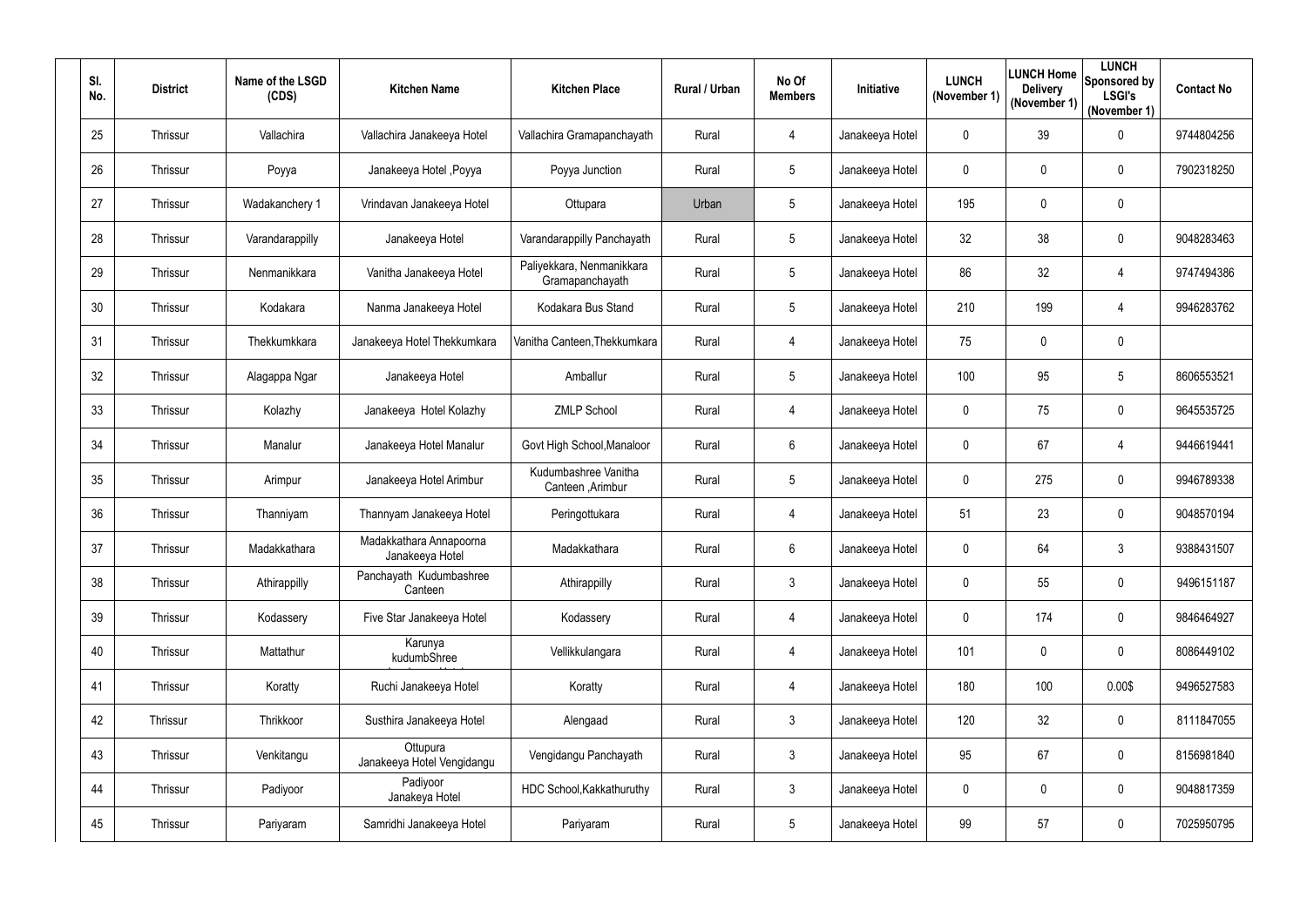| Sl. No. | District | Name of the LSGD (CDS) | Kitchen Name | Kitchen Place | Rural / Urban | No Of Members | Initiative | LUNCH (November 1) | LUNCH Home Delivery (November 1) | LUNCH Sponsored by LSGI's (November 1) | Contact No |
|---|---|---|---|---|---|---|---|---|---|---|---|
| 25 | Thrissur | Vallachira | Vallachira Janakeeya Hotel | Vallachira Gramapanchayath | Rural | 4 | Janakeeya Hotel | 0 | 39 | 0 | 9744804256 |
| 26 | Thrissur | Poyya | Janakeeya Hotel ,Poyya | Poyya Junction | Rural | 5 | Janakeeya Hotel | 0 | 0 | 0 | 7902318250 |
| 27 | Thrissur | Wadakanchery 1 | Vrindavan Janakeeya Hotel | Ottupara | Urban | 5 | Janakeeya Hotel | 195 | 0 | 0 | |
| 28 | Thrissur | Varandarappilly | Janakeeya Hotel | Varandarappilly Panchayath | Rural | 5 | Janakeeya Hotel | 32 | 38 | 0 | 9048283463 |
| 29 | Thrissur | Nenmanikkara | Vanitha Janakeeya Hotel | Paliyekkara, Nenmanikkara Gramapanchayath | Rural | 5 | Janakeeya Hotel | 86 | 32 | 4 | 9747494386 |
| 30 | Thrissur | Kodakara | Nanma Janakeeya Hotel | Kodakara Bus Stand | Rural | 5 | Janakeeya Hotel | 210 | 199 | 4 | 9946283762 |
| 31 | Thrissur | Thekkumkkara | Janakeeya Hotel Thekkumkara | Vanitha Canteen,Thekkumkara | Rural | 4 | Janakeeya Hotel | 75 | 0 | 0 | |
| 32 | Thrissur | Alagappa Ngar | Janakeeya Hotel | Amballur | Rural | 5 | Janakeeya Hotel | 100 | 95 | 5 | 8606553521 |
| 33 | Thrissur | Kolazhy | Janakeeya Hotel Kolazhy | ZMLP School | Rural | 4 | Janakeeya Hotel | 0 | 75 | 0 | 9645535725 |
| 34 | Thrissur | Manalur | Janakeeya Hotel Manalur | Govt High School,Manaloor | Rural | 6 | Janakeeya Hotel | 0 | 67 | 4 | 9446619441 |
| 35 | Thrissur | Arimpur | Janakeeya Hotel Arimbur | Kudumbashree Vanitha Canteen ,Arimbur | Rural | 5 | Janakeeya Hotel | 0 | 275 | 0 | 9946789338 |
| 36 | Thrissur | Thanniyam | Thannyam Janakeeya Hotel | Peringottukara | Rural | 4 | Janakeeya Hotel | 51 | 23 | 0 | 9048570194 |
| 37 | Thrissur | Madakkathara | Madakkathara Annapoorna Janakeeya Hotel | Madakkathara | Rural | 6 | Janakeeya Hotel | 0 | 64 | 3 | 9388431507 |
| 38 | Thrissur | Athirappilly | Panchayath Kudumbashree Canteen | Athirappilly | Rural | 3 | Janakeeya Hotel | 0 | 55 | 0 | 9496151187 |
| 39 | Thrissur | Kodassery | Five Star Janakeeya Hotel | Kodassery | Rural | 4 | Janakeeya Hotel | 0 | 174 | 0 | 9846464927 |
| 40 | Thrissur | Mattathur | Karunya kudumbShree | Vellikkulangara | Rural | 4 | Janakeeya Hotel | 101 | 0 | 0 | 8086449102 |
| 41 | Thrissur | Koratty | Ruchi Janakeeya Hotel | Koratty | Rural | 4 | Janakeeya Hotel | 180 | 100 | 0.00$ | 9496527583 |
| 42 | Thrissur | Thrikkoor | Susthira Janakeeya Hotel | Alengaad | Rural | 3 | Janakeeya Hotel | 120 | 32 | 0 | 8111847055 |
| 43 | Thrissur | Venkitangu | Ottupura Janakeeya Hotel Vengidangu | Vengidangu Panchayath | Rural | 3 | Janakeeya Hotel | 95 | 67 | 0 | 8156981840 |
| 44 | Thrissur | Padiyoor | Padiyoor Janakeya Hotel | HDC School,Kakkathuruthy | Rural | 3 | Janakeeya Hotel | 0 | 0 | 0 | 9048817359 |
| 45 | Thrissur | Pariyaram | Samridhi Janakeeya Hotel | Pariyaram | Rural | 5 | Janakeeya Hotel | 99 | 57 | 0 | 7025950795 |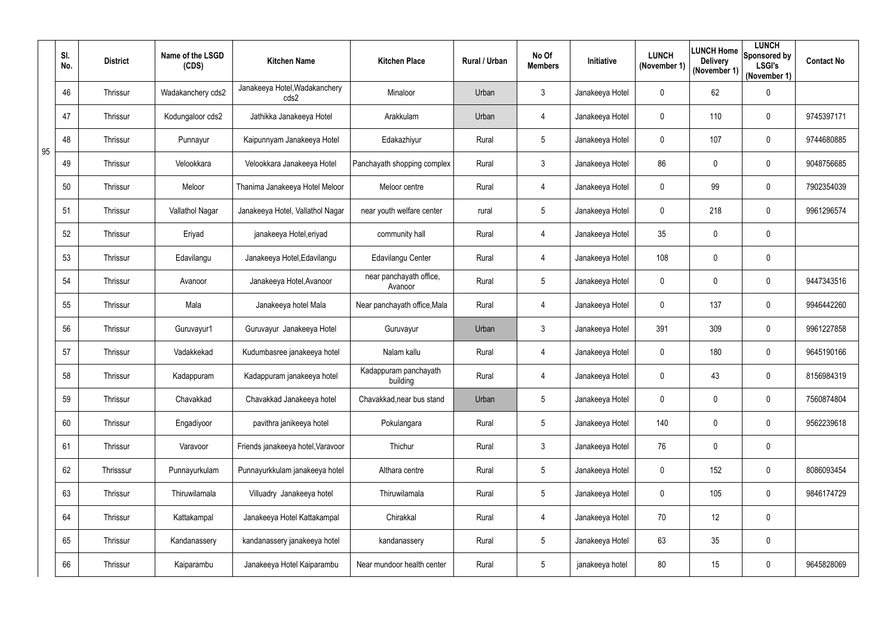| | Sl. No. | District | Name of the LSGD (CDS) | Kitchen Name | Kitchen Place | Rural / Urban | No Of Members | Initiative | LUNCH (November 1) | LUNCH Home Delivery (November 1) | LUNCH Sponsored by LSGI's (November 1) | Contact No |
|---|---|---|---|---|---|---|---|---|---|---|---|---|
| 95 | 46 | Thrissur | Wadakanchery cds2 | Janakeeya Hotel,Wadakanchery cds2 | Minaloor | Urban | 3 | Janakeeya Hotel | 0 | 62 | 0 | |
| | 47 | Thrissur | Kodungaloor cds2 | Jathikka Janakeeya Hotel | Arakkulam | Urban | 4 | Janakeeya Hotel | 0 | 110 | 0 | 9745397171 |
| | 48 | Thrissur | Punnayur | Kaipunnyam Janakeeya Hotel | Edakazhiyur | Rural | 5 | Janakeeya Hotel | 0 | 107 | 0 | 9744680885 |
| | 49 | Thrissur | Velookkara | Velookkara Janakeeya Hotel | Panchayath shopping complex | Rural | 3 | Janakeeya Hotel | 86 | 0 | 0 | 9048756685 |
| | 50 | Thrissur | Meloor | Thanima Janakeeya Hotel Meloor | Meloor centre | Rural | 4 | Janakeeya Hotel | 0 | 99 | 0 | 7902354039 |
| | 51 | Thrissur | Vallathol Nagar | Janakeeya Hotel, Vallathol Nagar | near youth welfare center | rural | 5 | Janakeeya Hotel | 0 | 218 | 0 | 9961296574 |
| | 52 | Thrissur | Eriyad | janakeeya Hotel,eriyad | community hall | Rural | 4 | Janakeeya Hotel | 35 | 0 | 0 | |
| | 53 | Thrissur | Edavilangu | Janakeeya Hotel,Edavilangu | Edavilangu Center | Rural | 4 | Janakeeya Hotel | 108 | 0 | 0 | |
| | 54 | Thrissur | Avanoor | Janakeeya Hotel,Avanoor | near panchayath office, Avanoor | Rural | 5 | Janakeeya Hotel | 0 | 0 | 0 | 9447343516 |
| | 55 | Thrissur | Mala | Janakeeya hotel Mala | Near panchayath office,Mala | Rural | 4 | Janakeeya Hotel | 0 | 137 | 0 | 9946442260 |
| | 56 | Thrissur | Guruvayur1 | Guruvayur Janakeeya Hotel | Guruvayur | Urban | 3 | Janakeeya Hotel | 391 | 309 | 0 | 9961227858 |
| | 57 | Thrissur | Vadakkekad | Kudumbasree janakeeya hotel | Nalam kallu | Rural | 4 | Janakeeya Hotel | 0 | 180 | 0 | 9645190166 |
| | 58 | Thrissur | Kadappuram | Kadappuram janakeeya hotel | Kadappuram panchayath building | Rural | 4 | Janakeeya Hotel | 0 | 43 | 0 | 8156984319 |
| | 59 | Thrissur | Chavakkad | Chavakkad Janakeeya hotel | Chavakkad,near bus stand | Urban | 5 | Janakeeya Hotel | 0 | 0 | 0 | 7560874804 |
| | 60 | Thrissur | Engadiyoor | pavithra janikeeya hotel | Pokulangara | Rural | 5 | Janakeeya Hotel | 140 | 0 | 0 | 9562239618 |
| | 61 | Thrissur | Varavoor | Friends janakeeya hotel,Varavoor | Thichur | Rural | 3 | Janakeeya Hotel | 76 | 0 | 0 | |
| | 62 | Thrisssur | Punnayurkulam | Punnayurkkulam janakeeya hotel | Althara centre | Rural | 5 | Janakeeya Hotel | 0 | 152 | 0 | 8086093454 |
| | 63 | Thrissur | Thiruwilamala | Villuadry Janakeeya hotel | Thiruwilamala | Rural | 5 | Janakeeya Hotel | 0 | 105 | 0 | 9846174729 |
| | 64 | Thrissur | Kattakampal | Janakeeya Hotel Kattakampal | Chirakkal | Rural | 4 | Janakeeya Hotel | 70 | 12 | 0 | |
| | 65 | Thrissur | Kandanassery | kandanassery janakeeya hotel | kandanassery | Rural | 5 | Janakeeya Hotel | 63 | 35 | 0 | |
| | 66 | Thrissur | Kaiparambu | Janakeeya Hotel Kaiparambu | Near mundoor health center | Rural | 5 | janakeeya hotel | 80 | 15 | 0 | 9645828069 |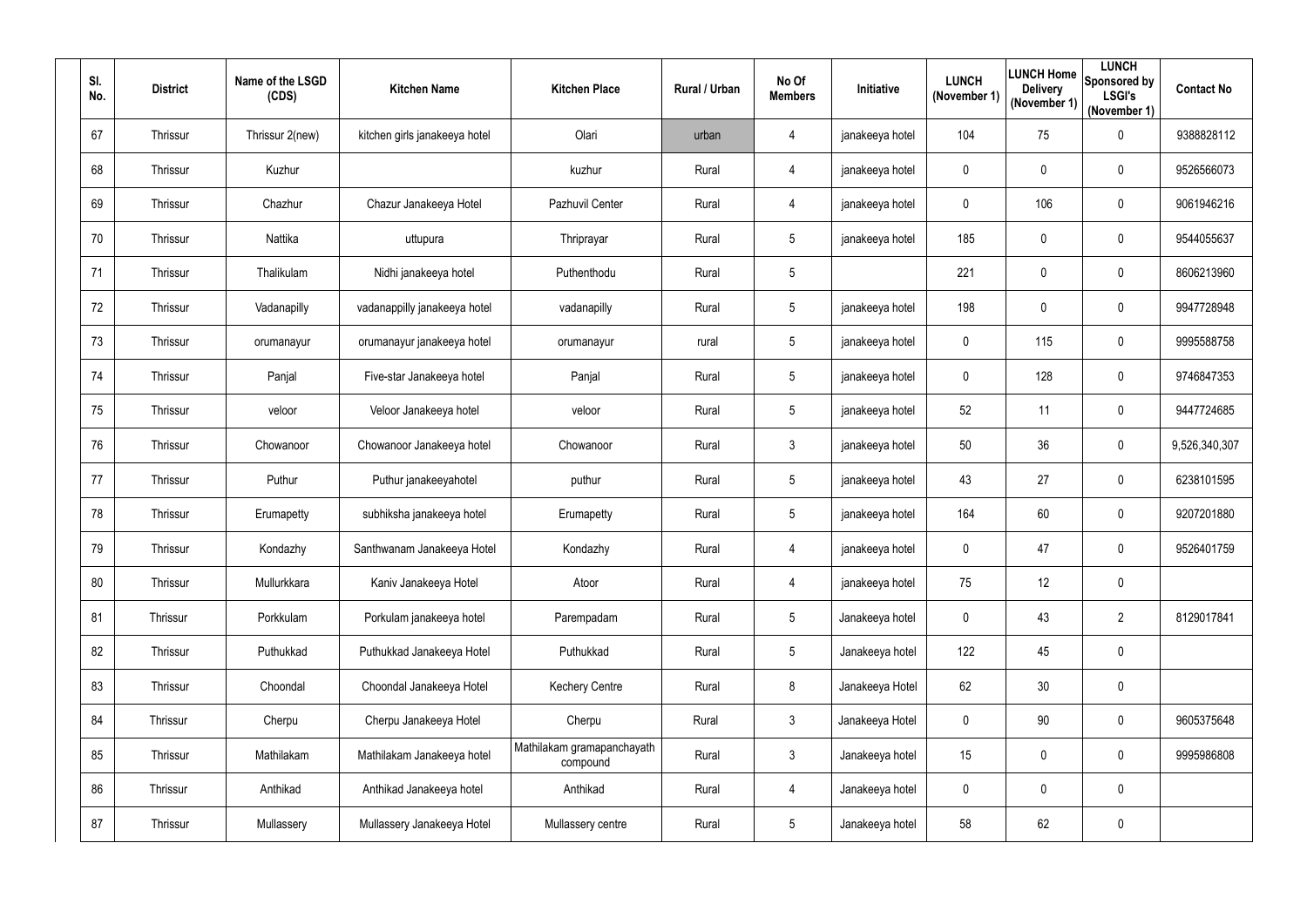| Sl. No. | District | Name of the LSGD (CDS) | Kitchen Name | Kitchen Place | Rural / Urban | No Of Members | Initiative | LUNCH (November 1) | LUNCH Home Delivery (November 1) | LUNCH Sponsored by LSGI's (November 1) | Contact No |
|---|---|---|---|---|---|---|---|---|---|---|---|
| 67 | Thrissur | Thrissur 2(new) | kitchen girls janakeeya hotel | Olari | urban | 4 | janakeeya hotel | 104 | 75 | 0 | 9388828112 |
| 68 | Thrissur | Kuzhur | | kuzhur | Rural | 4 | janakeeya hotel | 0 | 0 | 0 | 9526566073 |
| 69 | Thrissur | Chazhur | Chazur Janakeeya Hotel | Pazhuvil Center | Rural | 4 | janakeeya hotel | 0 | 106 | 0 | 9061946216 |
| 70 | Thrissur | Nattika | uttupura | Thriprayar | Rural | 5 | janakeeya hotel | 185 | 0 | 0 | 9544055637 |
| 71 | Thrissur | Thalikulam | Nidhi janakeeya hotel | Puthenthodu | Rural | 5 | | 221 | 0 | 0 | 8606213960 |
| 72 | Thrissur | Vadanapilly | vadanappilly janakeeya hotel | vadanapilly | Rural | 5 | janakeeya hotel | 198 | 0 | 0 | 9947728948 |
| 73 | Thrissur | orumanayur | orumanayur janakeeya hotel | orumanayur | rural | 5 | janakeeya hotel | 0 | 115 | 0 | 9995588758 |
| 74 | Thrissur | Panjal | Five-star Janakeeya hotel | Panjal | Rural | 5 | janakeeya hotel | 0 | 128 | 0 | 9746847353 |
| 75 | Thrissur | veloor | Veloor Janakeeya hotel | veloor | Rural | 5 | janakeeya hotel | 52 | 11 | 0 | 9447724685 |
| 76 | Thrissur | Chowanoor | Chowanoor Janakeeya hotel | Chowanoor | Rural | 3 | janakeeya hotel | 50 | 36 | 0 | 9,526,340,307 |
| 77 | Thrissur | Puthur | Puthur janakeeyahotel | puthur | Rural | 5 | janakeeya hotel | 43 | 27 | 0 | 6238101595 |
| 78 | Thrissur | Erumapetty | subhiksha janakeeya hotel | Erumapetty | Rural | 5 | janakeeya hotel | 164 | 60 | 0 | 9207201880 |
| 79 | Thrissur | Kondazhy | Santhwanam Janakeeya Hotel | Kondazhy | Rural | 4 | janakeeya hotel | 0 | 47 | 0 | 9526401759 |
| 80 | Thrissur | Mullurkkara | Kaniv Janakeeya Hotel | Atoor | Rural | 4 | janakeeya hotel | 75 | 12 | 0 | |
| 81 | Thrissur | Porkkulam | Porkulam janakeeya hotel | Parempadam | Rural | 5 | Janakeeya hotel | 0 | 43 | 2 | 8129017841 |
| 82 | Thrissur | Puthukkad | Puthukkad Janakeeya Hotel | Puthukkad | Rural | 5 | Janakeeya hotel | 122 | 45 | 0 | |
| 83 | Thrissur | Choondal | Choondal Janakeeya Hotel | Kechery Centre | Rural | 8 | Janakeeya Hotel | 62 | 30 | 0 | |
| 84 | Thrissur | Cherpu | Cherpu Janakeeya Hotel | Cherpu | Rural | 3 | Janakeeya Hotel | 0 | 90 | 0 | 9605375648 |
| 85 | Thrissur | Mathilakam | Mathilakam Janakeeya hotel | Mathilakam gramapanchayath compound | Rural | 3 | Janakeeya hotel | 15 | 0 | 0 | 9995986808 |
| 86 | Thrissur | Anthikad | Anthikad Janakeeya hotel | Anthikad | Rural | 4 | Janakeeya hotel | 0 | 0 | 0 | |
| 87 | Thrissur | Mullassery | Mullassery Janakeeya Hotel | Mullassery centre | Rural | 5 | Janakeeya hotel | 58 | 62 | 0 | |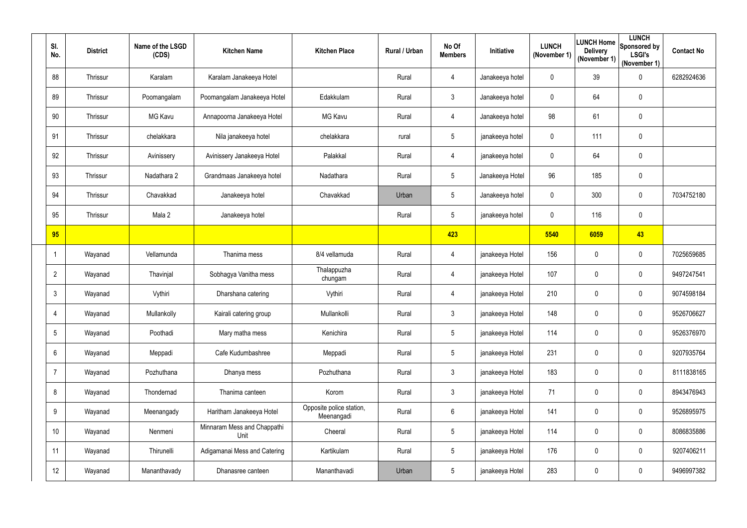| Sl. No. | District | Name of the LSGD (CDS) | Kitchen Name | Kitchen Place | Rural / Urban | No Of Members | Initiative | LUNCH (November 1) | LUNCH Home Delivery (November 1) | LUNCH Sponsored by LSGI's (November 1) | Contact No |
|---|---|---|---|---|---|---|---|---|---|---|---|
| 88 | Thrissur | Karalam | Karalam Janakeeya Hotel | | Rural | 4 | Janakeeya hotel | 0 | 39 | 0 | 6282924636 |
| 89 | Thrissur | Poomangalam | Poomangalam Janakeeya Hotel | Edakkulam | Rural | 3 | Janakeeya hotel | 0 | 64 | 0 | |
| 90 | Thrissur | MG Kavu | Annapoorna Janakeeya Hotel | MG Kavu | Rural | 4 | Janakeeya hotel | 98 | 61 | 0 | |
| 91 | Thrissur | chelakkara | Nila janakeeya hotel | chelakkara | rural | 5 | janakeeya hotel | 0 | 111 | 0 | |
| 92 | Thrissur | Avinissery | Avinissery Janakeeya Hotel | Palakkal | Rural | 4 | janakeeya hotel | 0 | 64 | 0 | |
| 93 | Thrissur | Nadathara 2 | Grandmaas Janakeeya hotel | Nadathara | Rural | 5 | Janakeeya Hotel | 96 | 185 | 0 | |
| 94 | Thrissur | Chavakkad | Janakeeya hotel | Chavakkad | Urban | 5 | Janakeeya hotel | 0 | 300 | 0 | 7034752180 |
| 95 | Thrissur | Mala 2 | Janakeeya hotel | | Rural | 5 | janakeeya hotel | 0 | 116 | 0 | |
| **95** | | | | | | **423** | | **5540** | **6059** | **43** | |
| 1 | Wayanad | Vellamunda | Thanima mess | 8/4 vellamuda | Rural | 4 | janakeeya Hotel | 156 | 0 | 0 | 7025659685 |
| 2 | Wayanad | Thavinjal | Sobhagya Vanitha mess | Thalappuzha chungam | Rural | 4 | janakeeya Hotel | 107 | 0 | 0 | 9497247541 |
| 3 | Wayanad | Vythiri | Dharshana catering | Vythiri | Rural | 4 | janakeeya Hotel | 210 | 0 | 0 | 9074598184 |
| 4 | Wayanad | Mullankolly | Kairali catering group | Mullankolli | Rural | 3 | janakeeya Hotel | 148 | 0 | 0 | 9526706627 |
| 5 | Wayanad | Poothadi | Mary matha mess | Kenichira | Rural | 5 | janakeeya Hotel | 114 | 0 | 0 | 9526376970 |
| 6 | Wayanad | Meppadi | Cafe Kudumbashree | Meppadi | Rural | 5 | janakeeya Hotel | 231 | 0 | 0 | 9207935764 |
| 7 | Wayanad | Pozhuthana | Dhanya mess | Pozhuthana | Rural | 3 | janakeeya Hotel | 183 | 0 | 0 | 8111838165 |
| 8 | Wayanad | Thondernad | Thanima canteen | Korom | Rural | 3 | janakeeya Hotel | 71 | 0 | 0 | 8943476943 |
| 9 | Wayanad | Meenangady | Haritham Janakeeya Hotel | Opposite police station, Meenangadi | Rural | 6 | janakeeya Hotel | 141 | 0 | 0 | 9526895975 |
| 10 | Wayanad | Nenmeni | Minnaram Mess and Chappathi Unit | Cheeral | Rural | 5 | janakeeya Hotel | 114 | 0 | 0 | 8086835886 |
| 11 | Wayanad | Thirunelli | Adigamanai Mess and Catering | Kartikulam | Rural | 5 | janakeeya Hotel | 176 | 0 | 0 | 9207406211 |
| 12 | Wayanad | Mananthavady | Dhanasree canteen | Mananthavadi | Urban | 5 | janakeeya Hotel | 283 | 0 | 0 | 9496997382 |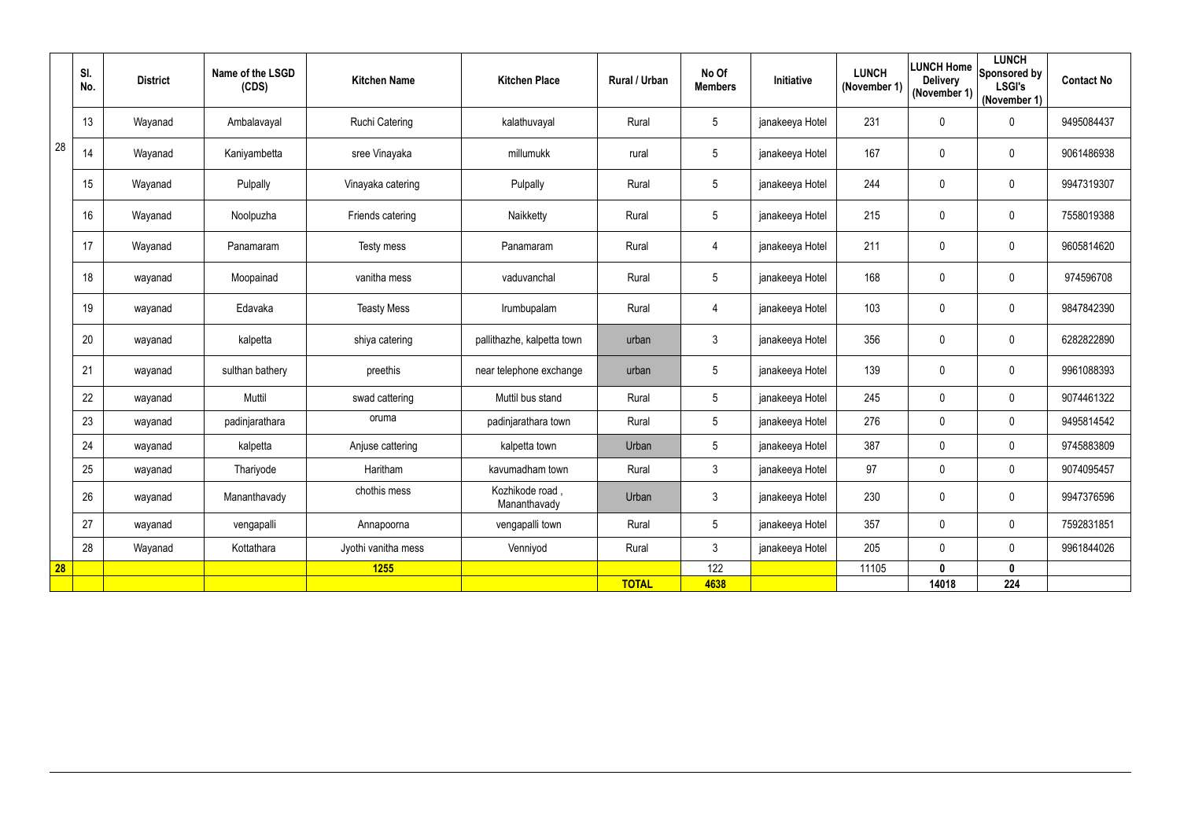| | Sl. No. | District | Name of the LSGD (CDS) | Kitchen Name | Kitchen Place | Rural / Urban | No Of Members | Initiative | LUNCH (November 1) | LUNCH Home Delivery (November 1) | LUNCH Sponsored by LSGI's (November 1) | Contact No |
|---|---|---|---|---|---|---|---|---|---|---|---|---|
| 28 | 13 | Wayanad | Ambalavayal | Ruchi Catering | kalathuvayal | Rural | 5 | janakeeya Hotel | 231 | 0 | 0 | 9495084437 |
| | 14 | Wayanad | Kaniyambetta | sree Vinayaka | millumukk | rural | 5 | janakeeya Hotel | 167 | 0 | 0 | 9061486938 |
| | 15 | Wayanad | Pulpally | Vinayaka catering | Pulpally | Rural | 5 | janakeeya Hotel | 244 | 0 | 0 | 9947319307 |
| | 16 | Wayanad | Noolpuzha | Friends catering | Naikketty | Rural | 5 | janakeeya Hotel | 215 | 0 | 0 | 7558019388 |
| | 17 | Wayanad | Panamaram | Testy mess | Panamaram | Rural | 4 | janakeeya Hotel | 211 | 0 | 0 | 9605814620 |
| | 18 | wayanad | Moopainad | vanitha mess | vaduvanchal | Rural | 5 | janakeeya Hotel | 168 | 0 | 0 | 974596708 |
| | 19 | wayanad | Edavaka | Teasty Mess | Irumbupalam | Rural | 4 | janakeeya Hotel | 103 | 0 | 0 | 9847842390 |
| | 20 | wayanad | kalpetta | shiya catering | pallithazhe, kalpetta town | urban | 3 | janakeeya Hotel | 356 | 0 | 0 | 6282822890 |
| | 21 | wayanad | sulthan bathery | preethis | near telephone exchange | urban | 5 | janakeeya Hotel | 139 | 0 | 0 | 9961088393 |
| | 22 | wayanad | Muttil | swad cattering | Muttil bus stand | Rural | 5 | janakeeya Hotel | 245 | 0 | 0 | 9074461322 |
| | 23 | wayanad | padinjarathara | oruma | padinjarathara town | Rural | 5 | janakeeya Hotel | 276 | 0 | 0 | 9495814542 |
| | 24 | wayanad | kalpetta | Anjuse cattering | kalpetta town | Urban | 5 | janakeeya Hotel | 387 | 0 | 0 | 9745883809 |
| | 25 | wayanad | Thariyode | Haritham | kavumadham town | Rural | 3 | janakeeya Hotel | 97 | 0 | 0 | 9074095457 |
| | 26 | wayanad | Mananthavady | chothis mess | Kozhikode road , Mananthavady | Urban | 3 | janakeeya Hotel | 230 | 0 | 0 | 9947376596 |
| | 27 | wayanad | vengapalli | Annapoorna | vengapalli town | Rural | 5 | janakeeya Hotel | 357 | 0 | 0 | 7592831851 |
| | 28 | Wayanad | Kottathara | Jyothi vanitha mess | Venniyod | Rural | 3 | janakeeya Hotel | 205 | 0 | 0 | 9961844026 |
| **28** | | | | **1255** | | | 122 | | 11105 | **0** | **0** | |
| | | | | | | **TOTAL** | **4638** | | | **14018** | **224** | |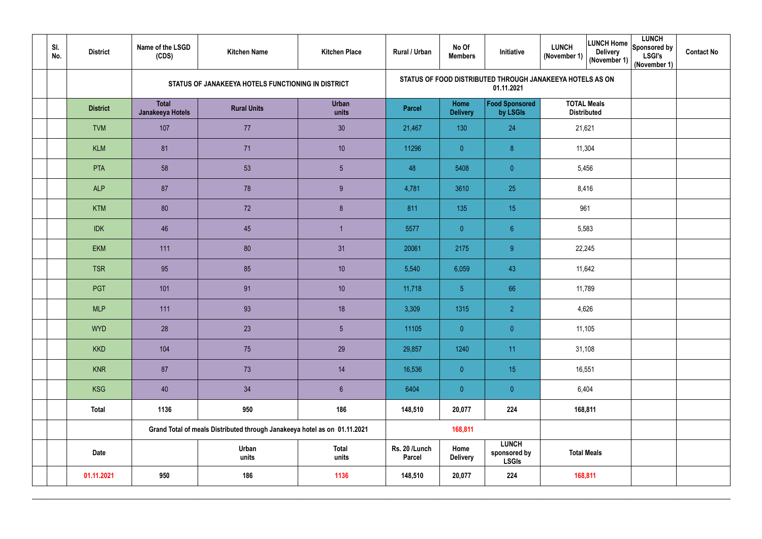| | Sl. No. | District | Name of the LSGD (CDS) | Kitchen Name | Kitchen Place | Rural / Urban | No Of Members | Initiative | LUNCH (November 1) | LUNCH Home Delivery (November 1) | LUNCH Sponsored by LSGI's (November 1) | Contact No |
|---|---|---|---|---|---|---|---|---|---|---|---|---|
| | | | STATUS OF JANAKEEYA HOTELS FUNCTIONING IN DISTRICT | | | STATUS OF FOOD DISTRIBUTED THROUGH JANAKEEYA HOTELS AS ON 01.11.2021 | | | | | | |
| | | District | Total Janakeeya Hotels | Rural Units | Urban units | Parcel | Home Delivery | Food Sponsored by LSGIs | TOTAL Meals Distributed | | | |
| | | TVM | 107 | 77 | 30 | 21,467 | 130 | 24 | 21,621 | | | |
| | | KLM | 81 | 71 | 10 | 11296 | 0 | 8 | 11,304 | | | |
| | | PTA | 58 | 53 | 5 | 48 | 5408 | 0 | 5,456 | | | |
| | | ALP | 87 | 78 | 9 | 4,781 | 3610 | 25 | 8,416 | | | |
| | | KTM | 80 | 72 | 8 | 811 | 135 | 15 | 961 | | | |
| | | IDK | 46 | 45 | 1 | 5577 | 0 | 6 | 5,583 | | | |
| | | EKM | 111 | 80 | 31 | 20061 | 2175 | 9 | 22,245 | | | |
| | | TSR | 95 | 85 | 10 | 5,540 | 6,059 | 43 | 11,642 | | | |
| | | PGT | 101 | 91 | 10 | 11,718 | 5 | 66 | 11,789 | | | |
| | | MLP | 111 | 93 | 18 | 3,309 | 1315 | 2 | 4,626 | | | |
| | | WYD | 28 | 23 | 5 | 11105 | 0 | 0 | 11,105 | | | |
| | | KKD | 104 | 75 | 29 | 29,857 | 1240 | 11 | 31,108 | | | |
| | | KNR | 87 | 73 | 14 | 16,536 | 0 | 15 | 16,551 | | | |
| | | KSG | 40 | 34 | 6 | 6404 | 0 | 0 | 6,404 | | | |
| | | **Total** | **1136** | **950** | **186** | **148,510** | **20,077** | **224** | **168,811** | | | |
| | | | Grand Total of meals Distributed through Janakeeya hotel as on 01.11.2021 | | | | 168,811 | | | | | |
| | | Date | | Urban units | Total units | Rs. 20 /Lunch Parcel | Home Delivery | LUNCH sponsored by LSGIs | Total Meals | | | |
| | | 01.11.2021 | 950 | 186 | 1136 | 148,510 | 20,077 | 224 | 168,811 | | | |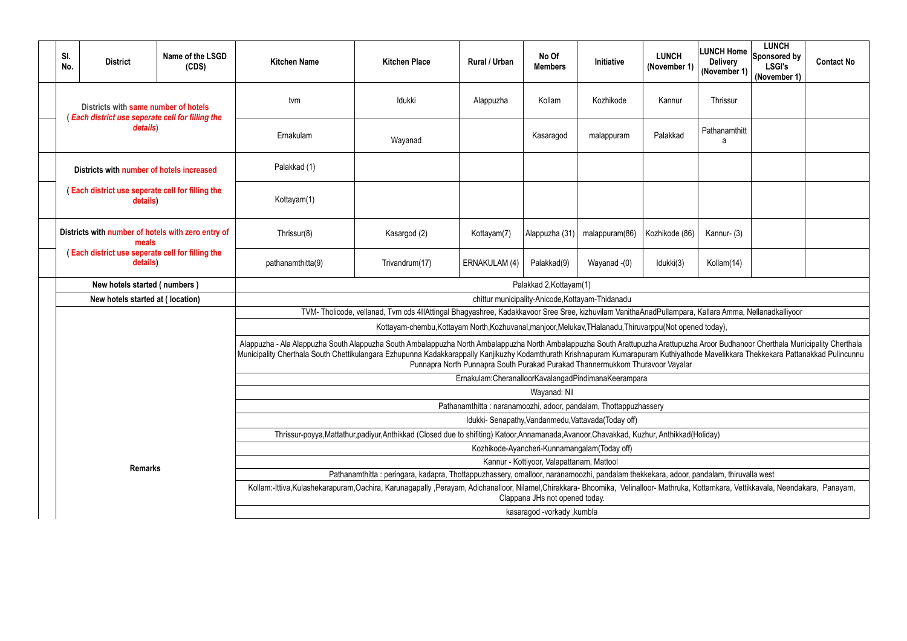| Sl. No. | District | Name of the LSGD (CDS) | Kitchen Name | Kitchen Place | Rural / Urban | No Of Members | Initiative | LUNCH (November 1) | LUNCH Home Delivery (November 1) | LUNCH Sponsored by LSGI's (November 1) | Contact No |
|---|---|---|---|---|---|---|---|---|---|---|---|
| | Districts with same number of hotels ( Each district use seperate cell for filling the details) | | tvm | Idukki | Alappuzha | Kollam | Kozhikode | Kannur | Thrissur | | |
| | | | Ernakulam | Wayanad | | Kasaragod | malappuram | Palakkad | Pathanamthitta | | |
| | Districts with number of hotels increased | | Palakkad (1) | | | | | | | | |
| | ( Each district use seperate cell for filling the details) | | Kottayam(1) | | | | | | | | |
| | Districts with number of hotels with zero entry of meals | | Thrissur(8) | Kasargod (2) | Kottayam(7) | Alappuzha (31) | malappuram(86) | Kozhikode (86) | Kannur- (3) | | |
| | ( Each district use seperate cell for filling the details) | | pathanamthitta(9) | Trivandrum(17) | ERNAKULAM (4) | Palakkad(9) | Wayanad -(0) | Idukki(3) | Kollam(14) | | |
| | New hotels started ( numbers ) | | Palakkad 2,Kottayam(1) | | | | | | | | |
| | New hotels started at ( location) | | chittur municipality-Anicode,Kottayam-Thidanadu | | | | | | | | |
| | Remarks | | TVM- Tholicode, vellanad, Tvm cds 4IIAttingal Bhagyashree, Kadakkavoor Sree Sree, kizhuvilam VanithaAnadPullampara, Kallara Amma, Nellanadkalliyoor | | | | | | | | |
| | | | Kottayam-chembu,Kottayam North,Kozhuvanal,manjoor,Melukav,THalanadu,Thiruvarppu(Not opened today), | | | | | | | | |
| | | | Alappuzha - Ala Alappuzha South Alappuzha South Ambalappuzha North Ambalappuzha North Ambalappuzha South Arattupuzha Arattupuzha Aroor Budhanoor Cherthala Municipality Cherthala Municipality Cherthala South Chettikulangara Ezhupunna Kadakkarappally Kanjikuzhy Kodamthurath Krishnapuram Kumarapuram Kuthiyathode Mavelikkara Thekkekara Pattanakkad Pulincunnu Punnapra North Punnapra South Purakad Purakad Thannermukkom Thuravoor Vayalar | | | | | | | | |
| | | | Ernakulam:CheranalloorKavalangadPindimanaKeerampara | | | | | | | | |
| | | | Wayanad: Nil | | | | | | | | |
| | | | Pathanamthitta : naranamoozhi, adoor, pandalam, Thottappuzhassery | | | | | | | | |
| | | | Idukki- Senapathy,Vandanmedu,Vattavada(Today off) | | | | | | | | |
| | | | Thrissur-poyya,Mattathur,padiyur,Anthikkad (Closed due to shifiting) Katoor,Annamanada,Avanoor,Chavakkad, Kuzhur, Anthikkad(Holiday) | | | | | | | | |
| | | | Kozhikode-Ayancheri-Kunnamangalam(Today off) | | | | | | | | |
| | | | Kannur - Kottiyoor, Valapattanam, Mattool | | | | | | | | |
| | | | Pathanamthitta : peringara, kadapra, Thottappuzhassery, omalloor, naranamoozhi, pandalam thekkekara, adoor, pandalam, thiruvalla west | | | | | | | | |
| | | | Kollam:-Ittiva,Kulashekarapuram,Oachira, Karunagapally ,Perayam, Adichanalloor, Nilamel,Chirakkara- Bhoomika, Velinalloor- Mathruka, Kottamkara, Vettikkavala, Neendakara, Panayam, Clappana JHs not opened today. | | | | | | | | |
| | | | kasaragod -vorkady ,kumbla | | | | | | | | |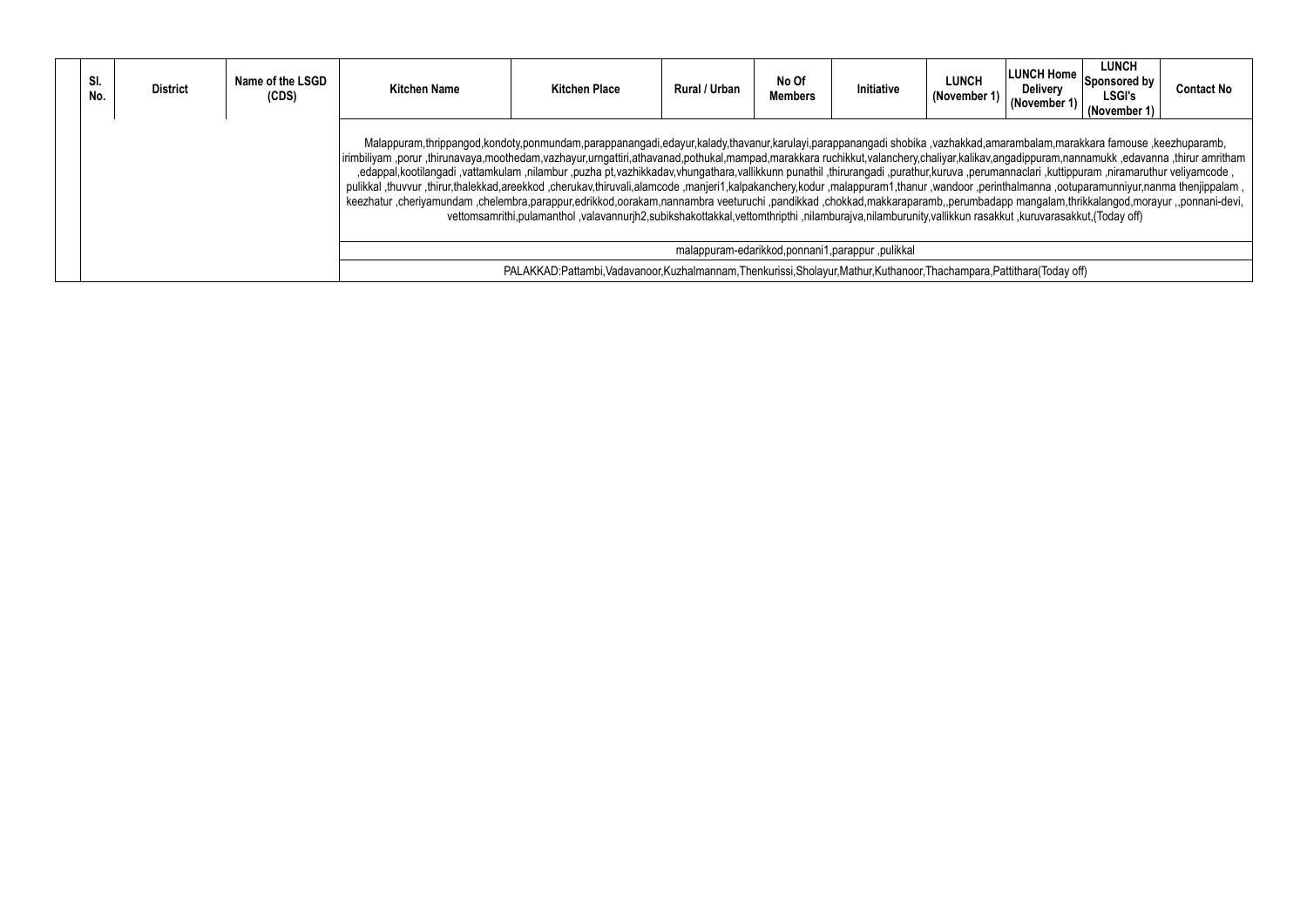| Sl. No. | District | Name of the LSGD (CDS) | Kitchen Name | Kitchen Place | Rural / Urban | No Of Members | Initiative | LUNCH (November 1) | LUNCH Home Delivery (November 1) | LUNCH Sponsored by LSGI's (November 1) | Contact No |
|---|---|---|---|---|---|---|---|---|---|---|---|
| | | | Malappuram,thrippangod,kondoty,ponmundam,parappanangadi,edayur,kalady,thavanur,karulayi,parappanangadi shobika ,vazhakkad,amarambalam,marakkara famouse ,keezhuparamb, irimbiliyam ,porur ,thirunavaya,moothedam,vazhayur,urngattiri,athavanad,pothukal,mampad,marakkara ruchikkut,valanchery,chaliyar,kalikav,angadippuram,nannamukk ,edavanna ,thirur amritham ,edappal,kootilangadi ,vattamkulam ,nilambur ,puzha pt,vazhikkadav,vhungathara,vallikkunn punathil ,thirurangadi ,purathur,kuruva ,perumannaclari ,kuttippuram ,niramaruthur veliyamcode , pulikkal ,thuvvur ,thirur,thalekkad,areekkod ,cherukav,thiruvali,alamcode ,manjeri1,kalpakanchery,kodur ,malappuram1,thanur ,wandoor ,perinthalmanna ,ootuparamunniyur,nanma thenjippalam , keezhatur ,cheriyamundam ,chelembra,parappur,edrikkod,oorakam,nannambra veeturuchi ,pandikkad ,chokkad,makkaraparamb,,perumbadapp mangalam,thrikkalangod,morayur ,,ponnani-devi, vettomsamrithi,pulamanthol ,valavannurjh2,subikshakottakkal,vettomthripthi ,nilamburajva,nilamburunity,vallikkun rasakkut ,kuruvarasakkut,(Today off) | | | | | | | | |
| | | | malappuram-edarikkod,ponnani1,parappur ,pulikkal | | | | | | | | |
| | | | PALAKKAD:Pattambi,Vadavanoor,Kuzhalmannam,Thenkurissi,Sholayur,Mathur,Kuthanoor,Thachampara,Pattithara(Today off) | | | | | | | | |